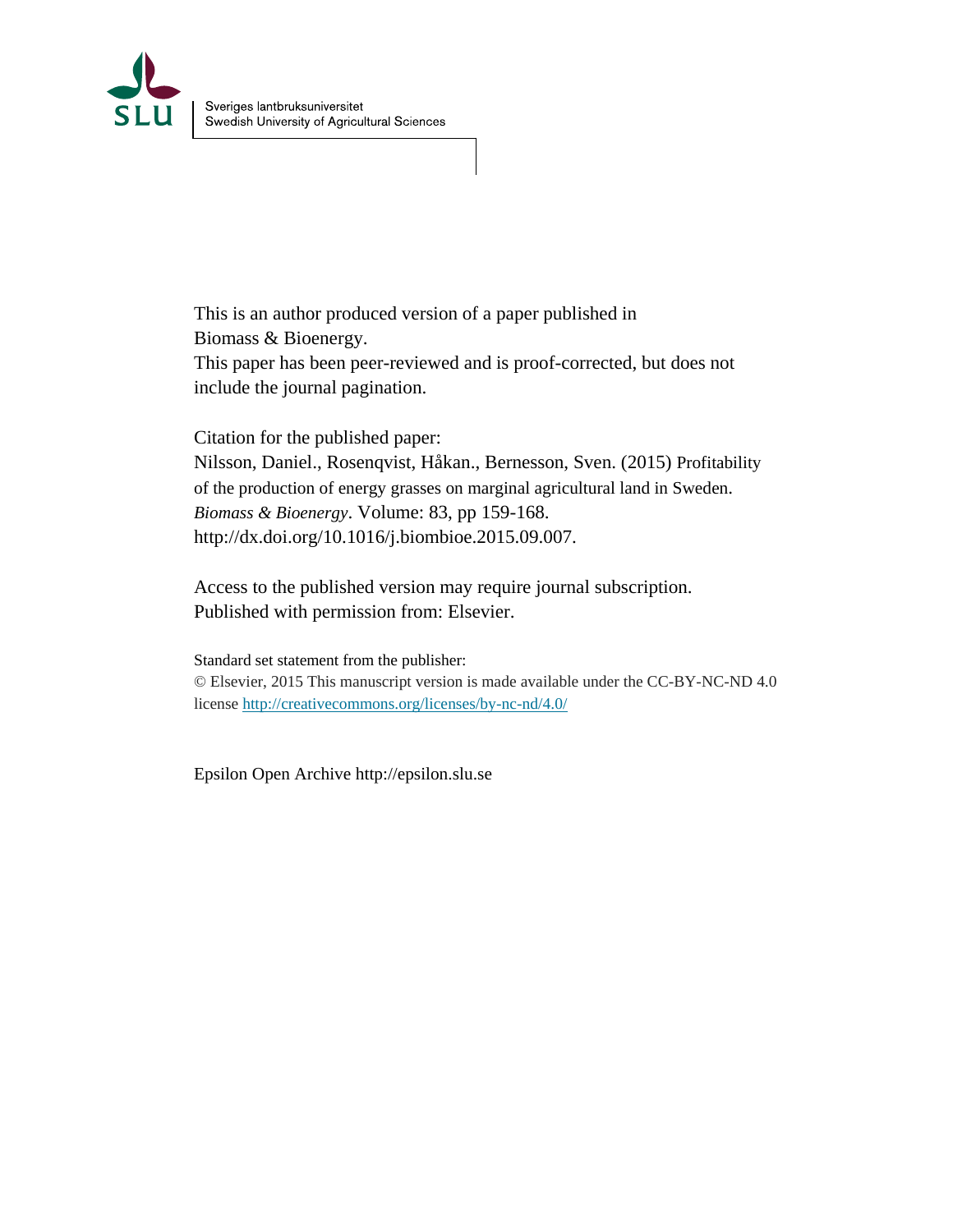Sveriges lantbruksuniversitet
Swedish University of Agricultural Sciences

This is an author produced version of a paper published in
Biomass & Bioenergy.
This paper has been peer-reviewed and is proof-corrected, but does not include the journal pagination.

Citation for the published paper:
Nilsson, Daniel., Rosenqvist, Håkan., Bernesson, Sven. (2015) Profitability of the production of energy grasses on marginal agricultural land in Sweden. *Biomass & Bioenergy*. Volume: 83, pp 159-168.
http://dx.doi.org/10.1016/j.biombioe.2015.09.007.

Access to the published version may require journal subscription.
Published with permission from: Elsevier.

Standard set statement from the publisher:
© Elsevier, 2015 This manuscript version is made available under the CC-BY-NC-ND 4.0 license http://creativecommons.org/licenses/by-nc-nd/4.0/

Epsilon Open Archive http://epsilon.slu.se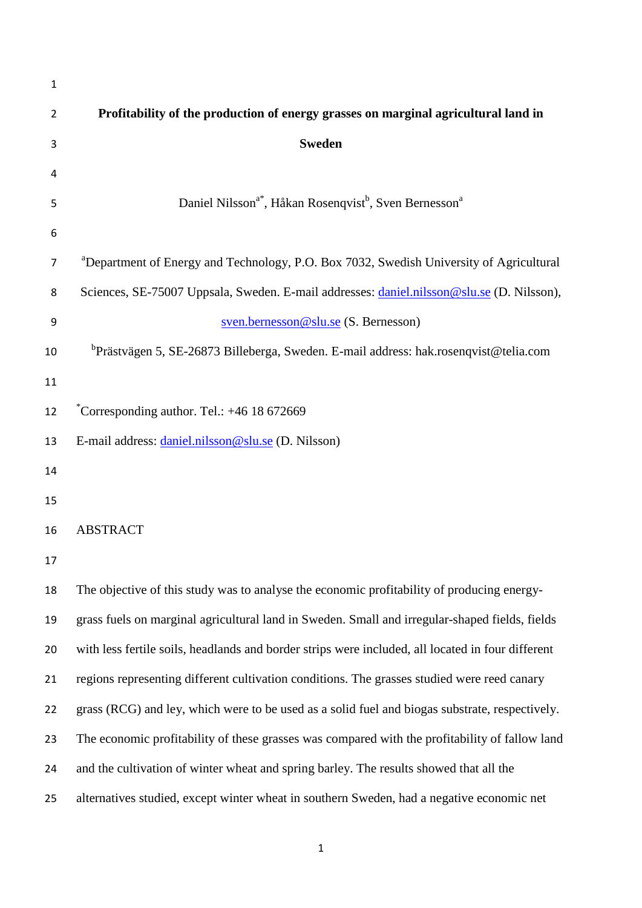# Profitability of the production of energy grasses on marginal agricultural land in Sweden

Daniel Nilsson[a*], Håkan Rosenqvist[b], Sven Bernesson[a]

[a]Department of Energy and Technology, P.O. Box 7032, Swedish University of Agricultural Sciences, SE-75007 Uppsala, Sweden. E-mail addresses: daniel.nilsson@slu.se (D. Nilsson), sven.bernesson@slu.se (S. Bernesson)

[b]Prästvägen 5, SE-26873 Billeberga, Sweden. E-mail address: hak.rosenqvist@telia.com

[*]Corresponding author. Tel.: +46 18 672669

E-mail address: daniel.nilsson@slu.se (D. Nilsson)

## ABSTRACT

The objective of this study was to analyse the economic profitability of producing energy-grass fuels on marginal agricultural land in Sweden. Small and irregular-shaped fields, fields with less fertile soils, headlands and border strips were included, all located in four different regions representing different cultivation conditions. The grasses studied were reed canary grass (RCG) and ley, which were to be used as a solid fuel and biogas substrate, respectively. The economic profitability of these grasses was compared with the profitability of fallow land and the cultivation of winter wheat and spring barley. The results showed that all the alternatives studied, except winter wheat in southern Sweden, had a negative economic net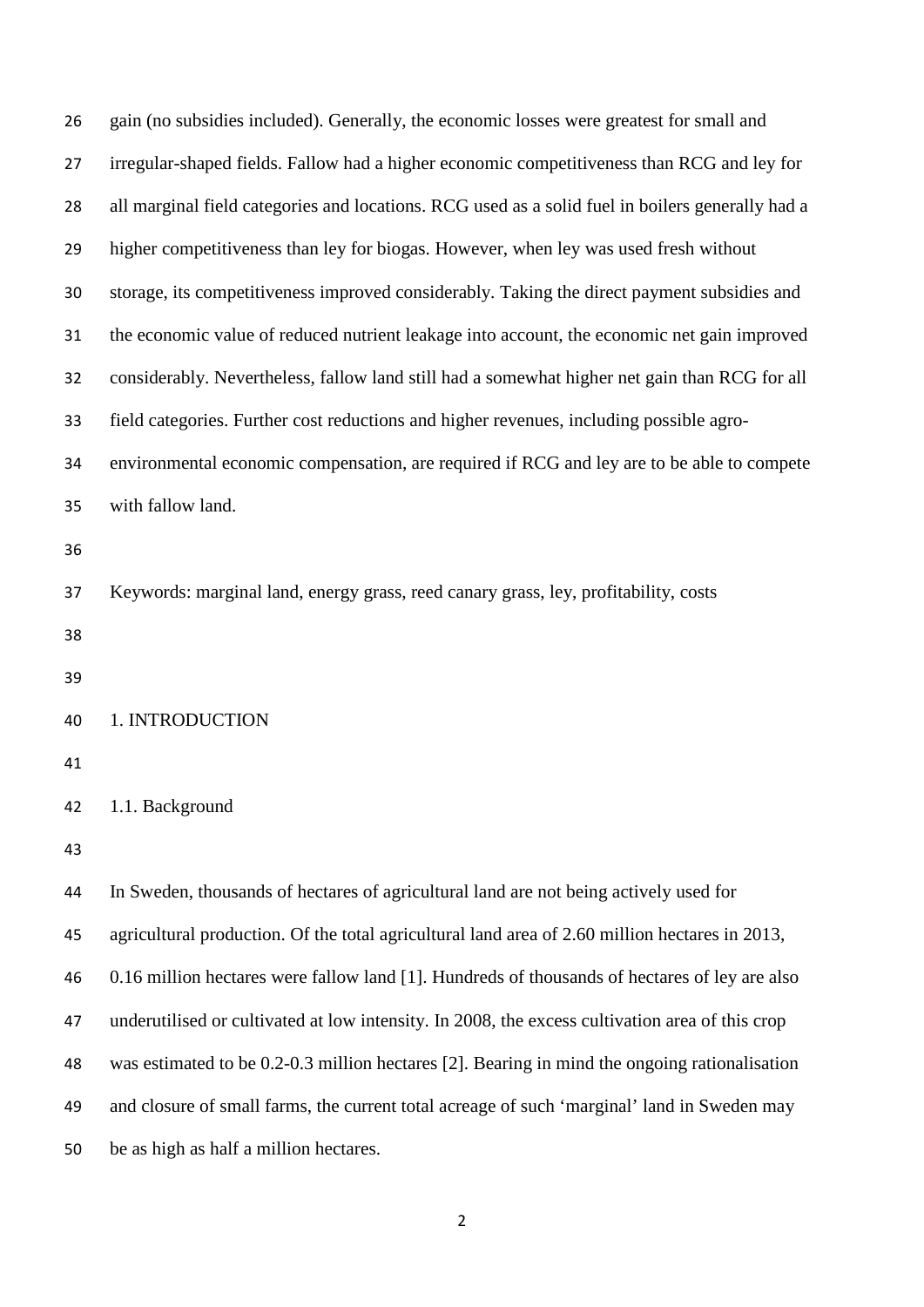gain (no subsidies included). Generally, the economic losses were greatest for small and irregular-shaped fields. Fallow had a higher economic competitiveness than RCG and ley for all marginal field categories and locations. RCG used as a solid fuel in boilers generally had a higher competitiveness than ley for biogas. However, when ley was used fresh without storage, its competitiveness improved considerably. Taking the direct payment subsidies and the economic value of reduced nutrient leakage into account, the economic net gain improved considerably. Nevertheless, fallow land still had a somewhat higher net gain than RCG for all field categories. Further cost reductions and higher revenues, including possible agro-environmental economic compensation, are required if RCG and ley are to be able to compete with fallow land.

Keywords: marginal land, energy grass, reed canary grass, ley, profitability, costs

# 1. INTRODUCTION

## 1.1. Background

In Sweden, thousands of hectares of agricultural land are not being actively used for agricultural production. Of the total agricultural land area of 2.60 million hectares in 2013, 0.16 million hectares were fallow land [1]. Hundreds of thousands of hectares of ley are also underutilised or cultivated at low intensity. In 2008, the excess cultivation area of this crop was estimated to be 0.2-0.3 million hectares [2]. Bearing in mind the ongoing rationalisation and closure of small farms, the current total acreage of such 'marginal' land in Sweden may be as high as half a million hectares.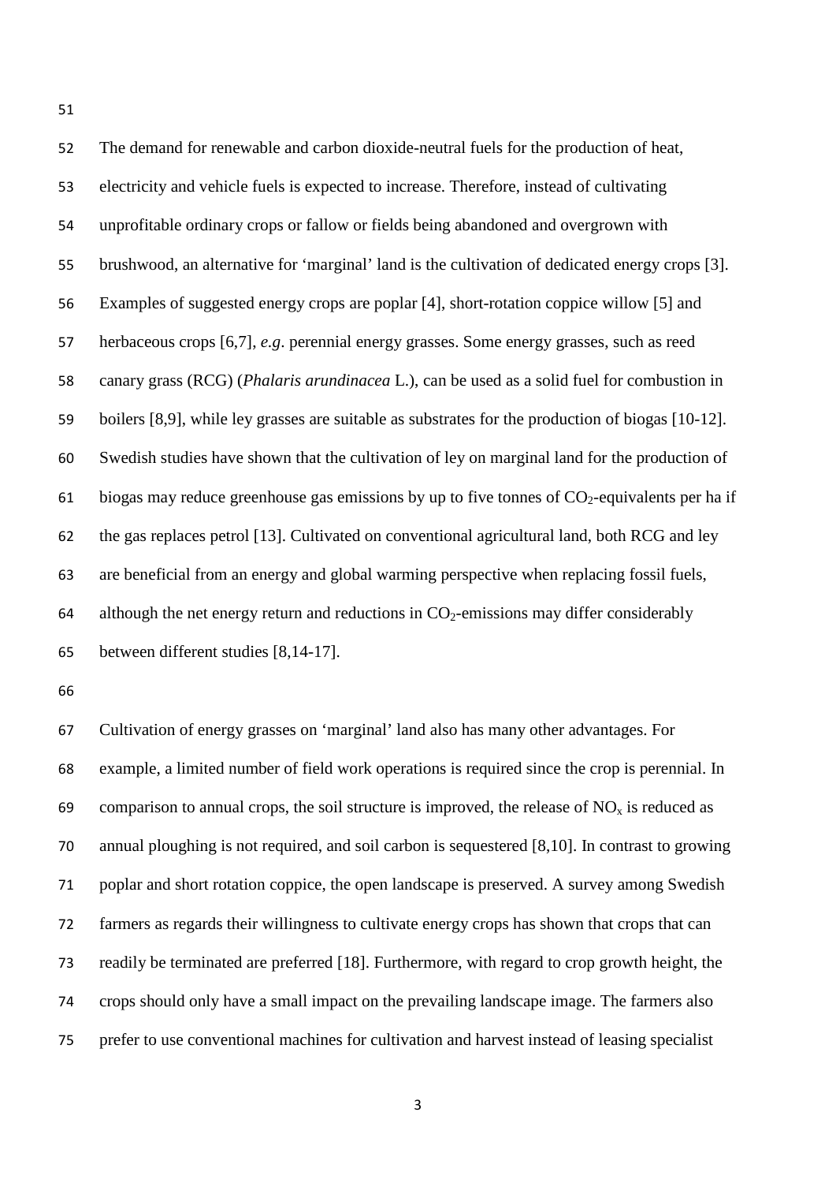The demand for renewable and carbon dioxide-neutral fuels for the production of heat, electricity and vehicle fuels is expected to increase. Therefore, instead of cultivating unprofitable ordinary crops or fallow or fields being abandoned and overgrown with brushwood, an alternative for 'marginal' land is the cultivation of dedicated energy crops [3]. Examples of suggested energy crops are poplar [4], short-rotation coppice willow [5] and herbaceous crops [6,7], *e.g*. perennial energy grasses. Some energy grasses, such as reed canary grass (RCG) (*Phalaris arundinacea* L.), can be used as a solid fuel for combustion in boilers [8,9], while ley grasses are suitable as substrates for the production of biogas [10-12]. Swedish studies have shown that the cultivation of ley on marginal land for the production of biogas may reduce greenhouse gas emissions by up to five tonnes of $CO_2$-equivalents per ha if the gas replaces petrol [13]. Cultivated on conventional agricultural land, both RCG and ley are beneficial from an energy and global warming perspective when replacing fossil fuels, although the net energy return and reductions in $CO_2$-emissions may differ considerably between different studies [8,14-17].

Cultivation of energy grasses on 'marginal' land also has many other advantages. For example, a limited number of field work operations is required since the crop is perennial. In comparison to annual crops, the soil structure is improved, the release of $NO_x$ is reduced as annual ploughing is not required, and soil carbon is sequestered [8,10]. In contrast to growing poplar and short rotation coppice, the open landscape is preserved. A survey among Swedish farmers as regards their willingness to cultivate energy crops has shown that crops that can readily be terminated are preferred [18]. Furthermore, with regard to crop growth height, the crops should only have a small impact on the prevailing landscape image. The farmers also prefer to use conventional machines for cultivation and harvest instead of leasing specialist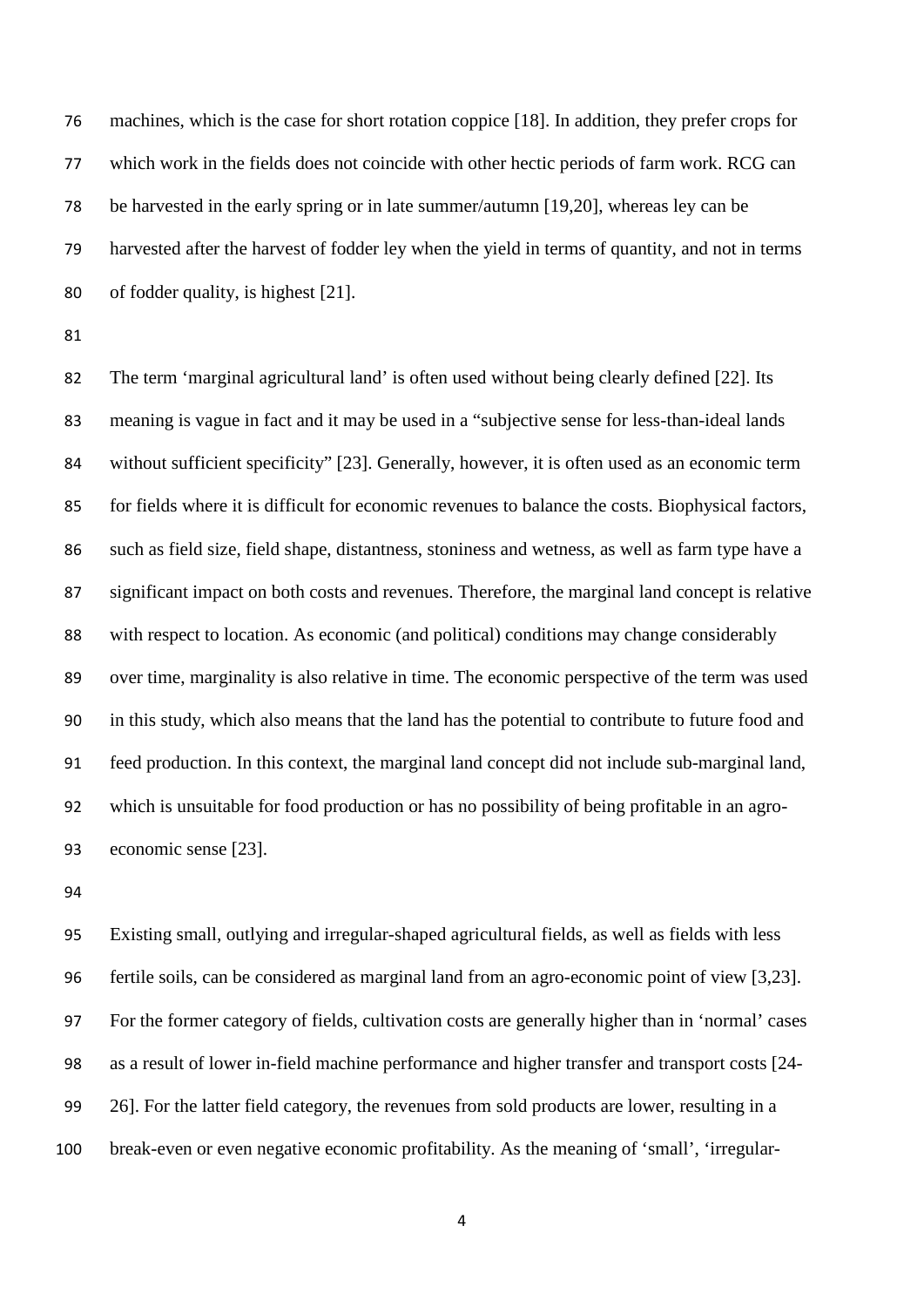machines, which is the case for short rotation coppice [18]. In addition, they prefer crops for which work in the fields does not coincide with other hectic periods of farm work. RCG can be harvested in the early spring or in late summer/autumn [19,20], whereas ley can be harvested after the harvest of fodder ley when the yield in terms of quantity, and not in terms of fodder quality, is highest [21].

The term 'marginal agricultural land' is often used without being clearly defined [22]. Its meaning is vague in fact and it may be used in a "subjective sense for less-than-ideal lands without sufficient specificity" [23]. Generally, however, it is often used as an economic term for fields where it is difficult for economic revenues to balance the costs. Biophysical factors, such as field size, field shape, distantness, stoniness and wetness, as well as farm type have a significant impact on both costs and revenues. Therefore, the marginal land concept is relative with respect to location. As economic (and political) conditions may change considerably over time, marginality is also relative in time. The economic perspective of the term was used in this study, which also means that the land has the potential to contribute to future food and feed production. In this context, the marginal land concept did not include sub-marginal land, which is unsuitable for food production or has no possibility of being profitable in an agro-economic sense [23].

Existing small, outlying and irregular-shaped agricultural fields, as well as fields with less fertile soils, can be considered as marginal land from an agro-economic point of view [3,23]. For the former category of fields, cultivation costs are generally higher than in 'normal' cases as a result of lower in-field machine performance and higher transfer and transport costs [24-26]. For the latter field category, the revenues from sold products are lower, resulting in a break-even or even negative economic profitability. As the meaning of 'small', 'irregular-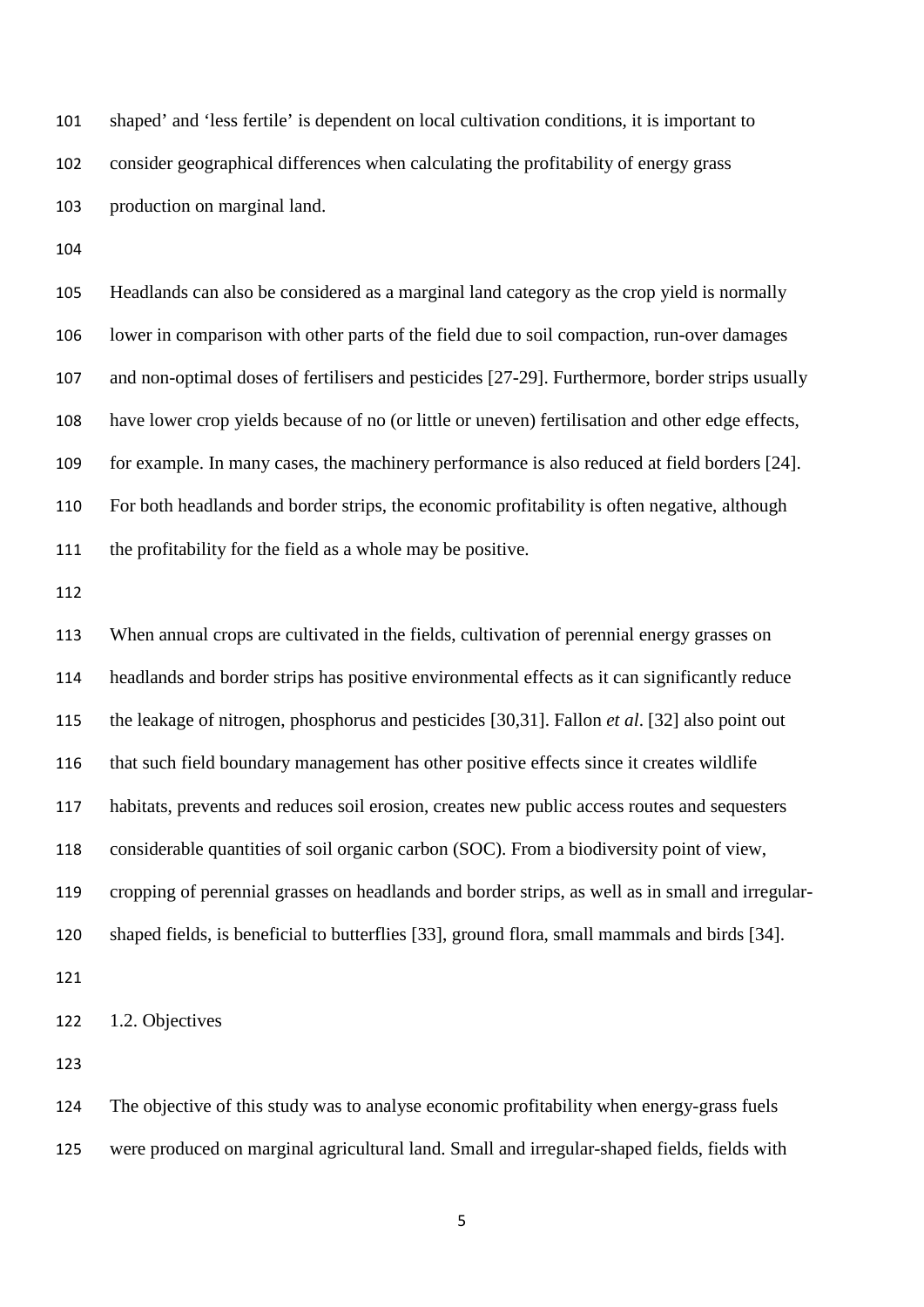shaped' and 'less fertile' is dependent on local cultivation conditions, it is important to consider geographical differences when calculating the profitability of energy grass production on marginal land.

Headlands can also be considered as a marginal land category as the crop yield is normally lower in comparison with other parts of the field due to soil compaction, run-over damages and non-optimal doses of fertilisers and pesticides [27-29]. Furthermore, border strips usually have lower crop yields because of no (or little or uneven) fertilisation and other edge effects, for example. In many cases, the machinery performance is also reduced at field borders [24]. For both headlands and border strips, the economic profitability is often negative, although the profitability for the field as a whole may be positive.

When annual crops are cultivated in the fields, cultivation of perennial energy grasses on headlands and border strips has positive environmental effects as it can significantly reduce the leakage of nitrogen, phosphorus and pesticides [30,31]. Fallon *et al*. [32] also point out that such field boundary management has other positive effects since it creates wildlife habitats, prevents and reduces soil erosion, creates new public access routes and sequesters considerable quantities of soil organic carbon (SOC). From a biodiversity point of view, cropping of perennial grasses on headlands and border strips, as well as in small and irregular-shaped fields, is beneficial to butterflies [33], ground flora, small mammals and birds [34].

### 1.2. Objectives

The objective of this study was to analyse economic profitability when energy-grass fuels were produced on marginal agricultural land. Small and irregular-shaped fields, fields with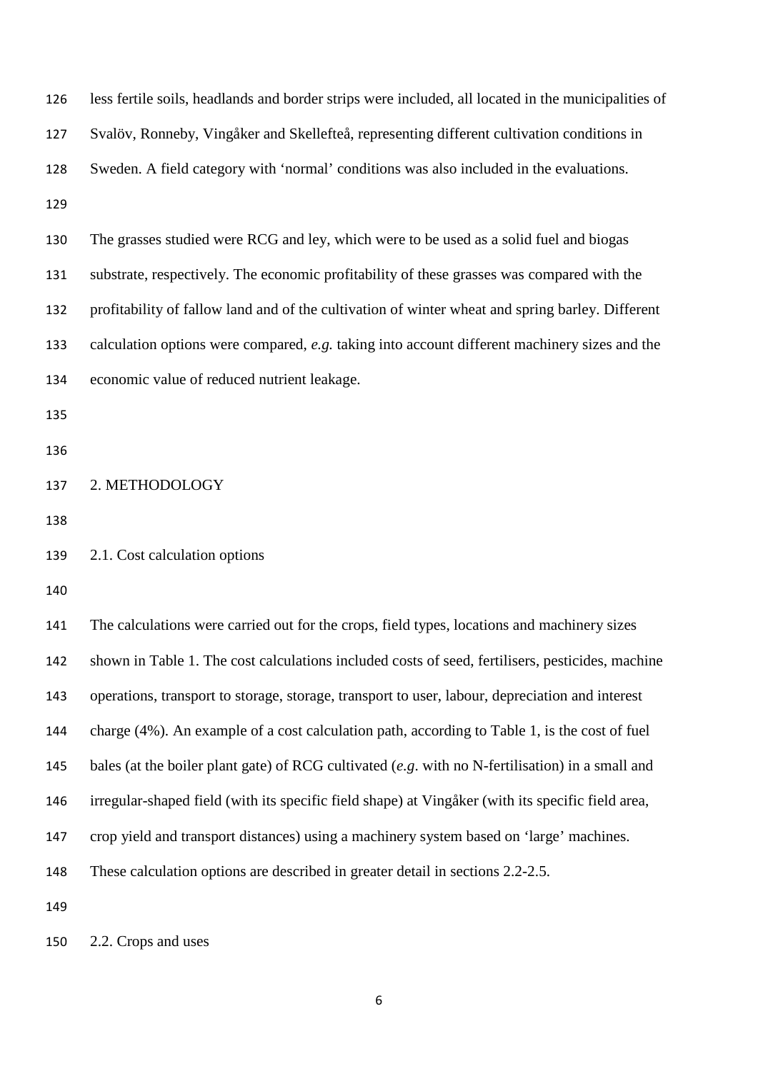less fertile soils, headlands and border strips were included, all located in the municipalities of Svalöv, Ronneby, Vingåker and Skellefteå, representing different cultivation conditions in Sweden. A field category with 'normal' conditions was also included in the evaluations.

The grasses studied were RCG and ley, which were to be used as a solid fuel and biogas substrate, respectively. The economic profitability of these grasses was compared with the profitability of fallow land and of the cultivation of winter wheat and spring barley. Different calculation options were compared, *e.g.* taking into account different machinery sizes and the economic value of reduced nutrient leakage.

## 2. METHODOLOGY

### 2.1. Cost calculation options

The calculations were carried out for the crops, field types, locations and machinery sizes shown in Table 1. The cost calculations included costs of seed, fertilisers, pesticides, machine operations, transport to storage, storage, transport to user, labour, depreciation and interest charge (4%). An example of a cost calculation path, according to Table 1, is the cost of fuel bales (at the boiler plant gate) of RCG cultivated (*e.g*. with no N-fertilisation) in a small and irregular-shaped field (with its specific field shape) at Vingåker (with its specific field area, crop yield and transport distances) using a machinery system based on 'large' machines. These calculation options are described in greater detail in sections 2.2-2.5.

### 2.2. Crops and uses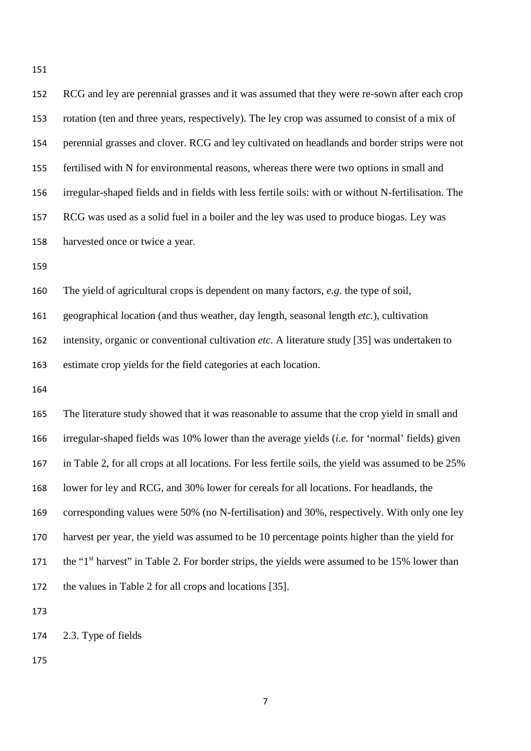RCG and ley are perennial grasses and it was assumed that they were re-sown after each crop rotation (ten and three years, respectively). The ley crop was assumed to consist of a mix of perennial grasses and clover. RCG and ley cultivated on headlands and border strips were not fertilised with N for environmental reasons, whereas there were two options in small and irregular-shaped fields and in fields with less fertile soils: with or without N-fertilisation. The RCG was used as a solid fuel in a boiler and the ley was used to produce biogas. Ley was harvested once or twice a year.

The yield of agricultural crops is dependent on many factors, *e.g*. the type of soil, geographical location (and thus weather, day length, seasonal length *etc.*), cultivation intensity, organic or conventional cultivation *etc*. A literature study [35] was undertaken to estimate crop yields for the field categories at each location.

The literature study showed that it was reasonable to assume that the crop yield in small and irregular-shaped fields was 10% lower than the average yields (*i.e.* for 'normal' fields) given in Table 2, for all crops at all locations. For less fertile soils, the yield was assumed to be 25% lower for ley and RCG, and 30% lower for cereals for all locations. For headlands, the corresponding values were 50% (no N-fertilisation) and 30%, respectively. With only one ley harvest per year, the yield was assumed to be 10 percentage points higher than the yield for the "1st harvest" in Table 2. For border strips, the yields were assumed to be 15% lower than the values in Table 2 for all crops and locations [35].

## 2.3. Type of fields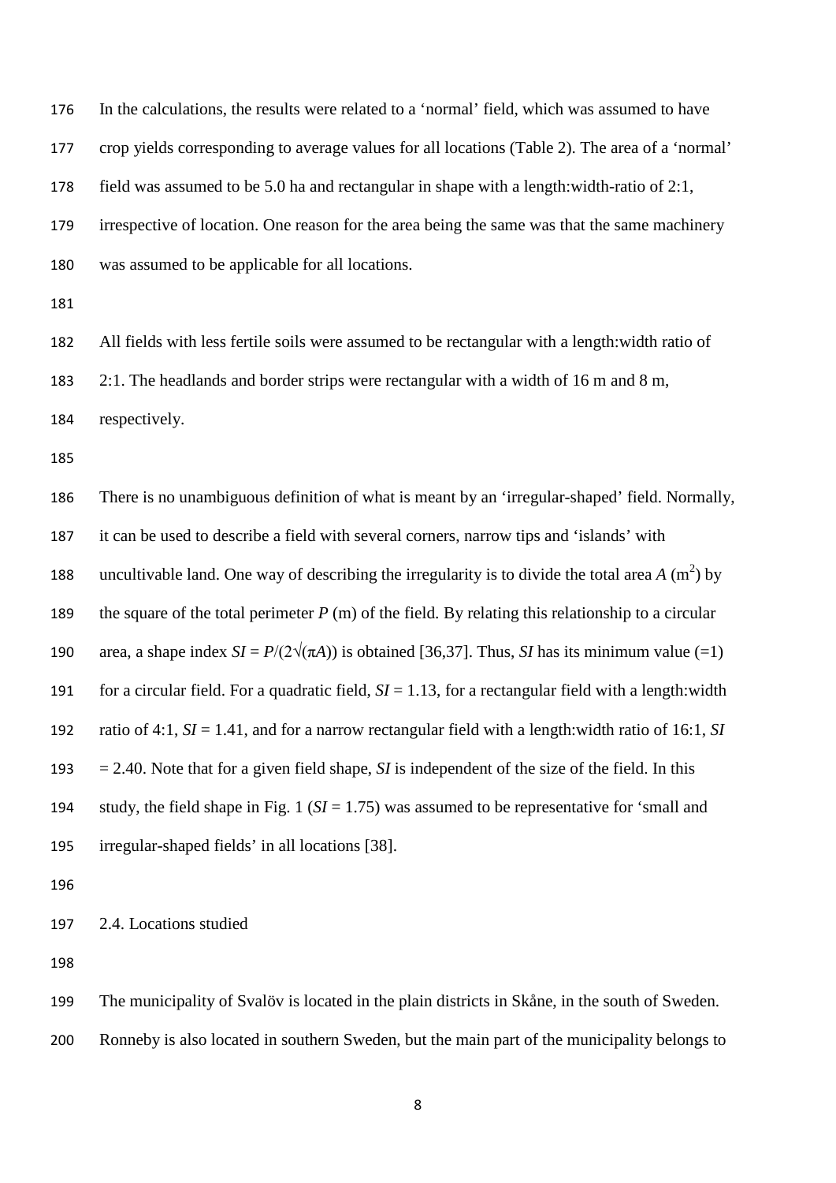In the calculations, the results were related to a 'normal' field, which was assumed to have crop yields corresponding to average values for all locations (Table 2). The area of a 'normal' field was assumed to be 5.0 ha and rectangular in shape with a length:width-ratio of 2:1, irrespective of location. One reason for the area being the same was that the same machinery was assumed to be applicable for all locations.

All fields with less fertile soils were assumed to be rectangular with a length:width ratio of 2:1. The headlands and border strips were rectangular with a width of 16 m and 8 m, respectively.

There is no unambiguous definition of what is meant by an 'irregular-shaped' field. Normally, it can be used to describe a field with several corners, narrow tips and 'islands' with uncultivable land. One way of describing the irregularity is to divide the total area $A$ ($m^2$) by the square of the total perimeter $P$ (m) of the field. By relating this relationship to a circular area, a shape index $SI = P/(2\sqrt{(\pi A)})$ is obtained [36,37]. Thus, $SI$ has its minimum value (=1) for a circular field. For a quadratic field, $SI = 1.13$, for a rectangular field with a length:width ratio of 4:1, $SI = 1.41$, and for a narrow rectangular field with a length:width ratio of 16:1, $SI = 2.40$. Note that for a given field shape, $SI$ is independent of the size of the field. In this study, the field shape in Fig. 1 ($SI = 1.75$) was assumed to be representative for 'small and irregular-shaped fields' in all locations [38].

## 2.4. Locations studied

The municipality of Svalöv is located in the plain districts in Skåne, in the south of Sweden. Ronneby is also located in southern Sweden, but the main part of the municipality belongs to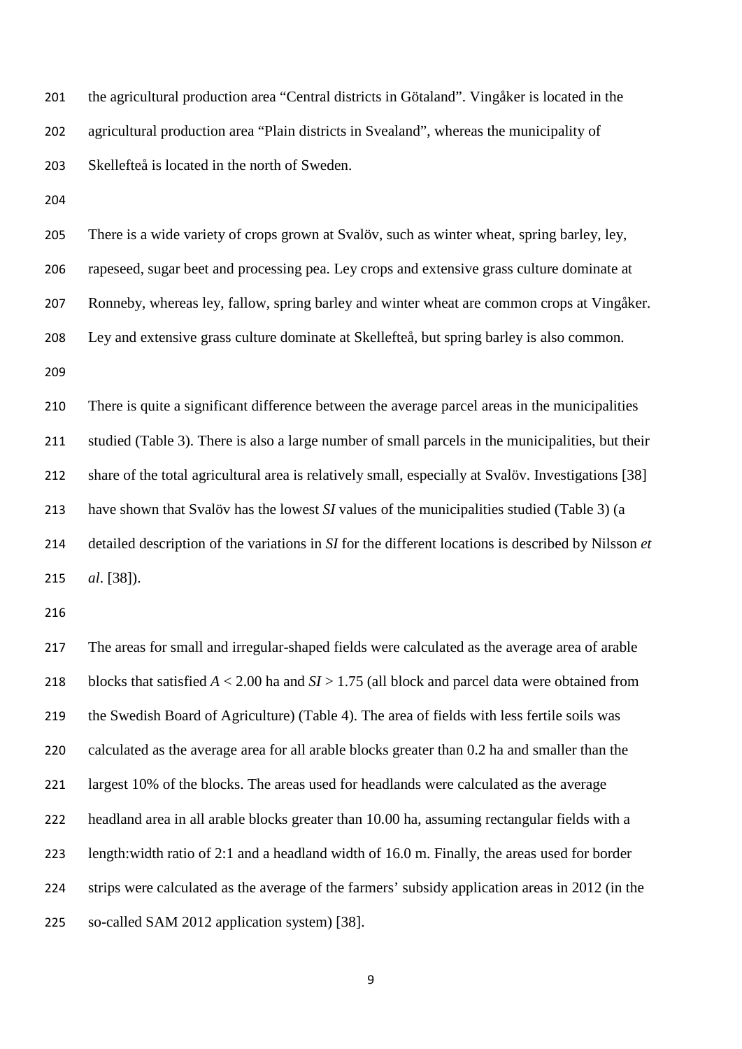the agricultural production area "Central districts in Götaland". Vingåker is located in the agricultural production area "Plain districts in Svealand", whereas the municipality of Skellefteå is located in the north of Sweden.

There is a wide variety of crops grown at Svalöv, such as winter wheat, spring barley, ley, rapeseed, sugar beet and processing pea. Ley crops and extensive grass culture dominate at Ronneby, whereas ley, fallow, spring barley and winter wheat are common crops at Vingåker. Ley and extensive grass culture dominate at Skellefteå, but spring barley is also common.

There is quite a significant difference between the average parcel areas in the municipalities studied (Table 3). There is also a large number of small parcels in the municipalities, but their share of the total agricultural area is relatively small, especially at Svalöv. Investigations [38] have shown that Svalöv has the lowest *SI* values of the municipalities studied (Table 3) (a detailed description of the variations in *SI* for the different locations is described by Nilsson *et al*. [38]).

The areas for small and irregular-shaped fields were calculated as the average area of arable blocks that satisfied $A < 2.00$ ha and $SI > 1.75$ (all block and parcel data were obtained from the Swedish Board of Agriculture) (Table 4). The area of fields with less fertile soils was calculated as the average area for all arable blocks greater than 0.2 ha and smaller than the largest 10% of the blocks. The areas used for headlands were calculated as the average headland area in all arable blocks greater than 10.00 ha, assuming rectangular fields with a length:width ratio of 2:1 and a headland width of 16.0 m. Finally, the areas used for border strips were calculated as the average of the farmers' subsidy application areas in 2012 (in the so-called SAM 2012 application system) [38].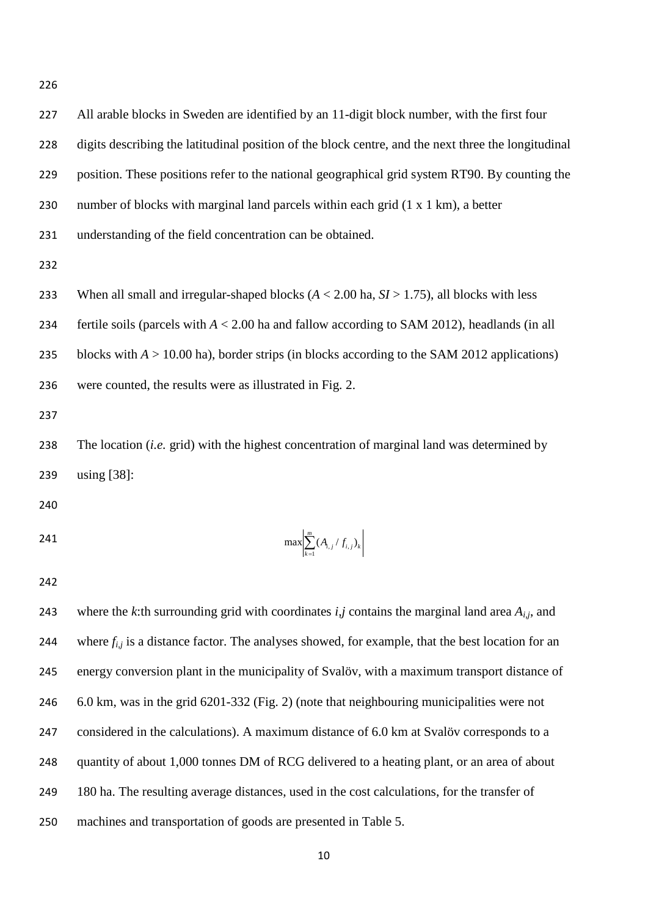All arable blocks in Sweden are identified by an 11-digit block number, with the first four digits describing the latitudinal position of the block centre, and the next three the longitudinal position. These positions refer to the national geographical grid system RT90. By counting the number of blocks with marginal land parcels within each grid (1 x 1 km), a better understanding of the field concentration can be obtained.

When all small and irregular-shaped blocks ($A$ < 2.00 ha, $SI$ > 1.75), all blocks with less fertile soils (parcels with $A$ < 2.00 ha and fallow according to SAM 2012), headlands (in all blocks with $A$ > 10.00 ha), border strips (in blocks according to the SAM 2012 applications) were counted, the results were as illustrated in Fig. 2.

The location (*i.e.* grid) with the highest concentration of marginal land was determined by using [38]:

$$\max\left|\sum_{k=1}^{m}(A_{i,j} / f_{i,j})_k\right|$$

where the $k$:th surrounding grid with coordinates $i,j$ contains the marginal land area $A_{i,j}$, and where $f_{i,j}$ is a distance factor. The analyses showed, for example, that the best location for an energy conversion plant in the municipality of Svalöv, with a maximum transport distance of 6.0 km, was in the grid 6201-332 (Fig. 2) (note that neighbouring municipalities were not considered in the calculations). A maximum distance of 6.0 km at Svalöv corresponds to a quantity of about 1,000 tonnes DM of RCG delivered to a heating plant, or an area of about 180 ha. The resulting average distances, used in the cost calculations, for the transfer of machines and transportation of goods are presented in Table 5.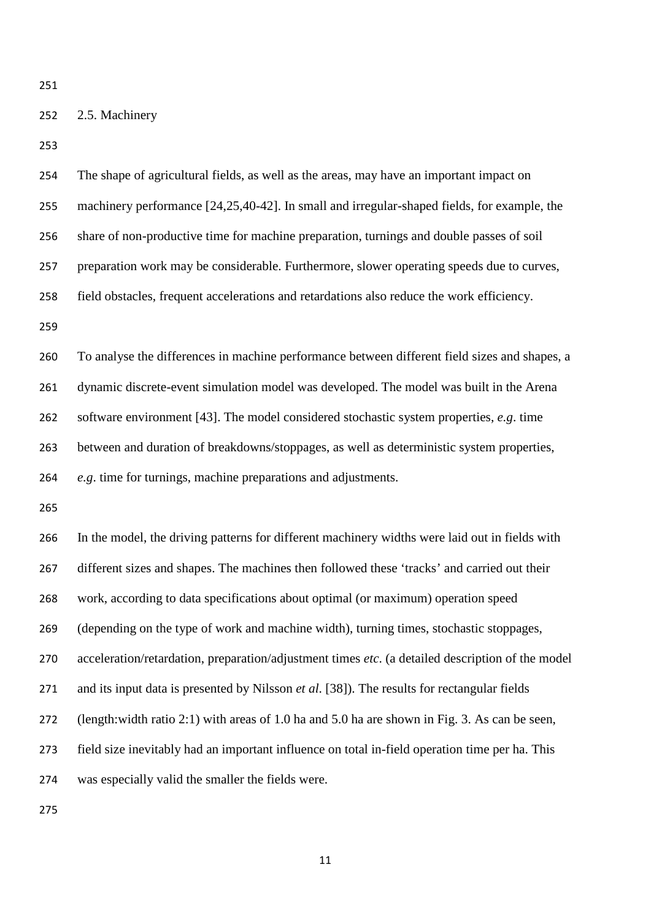## 2.5. Machinery

The shape of agricultural fields, as well as the areas, may have an important impact on machinery performance [24,25,40-42]. In small and irregular-shaped fields, for example, the share of non-productive time for machine preparation, turnings and double passes of soil preparation work may be considerable. Furthermore, slower operating speeds due to curves, field obstacles, frequent accelerations and retardations also reduce the work efficiency.

To analyse the differences in machine performance between different field sizes and shapes, a dynamic discrete-event simulation model was developed. The model was built in the Arena software environment [43]. The model considered stochastic system properties, *e.g*. time between and duration of breakdowns/stoppages, as well as deterministic system properties, *e.g*. time for turnings, machine preparations and adjustments.

In the model, the driving patterns for different machinery widths were laid out in fields with different sizes and shapes. The machines then followed these 'tracks' and carried out their work, according to data specifications about optimal (or maximum) operation speed (depending on the type of work and machine width), turning times, stochastic stoppages, acceleration/retardation, preparation/adjustment times *etc.* (a detailed description of the model and its input data is presented by Nilsson *et al*. [38]). The results for rectangular fields (length:width ratio 2:1) with areas of 1.0 ha and 5.0 ha are shown in Fig. 3. As can be seen, field size inevitably had an important influence on total in-field operation time per ha. This was especially valid the smaller the fields were.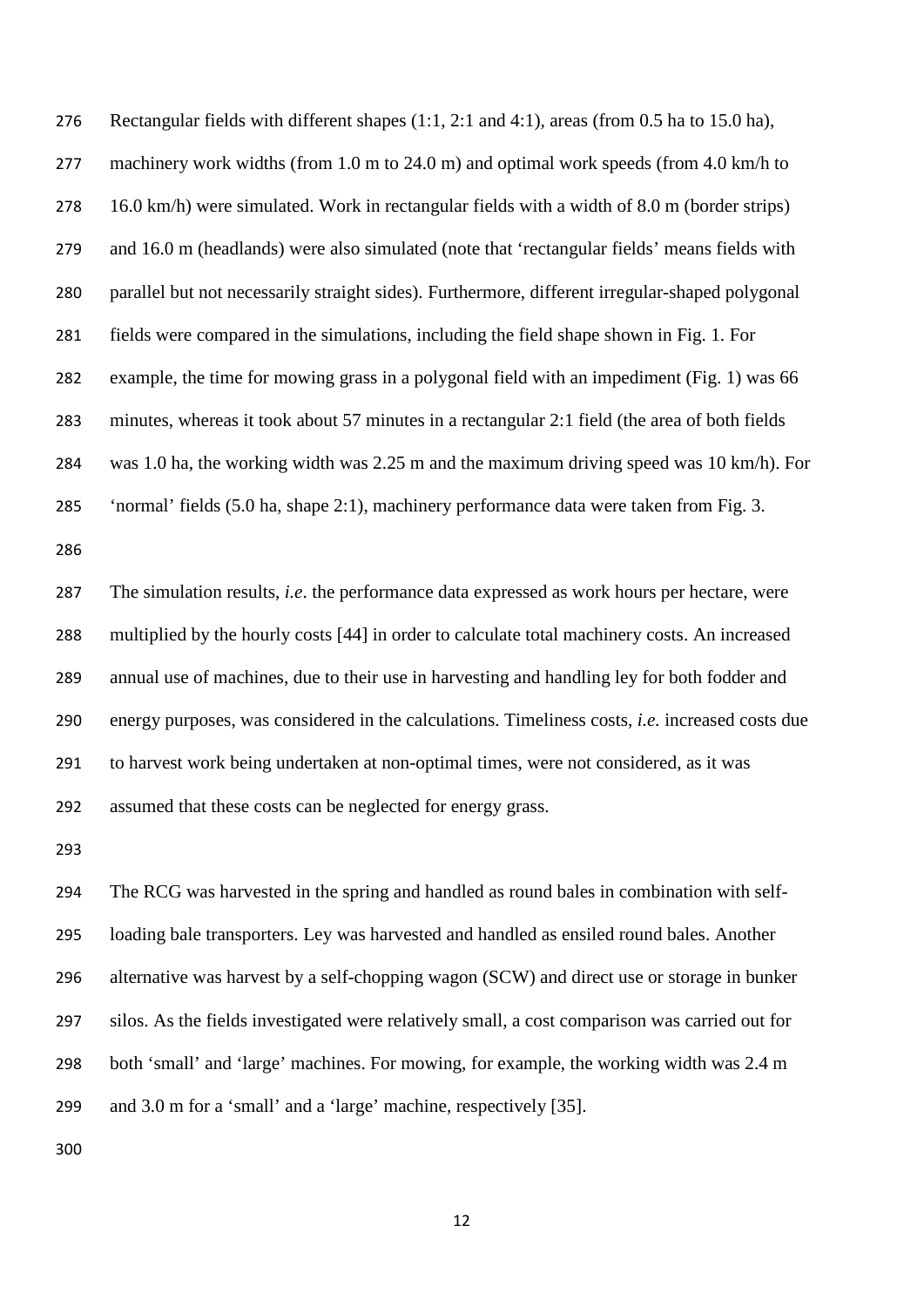Rectangular fields with different shapes (1:1, 2:1 and 4:1), areas (from 0.5 ha to 15.0 ha), machinery work widths (from 1.0 m to 24.0 m) and optimal work speeds (from 4.0 km/h to 16.0 km/h) were simulated. Work in rectangular fields with a width of 8.0 m (border strips) and 16.0 m (headlands) were also simulated (note that 'rectangular fields' means fields with parallel but not necessarily straight sides). Furthermore, different irregular-shaped polygonal fields were compared in the simulations, including the field shape shown in Fig. 1. For example, the time for mowing grass in a polygonal field with an impediment (Fig. 1) was 66 minutes, whereas it took about 57 minutes in a rectangular 2:1 field (the area of both fields was 1.0 ha, the working width was 2.25 m and the maximum driving speed was 10 km/h). For 'normal' fields (5.0 ha, shape 2:1), machinery performance data were taken from Fig. 3.

The simulation results, *i.e*. the performance data expressed as work hours per hectare, were multiplied by the hourly costs [44] in order to calculate total machinery costs. An increased annual use of machines, due to their use in harvesting and handling ley for both fodder and energy purposes, was considered in the calculations. Timeliness costs, *i.e.* increased costs due to harvest work being undertaken at non-optimal times, were not considered, as it was assumed that these costs can be neglected for energy grass.

The RCG was harvested in the spring and handled as round bales in combination with self-loading bale transporters. Ley was harvested and handled as ensiled round bales. Another alternative was harvest by a self-chopping wagon (SCW) and direct use or storage in bunker silos. As the fields investigated were relatively small, a cost comparison was carried out for both 'small' and 'large' machines. For mowing, for example, the working width was 2.4 m and 3.0 m for a 'small' and a 'large' machine, respectively [35].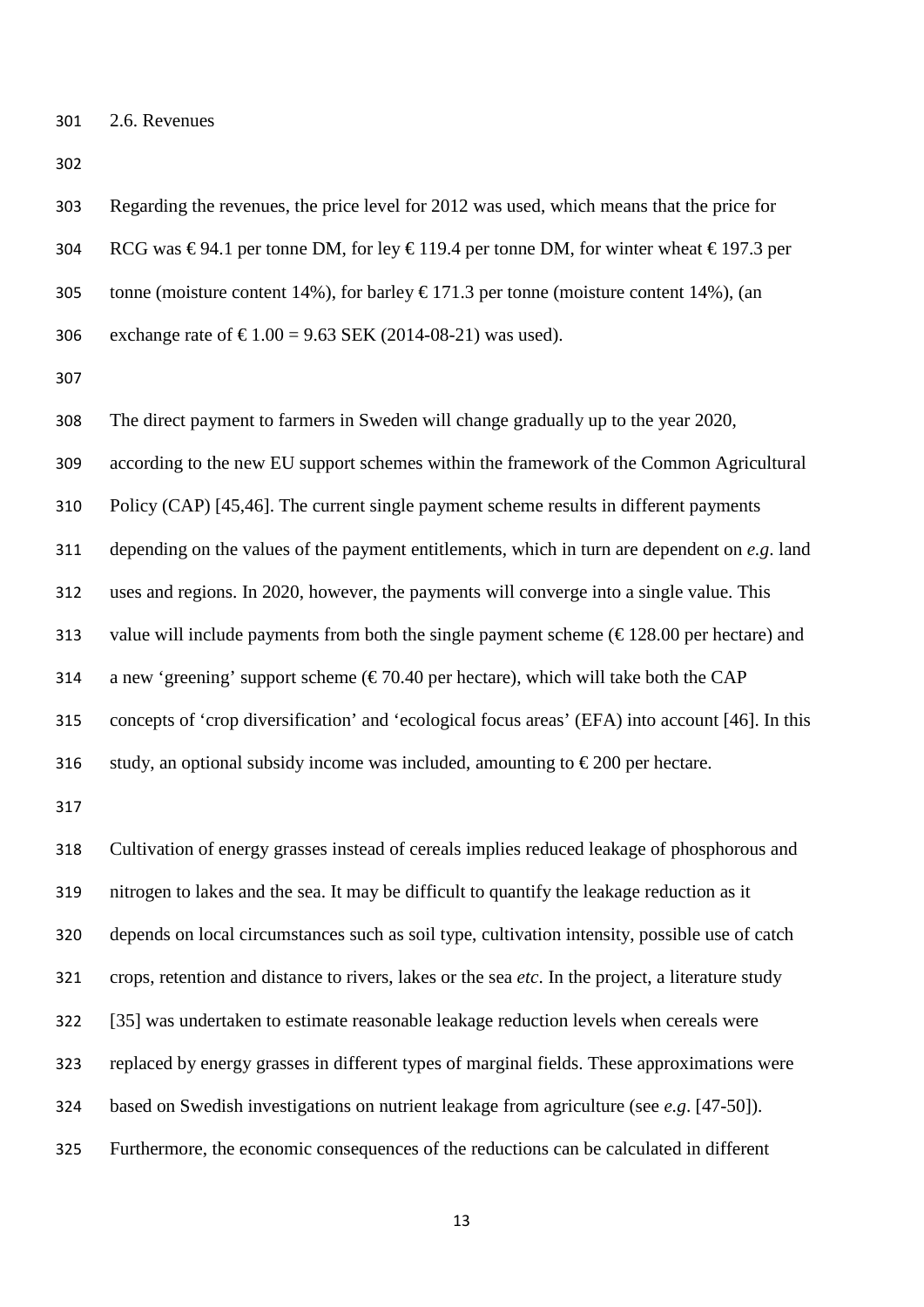### 2.6. Revenues

Regarding the revenues, the price level for 2012 was used, which means that the price for RCG was € 94.1 per tonne DM, for ley € 119.4 per tonne DM, for winter wheat € 197.3 per tonne (moisture content 14%), for barley € 171.3 per tonne (moisture content 14%), (an exchange rate of € 1.00 = 9.63 SEK (2014-08-21) was used).

The direct payment to farmers in Sweden will change gradually up to the year 2020, according to the new EU support schemes within the framework of the Common Agricultural Policy (CAP) [45,46]. The current single payment scheme results in different payments depending on the values of the payment entitlements, which in turn are dependent on *e.g*. land uses and regions. In 2020, however, the payments will converge into a single value. This value will include payments from both the single payment scheme (€ 128.00 per hectare) and a new 'greening' support scheme (€ 70.40 per hectare), which will take both the CAP concepts of 'crop diversification' and 'ecological focus areas' (EFA) into account [46]. In this study, an optional subsidy income was included, amounting to € 200 per hectare.

Cultivation of energy grasses instead of cereals implies reduced leakage of phosphorous and nitrogen to lakes and the sea. It may be difficult to quantify the leakage reduction as it depends on local circumstances such as soil type, cultivation intensity, possible use of catch crops, retention and distance to rivers, lakes or the sea *etc*. In the project, a literature study [35] was undertaken to estimate reasonable leakage reduction levels when cereals were replaced by energy grasses in different types of marginal fields. These approximations were based on Swedish investigations on nutrient leakage from agriculture (see *e.g*. [47-50]). Furthermore, the economic consequences of the reductions can be calculated in different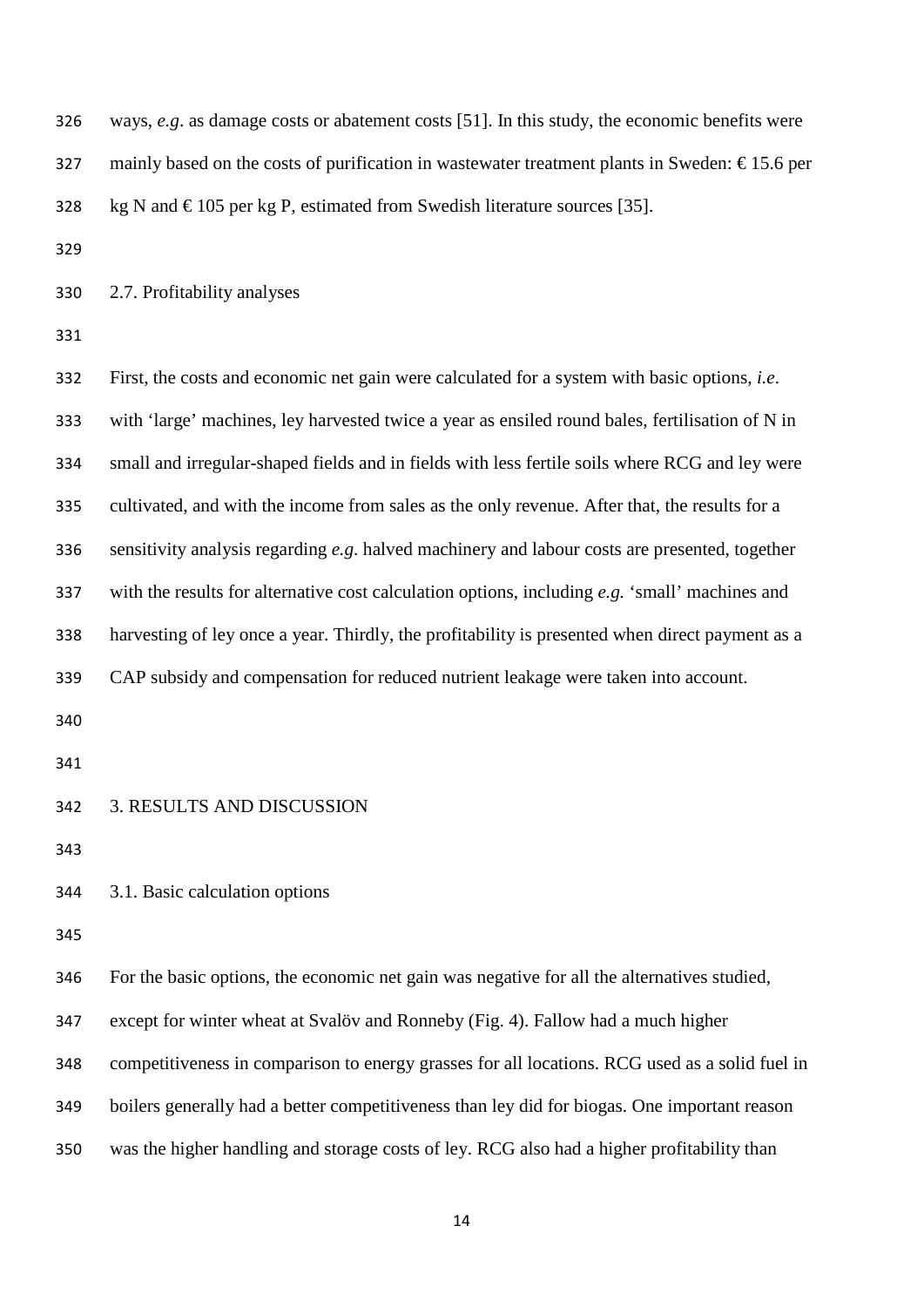ways, *e.g*. as damage costs or abatement costs [51]. In this study, the economic benefits were mainly based on the costs of purification in wastewater treatment plants in Sweden: € 15.6 per kg N and € 105 per kg P, estimated from Swedish literature sources [35].

## 2.7. Profitability analyses

First, the costs and economic net gain were calculated for a system with basic options, *i.e*. with 'large' machines, ley harvested twice a year as ensiled round bales, fertilisation of N in small and irregular-shaped fields and in fields with less fertile soils where RCG and ley were cultivated, and with the income from sales as the only revenue. After that, the results for a sensitivity analysis regarding *e.g*. halved machinery and labour costs are presented, together with the results for alternative cost calculation options, including *e.g.* 'small' machines and harvesting of ley once a year. Thirdly, the profitability is presented when direct payment as a CAP subsidy and compensation for reduced nutrient leakage were taken into account.

# 3. RESULTS AND DISCUSSION

## 3.1. Basic calculation options

For the basic options, the economic net gain was negative for all the alternatives studied, except for winter wheat at Svalöv and Ronneby (Fig. 4). Fallow had a much higher competitiveness in comparison to energy grasses for all locations. RCG used as a solid fuel in boilers generally had a better competitiveness than ley did for biogas. One important reason was the higher handling and storage costs of ley. RCG also had a higher profitability than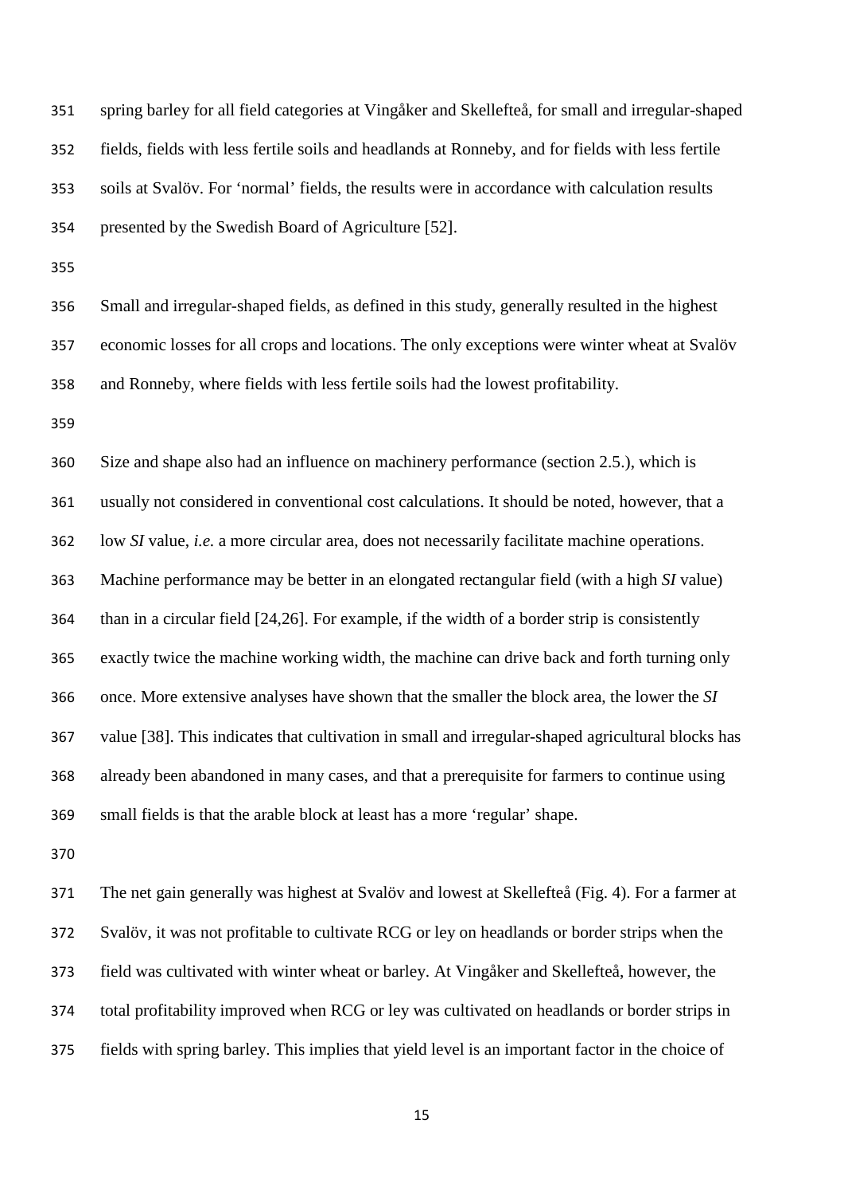spring barley for all field categories at Vingåker and Skellefteå, for small and irregular-shaped fields, fields with less fertile soils and headlands at Ronneby, and for fields with less fertile soils at Svalöv. For 'normal' fields, the results were in accordance with calculation results presented by the Swedish Board of Agriculture [52].

Small and irregular-shaped fields, as defined in this study, generally resulted in the highest economic losses for all crops and locations. The only exceptions were winter wheat at Svalöv and Ronneby, where fields with less fertile soils had the lowest profitability.

Size and shape also had an influence on machinery performance (section 2.5.), which is usually not considered in conventional cost calculations. It should be noted, however, that a low *SI* value, *i.e.* a more circular area, does not necessarily facilitate machine operations. Machine performance may be better in an elongated rectangular field (with a high *SI* value) than in a circular field [24,26]. For example, if the width of a border strip is consistently exactly twice the machine working width, the machine can drive back and forth turning only once. More extensive analyses have shown that the smaller the block area, the lower the *SI* value [38]. This indicates that cultivation in small and irregular-shaped agricultural blocks has already been abandoned in many cases, and that a prerequisite for farmers to continue using small fields is that the arable block at least has a more 'regular' shape.

The net gain generally was highest at Svalöv and lowest at Skellefteå (Fig. 4). For a farmer at Svalöv, it was not profitable to cultivate RCG or ley on headlands or border strips when the field was cultivated with winter wheat or barley. At Vingåker and Skellefteå, however, the total profitability improved when RCG or ley was cultivated on headlands or border strips in fields with spring barley. This implies that yield level is an important factor in the choice of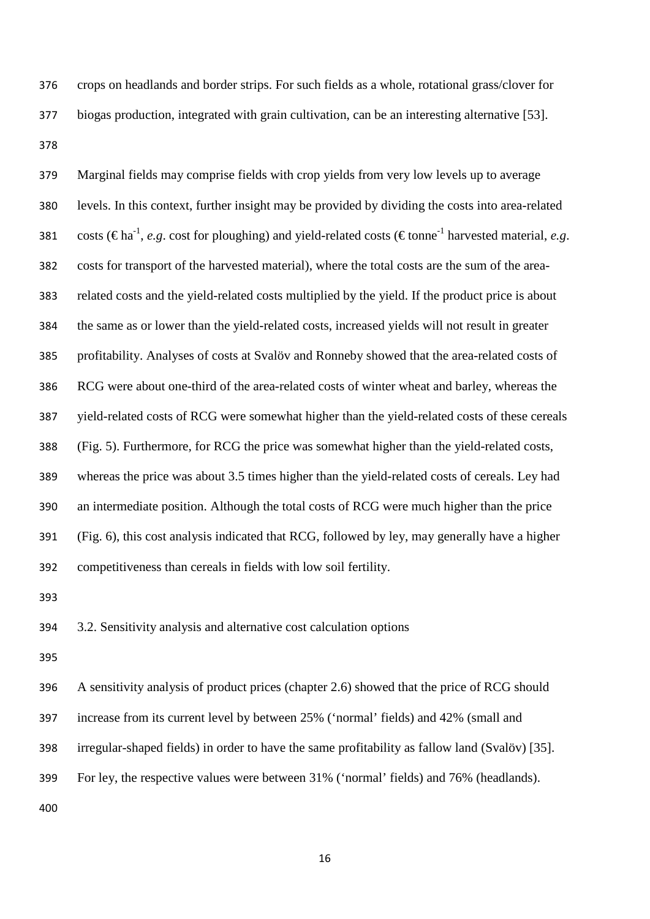crops on headlands and border strips. For such fields as a whole, rotational grass/clover for biogas production, integrated with grain cultivation, can be an interesting alternative [53].

Marginal fields may comprise fields with crop yields from very low levels up to average levels. In this context, further insight may be provided by dividing the costs into area-related costs (€ $ha^{-1}$, *e.g*. cost for ploughing) and yield-related costs (€ $tonne^{-1}$ harvested material, *e.g*. costs for transport of the harvested material), where the total costs are the sum of the area-related costs and the yield-related costs multiplied by the yield. If the product price is about the same as or lower than the yield-related costs, increased yields will not result in greater profitability. Analyses of costs at Svalöv and Ronneby showed that the area-related costs of RCG were about one-third of the area-related costs of winter wheat and barley, whereas the yield-related costs of RCG were somewhat higher than the yield-related costs of these cereals (Fig. 5). Furthermore, for RCG the price was somewhat higher than the yield-related costs, whereas the price was about 3.5 times higher than the yield-related costs of cereals. Ley had an intermediate position. Although the total costs of RCG were much higher than the price (Fig. 6), this cost analysis indicated that RCG, followed by ley, may generally have a higher competitiveness than cereals in fields with low soil fertility.

## 3.2. Sensitivity analysis and alternative cost calculation options

A sensitivity analysis of product prices (chapter 2.6) showed that the price of RCG should increase from its current level by between 25% ('normal' fields) and 42% (small and irregular-shaped fields) in order to have the same profitability as fallow land (Svalöv) [35]. For ley, the respective values were between 31% ('normal' fields) and 76% (headlands).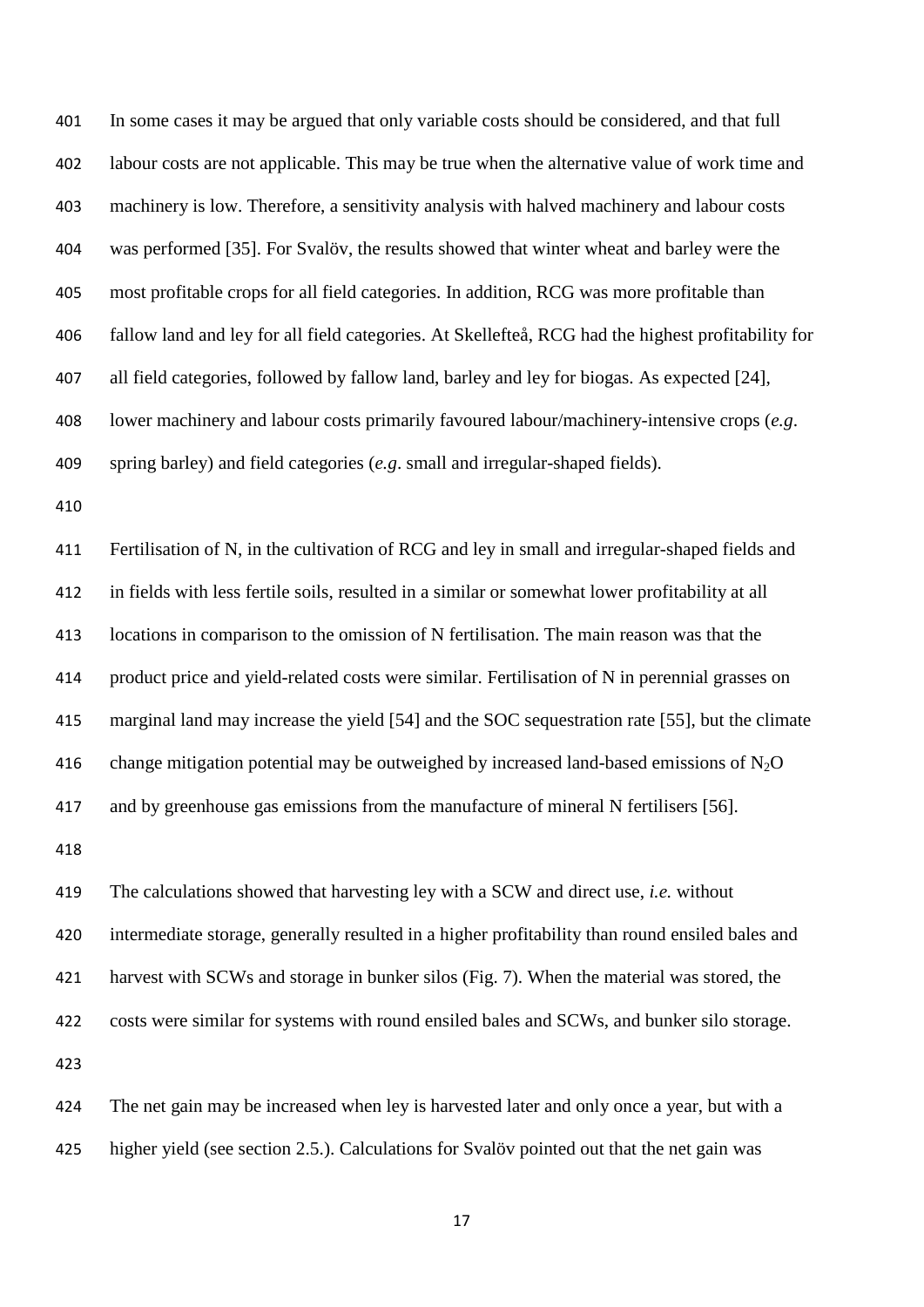In some cases it may be argued that only variable costs should be considered, and that full labour costs are not applicable. This may be true when the alternative value of work time and machinery is low. Therefore, a sensitivity analysis with halved machinery and labour costs was performed [35]. For Svalöv, the results showed that winter wheat and barley were the most profitable crops for all field categories. In addition, RCG was more profitable than fallow land and ley for all field categories. At Skellefteå, RCG had the highest profitability for all field categories, followed by fallow land, barley and ley for biogas. As expected [24], lower machinery and labour costs primarily favoured labour/machinery-intensive crops (*e.g*. spring barley) and field categories (*e.g*. small and irregular-shaped fields).

Fertilisation of N, in the cultivation of RCG and ley in small and irregular-shaped fields and in fields with less fertile soils, resulted in a similar or somewhat lower profitability at all locations in comparison to the omission of N fertilisation. The main reason was that the product price and yield-related costs were similar. Fertilisation of N in perennial grasses on marginal land may increase the yield [54] and the SOC sequestration rate [55], but the climate change mitigation potential may be outweighed by increased land-based emissions of $N_2O$ and by greenhouse gas emissions from the manufacture of mineral N fertilisers [56].

The calculations showed that harvesting ley with a SCW and direct use, *i.e.* without intermediate storage, generally resulted in a higher profitability than round ensiled bales and harvest with SCWs and storage in bunker silos (Fig. 7). When the material was stored, the costs were similar for systems with round ensiled bales and SCWs, and bunker silo storage.

The net gain may be increased when ley is harvested later and only once a year, but with a higher yield (see section 2.5.). Calculations for Svalöv pointed out that the net gain was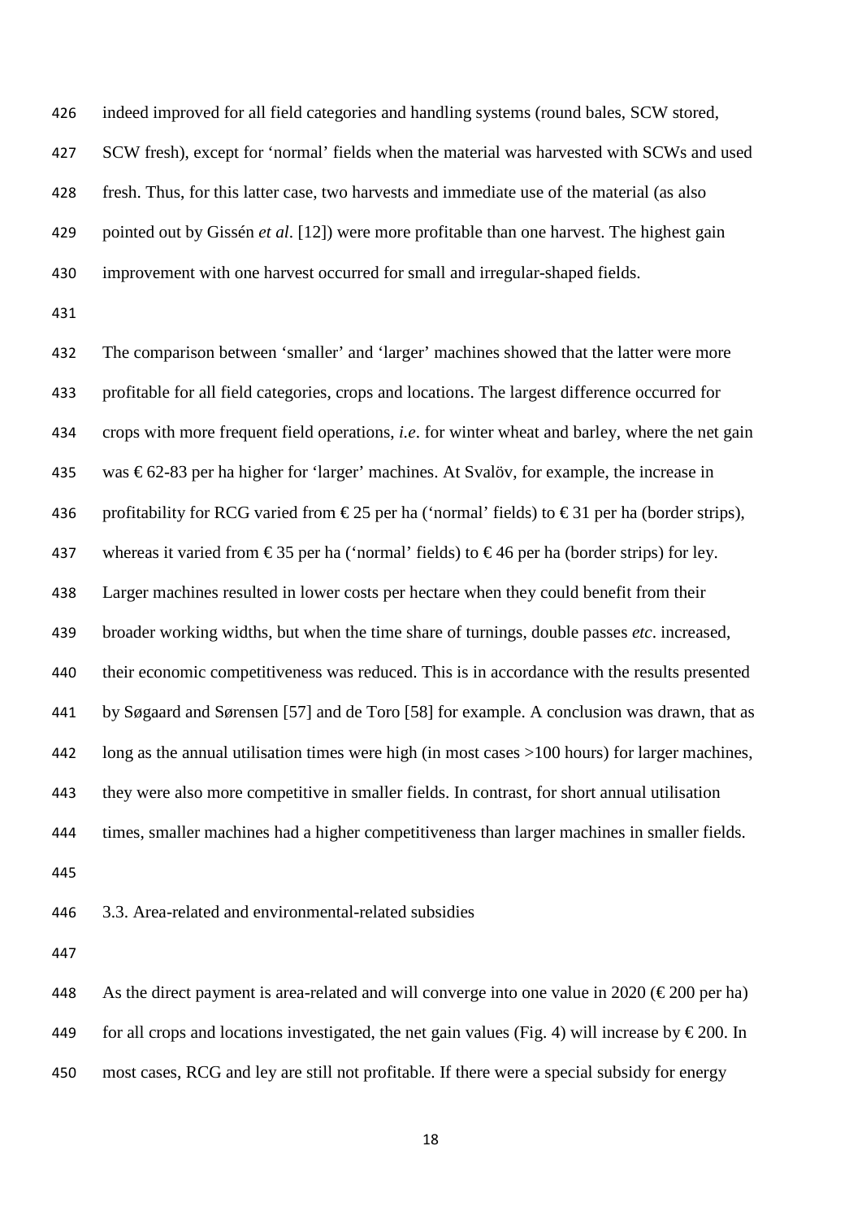indeed improved for all field categories and handling systems (round bales, SCW stored, SCW fresh), except for 'normal' fields when the material was harvested with SCWs and used fresh. Thus, for this latter case, two harvests and immediate use of the material (as also pointed out by Gissén *et al*. [12]) were more profitable than one harvest. The highest gain improvement with one harvest occurred for small and irregular-shaped fields.

The comparison between 'smaller' and 'larger' machines showed that the latter were more profitable for all field categories, crops and locations. The largest difference occurred for crops with more frequent field operations, *i.e*. for winter wheat and barley, where the net gain was € 62-83 per ha higher for 'larger' machines. At Svalöv, for example, the increase in profitability for RCG varied from € 25 per ha ('normal' fields) to € 31 per ha (border strips), whereas it varied from € 35 per ha ('normal' fields) to € 46 per ha (border strips) for ley. Larger machines resulted in lower costs per hectare when they could benefit from their broader working widths, but when the time share of turnings, double passes *etc*. increased, their economic competitiveness was reduced. This is in accordance with the results presented by Søgaard and Sørensen [57] and de Toro [58] for example. A conclusion was drawn, that as long as the annual utilisation times were high (in most cases >100 hours) for larger machines, they were also more competitive in smaller fields. In contrast, for short annual utilisation times, smaller machines had a higher competitiveness than larger machines in smaller fields.

### 3.3. Area-related and environmental-related subsidies

As the direct payment is area-related and will converge into one value in 2020 (€ 200 per ha) for all crops and locations investigated, the net gain values (Fig. 4) will increase by € 200. In most cases, RCG and ley are still not profitable. If there were a special subsidy for energy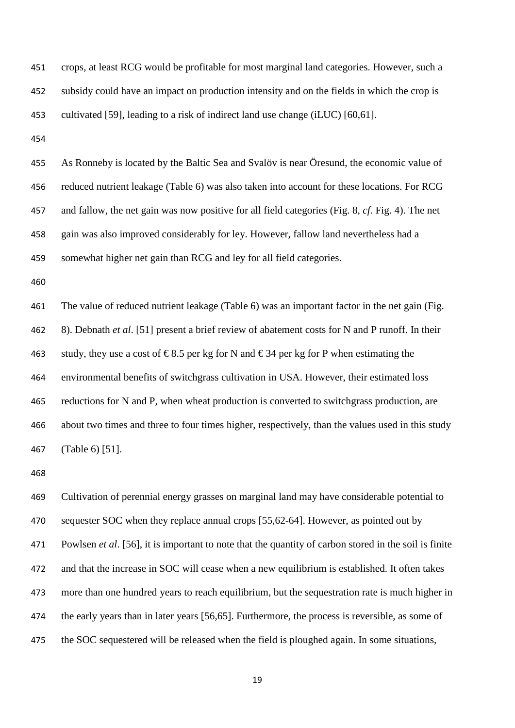crops, at least RCG would be profitable for most marginal land categories. However, such a subsidy could have an impact on production intensity and on the fields in which the crop is cultivated [59], leading to a risk of indirect land use change (iLUC) [60,61].

As Ronneby is located by the Baltic Sea and Svalöv is near Öresund, the economic value of reduced nutrient leakage (Table 6) was also taken into account for these locations. For RCG and fallow, the net gain was now positive for all field categories (Fig. 8, *cf*. Fig. 4). The net gain was also improved considerably for ley. However, fallow land nevertheless had a somewhat higher net gain than RCG and ley for all field categories.

The value of reduced nutrient leakage (Table 6) was an important factor in the net gain (Fig. 8). Debnath *et al*. [51] present a brief review of abatement costs for N and P runoff. In their study, they use a cost of € 8.5 per kg for N and € 34 per kg for P when estimating the environmental benefits of switchgrass cultivation in USA. However, their estimated loss reductions for N and P, when wheat production is converted to switchgrass production, are about two times and three to four times higher, respectively, than the values used in this study (Table 6) [51].

Cultivation of perennial energy grasses on marginal land may have considerable potential to sequester SOC when they replace annual crops [55,62-64]. However, as pointed out by Powlsen *et al*. [56], it is important to note that the quantity of carbon stored in the soil is finite and that the increase in SOC will cease when a new equilibrium is established. It often takes more than one hundred years to reach equilibrium, but the sequestration rate is much higher in the early years than in later years [56,65]. Furthermore, the process is reversible, as some of the SOC sequestered will be released when the field is ploughed again. In some situations,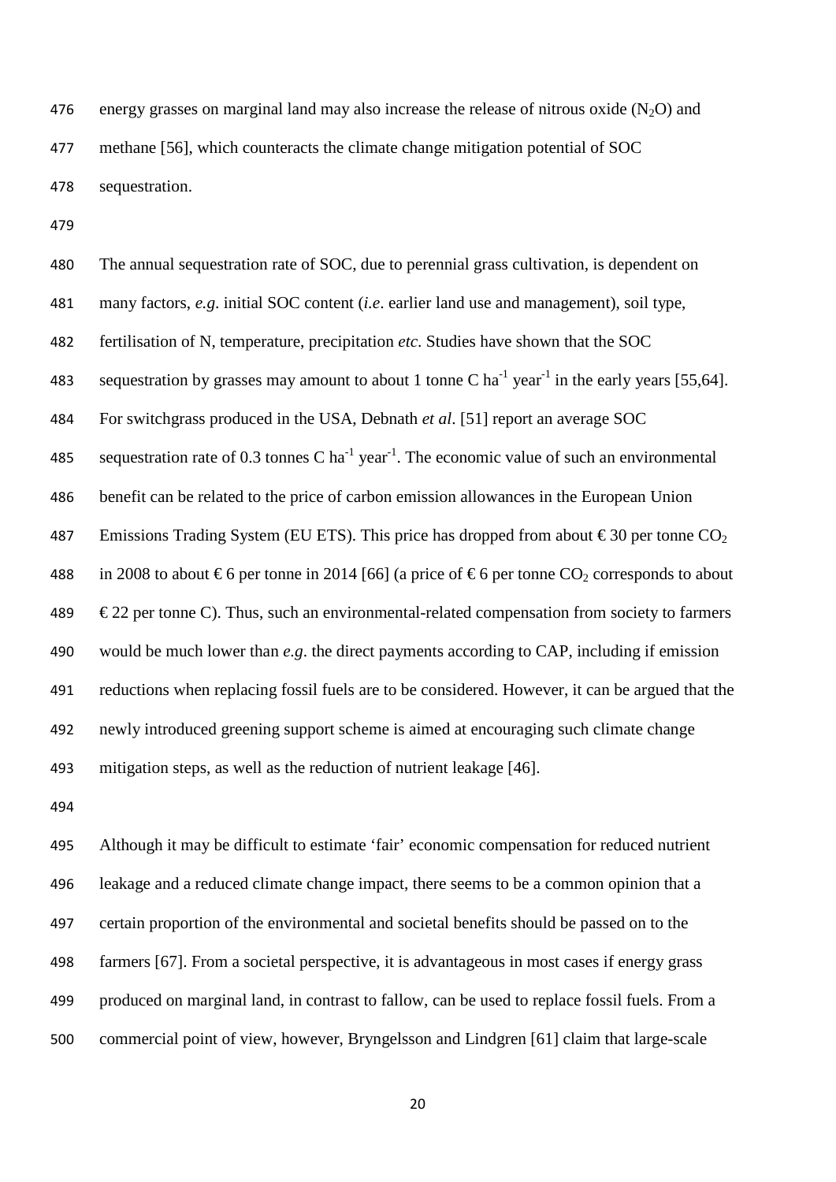energy grasses on marginal land may also increase the release of nitrous oxide ($N_2O$) and methane [56], which counteracts the climate change mitigation potential of SOC sequestration.

The annual sequestration rate of SOC, due to perennial grass cultivation, is dependent on many factors, *e.g*. initial SOC content (*i.e*. earlier land use and management), soil type, fertilisation of N, temperature, precipitation *etc*. Studies have shown that the SOC sequestration by grasses may amount to about 1 tonne C $ha^{-1}$ $year^{-1}$ in the early years [55,64]. For switchgrass produced in the USA, Debnath *et al*. [51] report an average SOC sequestration rate of 0.3 tonnes C $ha^{-1}$ $year^{-1}$. The economic value of such an environmental benefit can be related to the price of carbon emission allowances in the European Union Emissions Trading System (EU ETS). This price has dropped from about € 30 per tonne $CO_2$ in 2008 to about € 6 per tonne in 2014 [66] (a price of € 6 per tonne $CO_2$ corresponds to about € 22 per tonne C). Thus, such an environmental-related compensation from society to farmers would be much lower than *e.g*. the direct payments according to CAP, including if emission reductions when replacing fossil fuels are to be considered. However, it can be argued that the newly introduced greening support scheme is aimed at encouraging such climate change mitigation steps, as well as the reduction of nutrient leakage [46].

Although it may be difficult to estimate 'fair' economic compensation for reduced nutrient leakage and a reduced climate change impact, there seems to be a common opinion that a certain proportion of the environmental and societal benefits should be passed on to the farmers [67]. From a societal perspective, it is advantageous in most cases if energy grass produced on marginal land, in contrast to fallow, can be used to replace fossil fuels. From a commercial point of view, however, Bryngelsson and Lindgren [61] claim that large-scale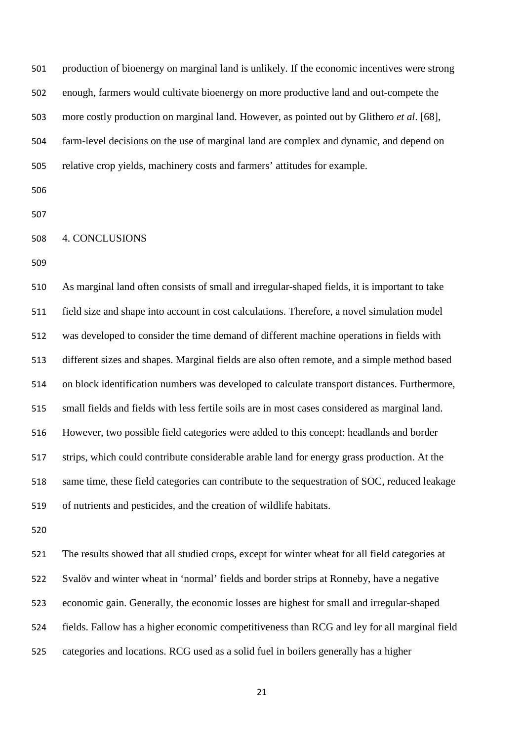production of bioenergy on marginal land is unlikely. If the economic incentives were strong enough, farmers would cultivate bioenergy on more productive land and out-compete the more costly production on marginal land. However, as pointed out by Glithero *et al*. [68], farm-level decisions on the use of marginal land are complex and dynamic, and depend on relative crop yields, machinery costs and farmers' attitudes for example.

## 4. CONCLUSIONS

As marginal land often consists of small and irregular-shaped fields, it is important to take field size and shape into account in cost calculations. Therefore, a novel simulation model was developed to consider the time demand of different machine operations in fields with different sizes and shapes. Marginal fields are also often remote, and a simple method based on block identification numbers was developed to calculate transport distances. Furthermore, small fields and fields with less fertile soils are in most cases considered as marginal land. However, two possible field categories were added to this concept: headlands and border strips, which could contribute considerable arable land for energy grass production. At the same time, these field categories can contribute to the sequestration of SOC, reduced leakage of nutrients and pesticides, and the creation of wildlife habitats.

The results showed that all studied crops, except for winter wheat for all field categories at Svalöv and winter wheat in 'normal' fields and border strips at Ronneby, have a negative economic gain. Generally, the economic losses are highest for small and irregular-shaped fields. Fallow has a higher economic competitiveness than RCG and ley for all marginal field categories and locations. RCG used as a solid fuel in boilers generally has a higher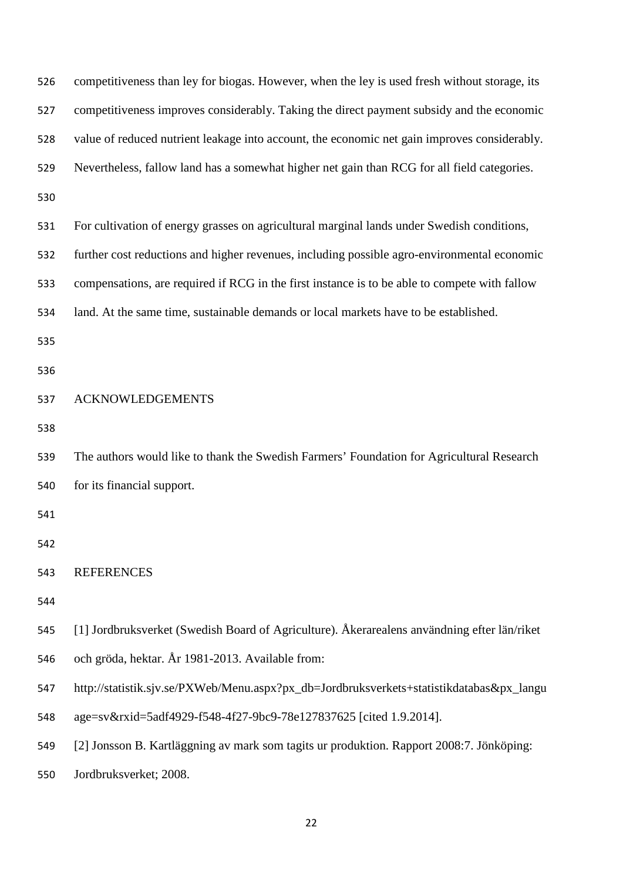competitiveness than ley for biogas. However, when the ley is used fresh without storage, its competitiveness improves considerably. Taking the direct payment subsidy and the economic value of reduced nutrient leakage into account, the economic net gain improves considerably. Nevertheless, fallow land has a somewhat higher net gain than RCG for all field categories.

For cultivation of energy grasses on agricultural marginal lands under Swedish conditions, further cost reductions and higher revenues, including possible agro-environmental economic compensations, are required if RCG in the first instance is to be able to compete with fallow land. At the same time, sustainable demands or local markets have to be established.

## ACKNOWLEDGEMENTS

The authors would like to thank the Swedish Farmers' Foundation for Agricultural Research for its financial support.

## REFERENCES

[1] Jordbruksverket (Swedish Board of Agriculture). Åkerarealens användning efter län/riket och gröda, hektar. År 1981-2013. Available from: http://statistik.sjv.se/PXWeb/Menu.aspx?px_db=Jordbruksverkets+statistikdatabas&px_language=sv&rxid=5adf4929-f548-4f27-9bc9-78e127837625 [cited 1.9.2014].

[2] Jonsson B. Kartläggning av mark som tagits ur produktion. Rapport 2008:7. Jönköping: Jordbruksverket; 2008.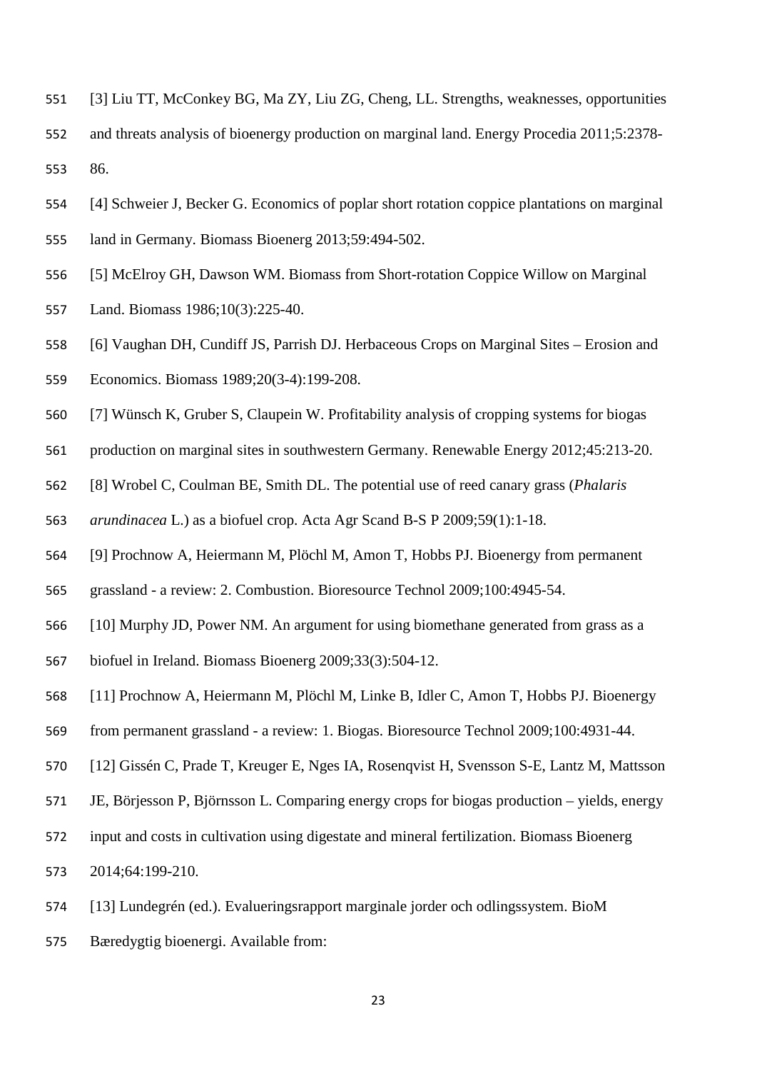[3] Liu TT, McConkey BG, Ma ZY, Liu ZG, Cheng, LL. Strengths, weaknesses, opportunities and threats analysis of bioenergy production on marginal land. Energy Procedia 2011;5:2378-86.

[4] Schweier J, Becker G. Economics of poplar short rotation coppice plantations on marginal land in Germany. Biomass Bioenerg 2013;59:494-502.

[5] McElroy GH, Dawson WM. Biomass from Short-rotation Coppice Willow on Marginal Land. Biomass 1986;10(3):225-40.

[6] Vaughan DH, Cundiff JS, Parrish DJ. Herbaceous Crops on Marginal Sites – Erosion and Economics. Biomass 1989;20(3-4):199-208.

[7] Wünsch K, Gruber S, Claupein W. Profitability analysis of cropping systems for biogas production on marginal sites in southwestern Germany. Renewable Energy 2012;45:213-20.

[8] Wrobel C, Coulman BE, Smith DL. The potential use of reed canary grass (*Phalaris arundinacea* L.) as a biofuel crop. Acta Agr Scand B-S P 2009;59(1):1-18.

[9] Prochnow A, Heiermann M, Plöchl M, Amon T, Hobbs PJ. Bioenergy from permanent grassland - a review: 2. Combustion. Bioresource Technol 2009;100:4945-54.

[10] Murphy JD, Power NM. An argument for using biomethane generated from grass as a biofuel in Ireland. Biomass Bioenerg 2009;33(3):504-12.

[11] Prochnow A, Heiermann M, Plöchl M, Linke B, Idler C, Amon T, Hobbs PJ. Bioenergy from permanent grassland - a review: 1. Biogas. Bioresource Technol 2009;100:4931-44.

[12] Gissén C, Prade T, Kreuger E, Nges IA, Rosenqvist H, Svensson S-E, Lantz M, Mattsson JE, Börjesson P, Björnsson L. Comparing energy crops for biogas production – yields, energy input and costs in cultivation using digestate and mineral fertilization. Biomass Bioenerg 2014;64:199-210.

[13] Lundegrén (ed.). Evalueringsrapport marginale jorder och odlingssystem. BioM Bæredygtig bioenergi. Available from: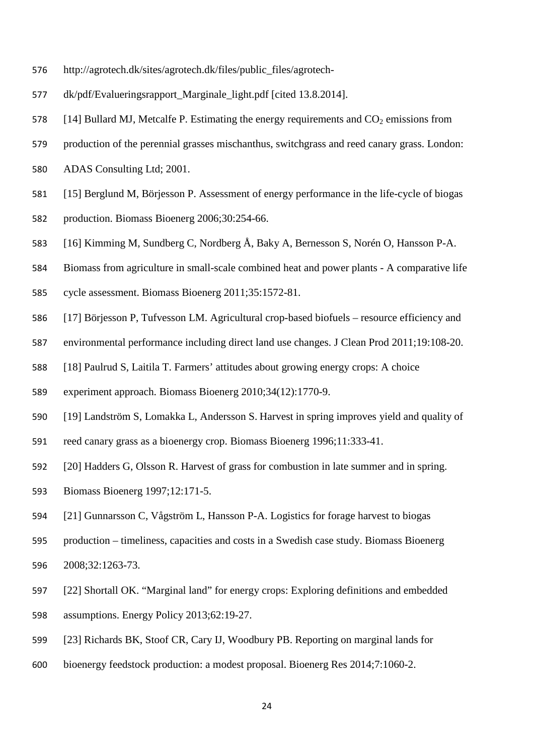http://agrotech.dk/sites/agrotech.dk/files/public_files/agrotech-dk/pdf/Evalueringsrapport_Marginale_light.pdf [cited 13.8.2014].

[14] Bullard MJ, Metcalfe P. Estimating the energy requirements and $CO_2$ emissions from production of the perennial grasses mischanthus, switchgrass and reed canary grass. London: ADAS Consulting Ltd; 2001.

[15] Berglund M, Börjesson P. Assessment of energy performance in the life-cycle of biogas production. Biomass Bioenerg 2006;30:254-66.

[16] Kimming M, Sundberg C, Nordberg Å, Baky A, Bernesson S, Norén O, Hansson P-A. Biomass from agriculture in small-scale combined heat and power plants - A comparative life cycle assessment. Biomass Bioenerg 2011;35:1572-81.

[17] Börjesson P, Tufvesson LM. Agricultural crop-based biofuels – resource efficiency and environmental performance including direct land use changes. J Clean Prod 2011;19:108-20.

[18] Paulrud S, Laitila T. Farmers' attitudes about growing energy crops: A choice experiment approach. Biomass Bioenerg 2010;34(12):1770-9.

[19] Landström S, Lomakka L, Andersson S. Harvest in spring improves yield and quality of reed canary grass as a bioenergy crop. Biomass Bioenerg 1996;11:333-41.

[20] Hadders G, Olsson R. Harvest of grass for combustion in late summer and in spring. Biomass Bioenerg 1997;12:171-5.

[21] Gunnarsson C, Vågström L, Hansson P-A. Logistics for forage harvest to biogas production – timeliness, capacities and costs in a Swedish case study. Biomass Bioenerg 2008;32:1263-73.

[22] Shortall OK. "Marginal land" for energy crops: Exploring definitions and embedded assumptions. Energy Policy 2013;62:19-27.

[23] Richards BK, Stoof CR, Cary IJ, Woodbury PB. Reporting on marginal lands for bioenergy feedstock production: a modest proposal. Bioenerg Res 2014;7:1060-2.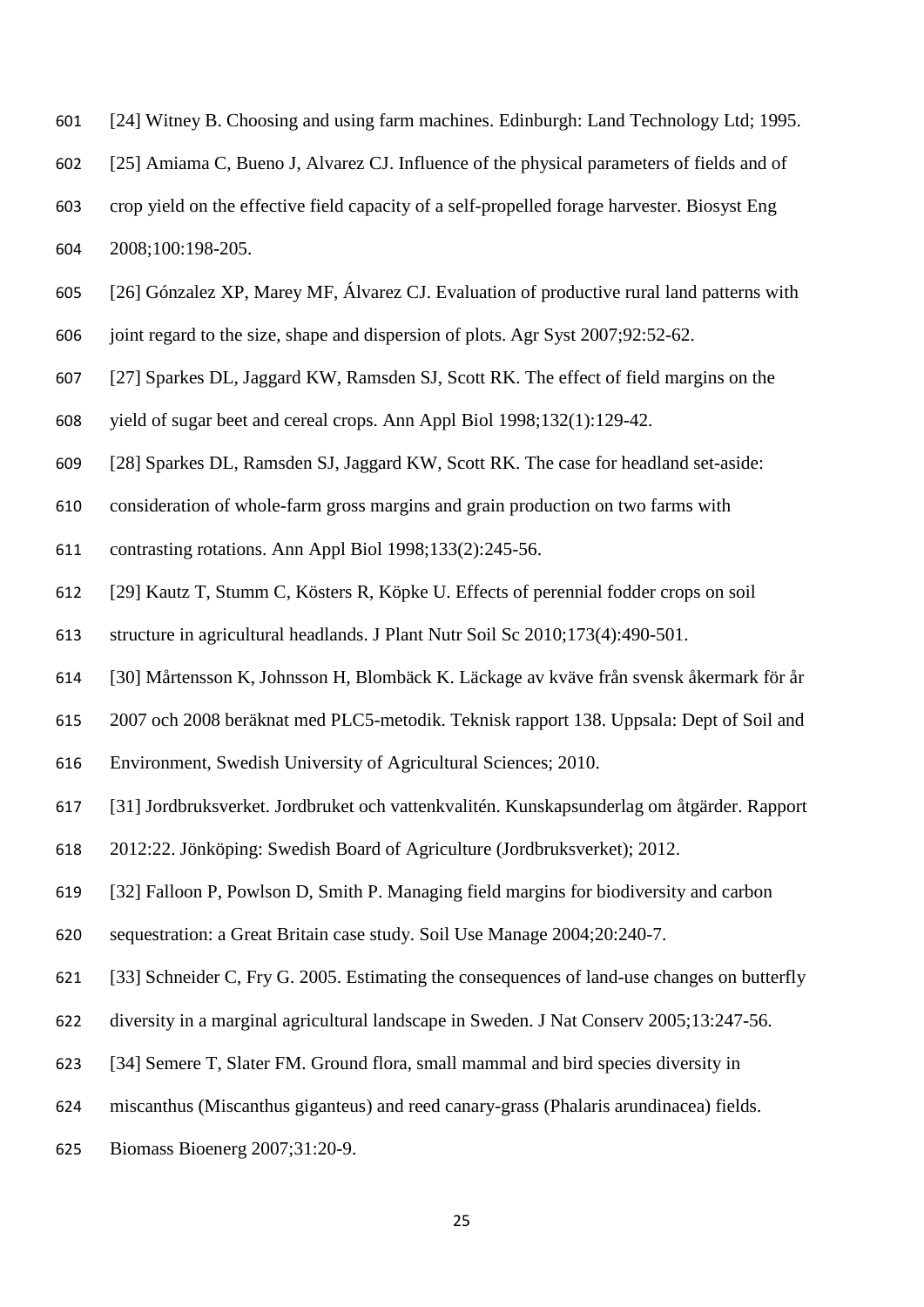[24] Witney B. Choosing and using farm machines. Edinburgh: Land Technology Ltd; 1995.

[25] Amiama C, Bueno J, Alvarez CJ. Influence of the physical parameters of fields and of crop yield on the effective field capacity of a self-propelled forage harvester. Biosyst Eng 2008;100:198-205.

[26] Gónzalez XP, Marey MF, Álvarez CJ. Evaluation of productive rural land patterns with joint regard to the size, shape and dispersion of plots. Agr Syst 2007;92:52-62.

[27] Sparkes DL, Jaggard KW, Ramsden SJ, Scott RK. The effect of field margins on the yield of sugar beet and cereal crops. Ann Appl Biol 1998;132(1):129-42.

[28] Sparkes DL, Ramsden SJ, Jaggard KW, Scott RK. The case for headland set-aside: consideration of whole-farm gross margins and grain production on two farms with contrasting rotations. Ann Appl Biol 1998;133(2):245-56.

[29] Kautz T, Stumm C, Kösters R, Köpke U. Effects of perennial fodder crops on soil structure in agricultural headlands. J Plant Nutr Soil Sc 2010;173(4):490-501.

[30] Mårtensson K, Johnsson H, Blombäck K. Läckage av kväve från svensk åkermark för år 2007 och 2008 beräknat med PLC5-metodik. Teknisk rapport 138. Uppsala: Dept of Soil and Environment, Swedish University of Agricultural Sciences; 2010.

[31] Jordbruksverket. Jordbruket och vattenkvalitén. Kunskapsunderlag om åtgärder. Rapport 2012:22. Jönköping: Swedish Board of Agriculture (Jordbruksverket); 2012.

[32] Falloon P, Powlson D, Smith P. Managing field margins for biodiversity and carbon sequestration: a Great Britain case study. Soil Use Manage 2004;20:240-7.

[33] Schneider C, Fry G. 2005. Estimating the consequences of land-use changes on butterfly diversity in a marginal agricultural landscape in Sweden. J Nat Conserv 2005;13:247-56.

[34] Semere T, Slater FM. Ground flora, small mammal and bird species diversity in miscanthus (Miscanthus giganteus) and reed canary-grass (Phalaris arundinacea) fields. Biomass Bioenerg 2007;31:20-9.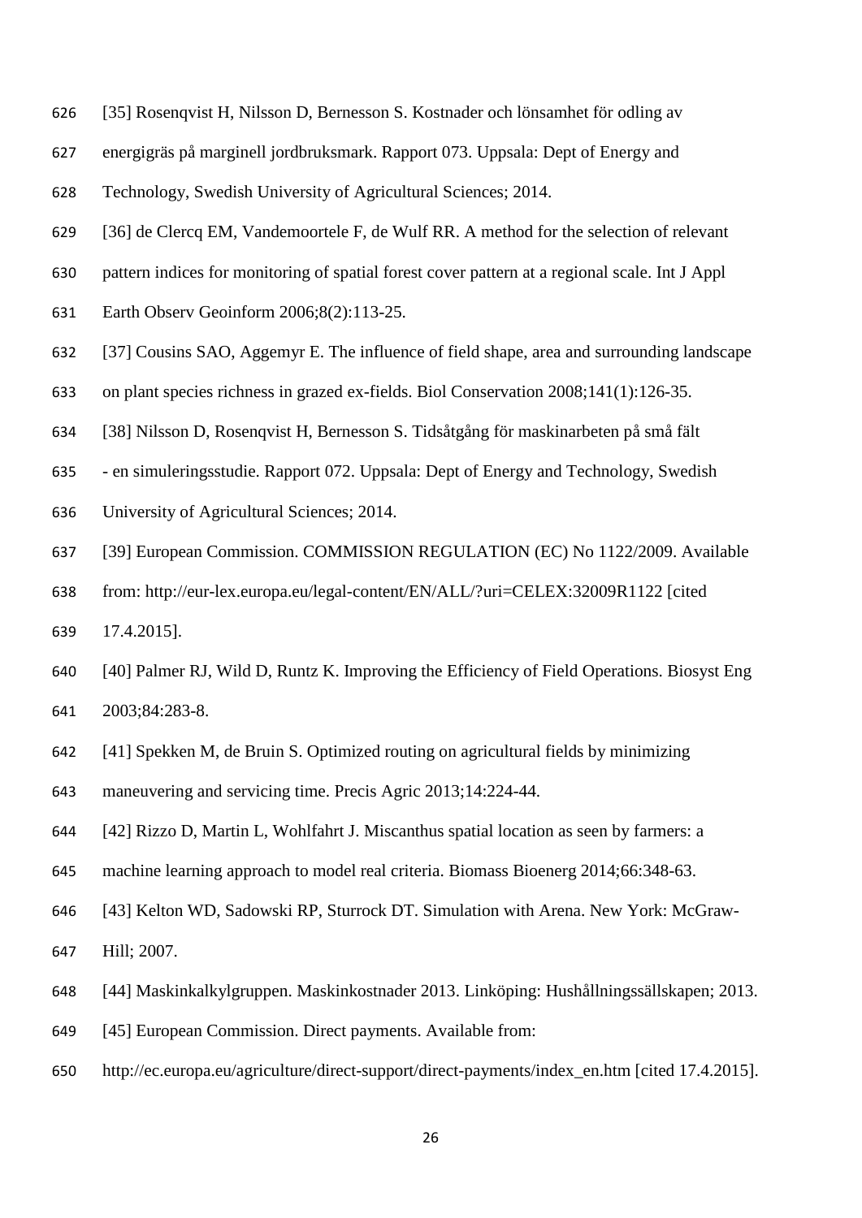[35] Rosenqvist H, Nilsson D, Bernesson S. Kostnader och lönsamhet för odling av energigräs på marginell jordbruksmark. Rapport 073. Uppsala: Dept of Energy and Technology, Swedish University of Agricultural Sciences; 2014.

[36] de Clercq EM, Vandemoortele F, de Wulf RR. A method for the selection of relevant pattern indices for monitoring of spatial forest cover pattern at a regional scale. Int J Appl Earth Observ Geoinform 2006;8(2):113-25.

[37] Cousins SAO, Aggemyr E. The influence of field shape, area and surrounding landscape on plant species richness in grazed ex-fields. Biol Conservation 2008;141(1):126-35.

[38] Nilsson D, Rosenqvist H, Bernesson S. Tidsåtgång för maskinarbeten på små fält - en simuleringsstudie. Rapport 072. Uppsala: Dept of Energy and Technology, Swedish University of Agricultural Sciences; 2014.

[39] European Commission. COMMISSION REGULATION (EC) No 1122/2009. Available from: http://eur-lex.europa.eu/legal-content/EN/ALL/?uri=CELEX:32009R1122 [cited 17.4.2015].

[40] Palmer RJ, Wild D, Runtz K. Improving the Efficiency of Field Operations. Biosyst Eng 2003;84:283-8.

[41] Spekken M, de Bruin S. Optimized routing on agricultural fields by minimizing maneuvering and servicing time. Precis Agric 2013;14:224-44.

[42] Rizzo D, Martin L, Wohlfahrt J. Miscanthus spatial location as seen by farmers: a machine learning approach to model real criteria. Biomass Bioenerg 2014;66:348-63.

[43] Kelton WD, Sadowski RP, Sturrock DT. Simulation with Arena. New York: McGraw-Hill; 2007.

[44] Maskinkalkylgruppen. Maskinkostnader 2013. Linköping: Hushållningssällskapen; 2013.

[45] European Commission. Direct payments. Available from: http://ec.europa.eu/agriculture/direct-support/direct-payments/index_en.htm [cited 17.4.2015].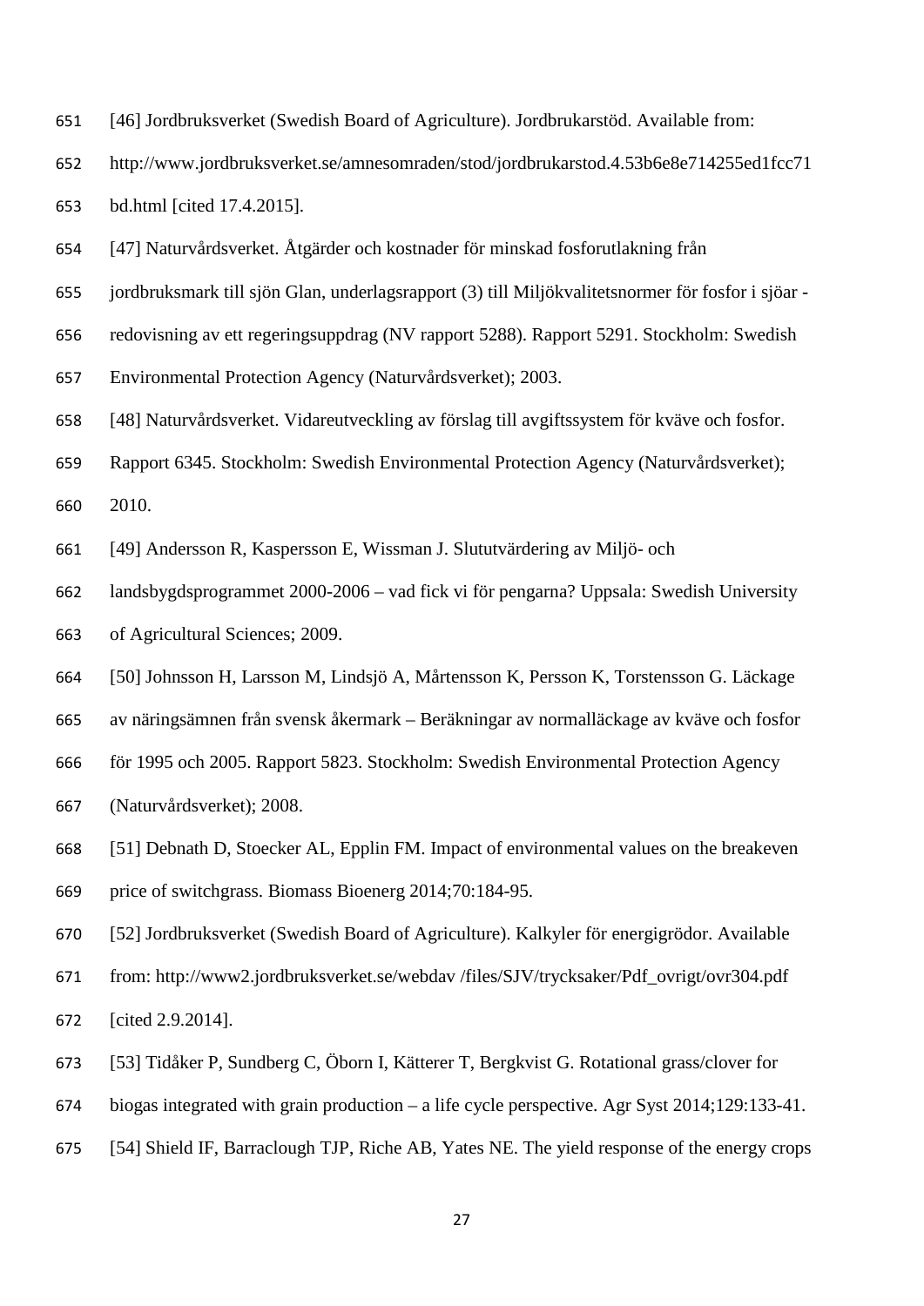[46] Jordbruksverket (Swedish Board of Agriculture). Jordbrukarstöd. Available from: http://www.jordbruksverket.se/amnesomraden/stod/jordbrukarstod.4.53b6e8e714255ed1fcc71bd.html [cited 17.4.2015].

[47] Naturvårdsverket. Åtgärder och kostnader för minskad fosforutlakning från jordbruksmark till sjön Glan, underlagsrapport (3) till Miljökvalitetsnormer för fosfor i sjöar - redovisning av ett regeringsuppdrag (NV rapport 5288). Rapport 5291. Stockholm: Swedish Environmental Protection Agency (Naturvårdsverket); 2003.

[48] Naturvårdsverket. Vidareutveckling av förslag till avgiftssystem för kväve och fosfor. Rapport 6345. Stockholm: Swedish Environmental Protection Agency (Naturvårdsverket); 2010.

[49] Andersson R, Kaspersson E, Wissman J. Slututvärdering av Miljö- och landsbygdsprogrammet 2000-2006 – vad fick vi för pengarna? Uppsala: Swedish University of Agricultural Sciences; 2009.

[50] Johnsson H, Larsson M, Lindsjö A, Mårtensson K, Persson K, Torstensson G. Läckage av näringsämnen från svensk åkermark – Beräkningar av normalläckage av kväve och fosfor för 1995 och 2005. Rapport 5823. Stockholm: Swedish Environmental Protection Agency (Naturvårdsverket); 2008.

[51] Debnath D, Stoecker AL, Epplin FM. Impact of environmental values on the breakeven price of switchgrass. Biomass Bioenerg 2014;70:184-95.

[52] Jordbruksverket (Swedish Board of Agriculture). Kalkyler för energigrödor. Available from: http://www2.jordbruksverket.se/webdav /files/SJV/trycksaker/Pdf_ovrigt/ovr304.pdf [cited 2.9.2014].

[53] Tidåker P, Sundberg C, Öborn I, Kätterer T, Bergkvist G. Rotational grass/clover for biogas integrated with grain production – a life cycle perspective. Agr Syst 2014;129:133-41.

[54] Shield IF, Barraclough TJP, Riche AB, Yates NE. The yield response of the energy crops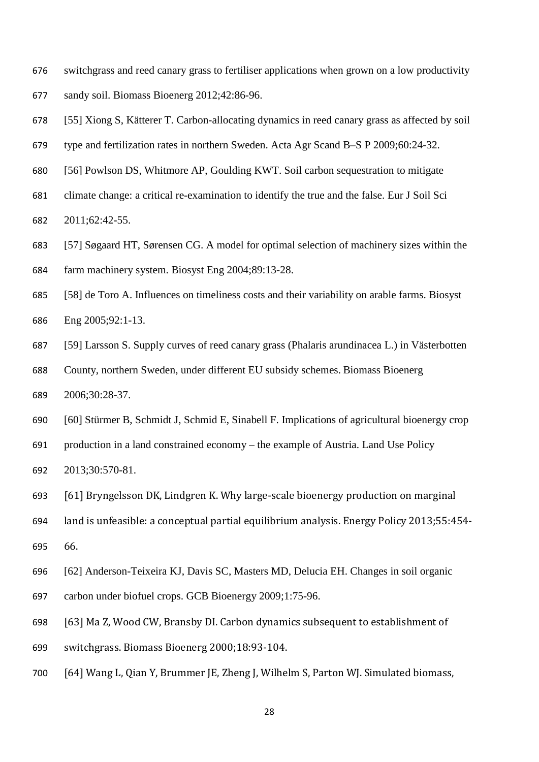switchgrass and reed canary grass to fertiliser applications when grown on a low productivity sandy soil. Biomass Bioenerg 2012;42:86-96.

[55] Xiong S, Kätterer T. Carbon-allocating dynamics in reed canary grass as affected by soil type and fertilization rates in northern Sweden. Acta Agr Scand B–S P 2009;60:24-32.

[56] Powlson DS, Whitmore AP, Goulding KWT. Soil carbon sequestration to mitigate climate change: a critical re-examination to identify the true and the false. Eur J Soil Sci 2011;62:42-55.

[57] Søgaard HT, Sørensen CG. A model for optimal selection of machinery sizes within the farm machinery system. Biosyst Eng 2004;89:13-28.

[58] de Toro A. Influences on timeliness costs and their variability on arable farms. Biosyst Eng 2005;92:1-13.

[59] Larsson S. Supply curves of reed canary grass (Phalaris arundinacea L.) in Västerbotten County, northern Sweden, under different EU subsidy schemes. Biomass Bioenerg 2006;30:28-37.

[60] Stürmer B, Schmidt J, Schmid E, Sinabell F. Implications of agricultural bioenergy crop production in a land constrained economy – the example of Austria. Land Use Policy 2013;30:570-81.

[61] Bryngelsson DK, Lindgren K. Why large-scale bioenergy production on marginal land is unfeasible: a conceptual partial equilibrium analysis. Energy Policy 2013;55:454-66.

[62] Anderson-Teixeira KJ, Davis SC, Masters MD, Delucia EH. Changes in soil organic carbon under biofuel crops. GCB Bioenergy 2009;1:75-96.

[63] Ma Z, Wood CW, Bransby DI. Carbon dynamics subsequent to establishment of switchgrass. Biomass Bioenerg 2000;18:93-104.

[64] Wang L, Qian Y, Brummer JE, Zheng J, Wilhelm S, Parton WJ. Simulated biomass,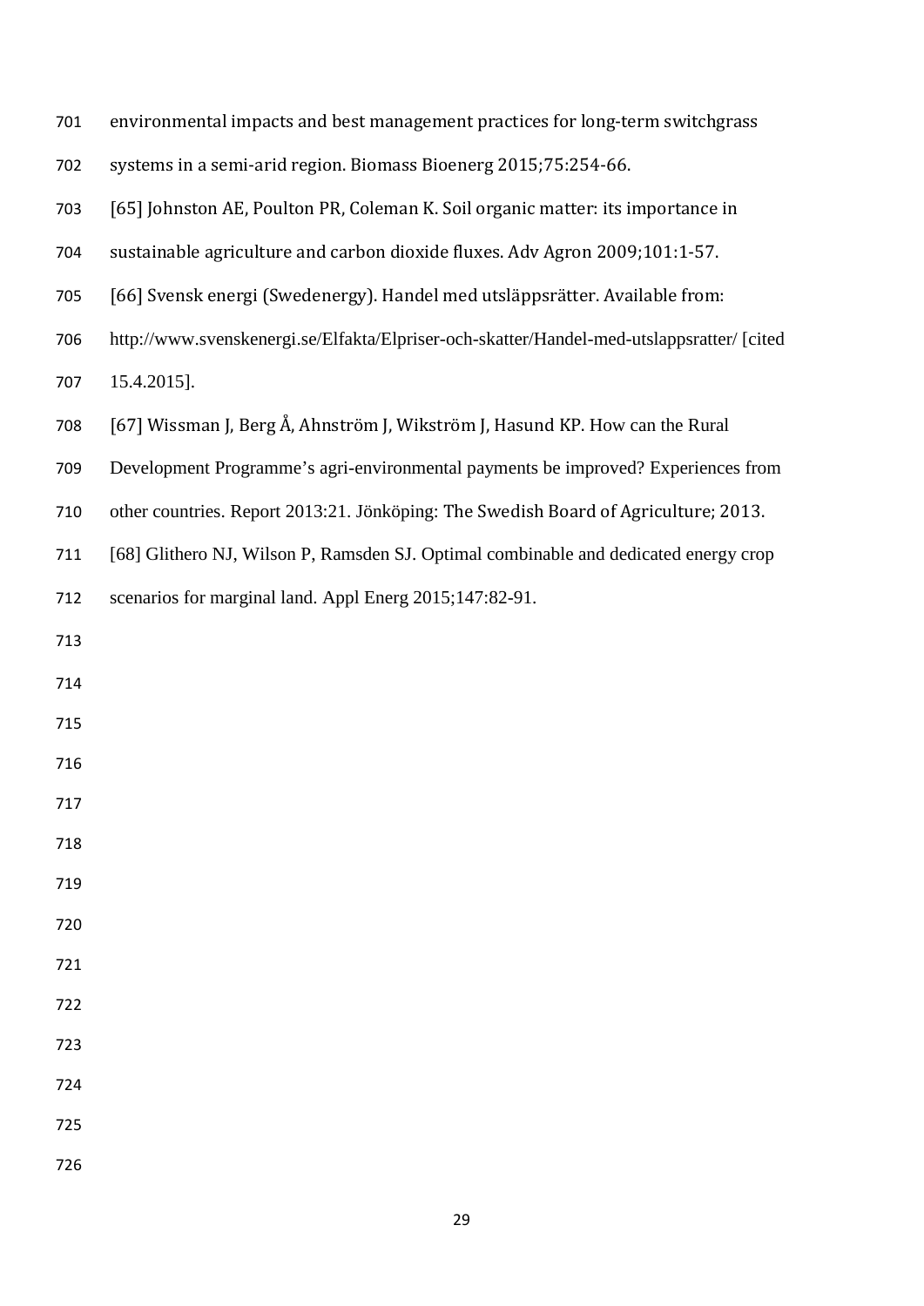environmental impacts and best management practices for long-term switchgrass systems in a semi-arid region. Biomass Bioenerg 2015;75:254-66.

[65] Johnston AE, Poulton PR, Coleman K. Soil organic matter: its importance in sustainable agriculture and carbon dioxide fluxes. Adv Agron 2009;101:1-57.

[66] Svensk energi (Swedenergy). Handel med utsläppsrätter. Available from: http://www.svenskenergi.se/Elfakta/Elpriser-och-skatter/Handel-med-utslappsratter/ [cited 15.4.2015].

[67] Wissman J, Berg Å, Ahnström J, Wikström J, Hasund KP. How can the Rural Development Programme's agri-environmental payments be improved? Experiences from other countries. Report 2013:21. Jönköping: The Swedish Board of Agriculture; 2013.

[68] Glithero NJ, Wilson P, Ramsden SJ. Optimal combinable and dedicated energy crop scenarios for marginal land. Appl Energ 2015;147:82-91.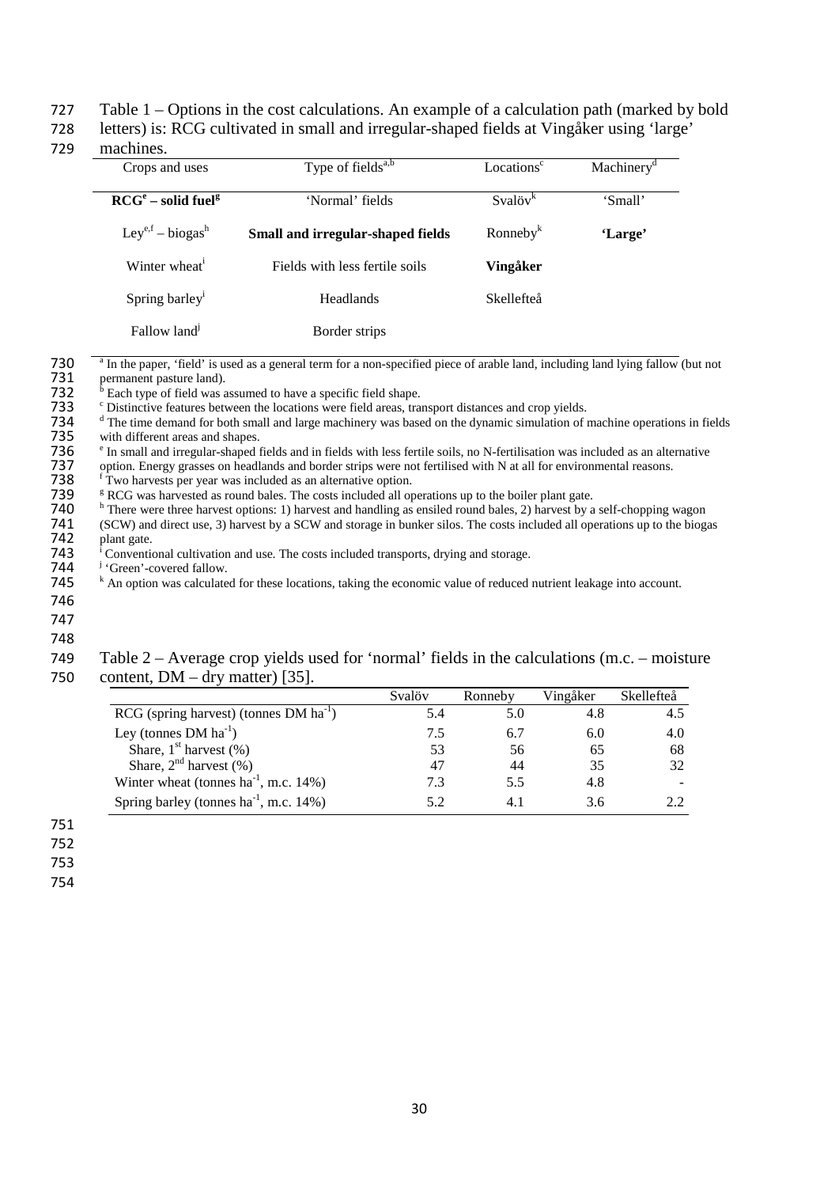Table 1 – Options in the cost calculations. An example of a calculation path (marked by bold letters) is: RCG cultivated in small and irregular-shaped fields at Vingåker using 'large' machines.

| Crops and uses | Type of fields[a,b] | Locations[c] | Machinery[d] |
|---|---|---|---|
| **RCG[e] – solid fuel[g]** | 'Normal' fields | Svalöv[k] | 'Small' |
| Ley[e,f] – biogas[h] | **Small and irregular-shaped fields** | Ronneby[k] | **'Large'** |
| Winter wheat[i] | Fields with less fertile soils | **Vingåker** | |
| Spring barley[i] | Headlands | Skellefteå | |
| Fallow land[j] | Border strips | | |

[a] In the paper, 'field' is used as a general term for a non-specified piece of arable land, including land lying fallow (but not permanent pasture land).
[b] Each type of field was assumed to have a specific field shape.
[c] Distinctive features between the locations were field areas, transport distances and crop yields.
[d] The time demand for both small and large machinery was based on the dynamic simulation of machine operations in fields with different areas and shapes.
[e] In small and irregular-shaped fields and in fields with less fertile soils, no N-fertilisation was included as an alternative option. Energy grasses on headlands and border strips were not fertilised with N at all for environmental reasons.
[f] Two harvests per year was included as an alternative option.
[g] RCG was harvested as round bales. The costs included all operations up to the boiler plant gate.
[h] There were three harvest options: 1) harvest and handling as ensiled round bales, 2) harvest by a self-chopping wagon (SCW) and direct use, 3) harvest by a SCW and storage in bunker silos. The costs included all operations up to the biogas plant gate.
[i] Conventional cultivation and use. The costs included transports, drying and storage.
[j] 'Green'-covered fallow.
[k] An option was calculated for these locations, taking the economic value of reduced nutrient leakage into account.

Table 2 – Average crop yields used for 'normal' fields in the calculations (m.c. – moisture content, DM – dry matter) [35].

| | Svalöv | Ronneby | Vingåker | Skellefteå |
|---|---|---|---|---|
| RCG (spring harvest) (tonnes DM $ha^{-1}$) | 5.4 | 5.0 | 4.8 | 4.5 |
| Ley (tonnes DM $ha^{-1}$) | 7.5 | 6.7 | 6.0 | 4.0 |
| Share, 1st harvest (%) | 53 | 56 | 65 | 68 |
| Share, 2nd harvest (%) | 47 | 44 | 35 | 32 |
| Winter wheat (tonnes $ha^{-1}$, m.c. 14%) | 7.3 | 5.5 | 4.8 | - |
| Spring barley (tonnes $ha^{-1}$, m.c. 14%) | 5.2 | 4.1 | 3.6 | 2.2 |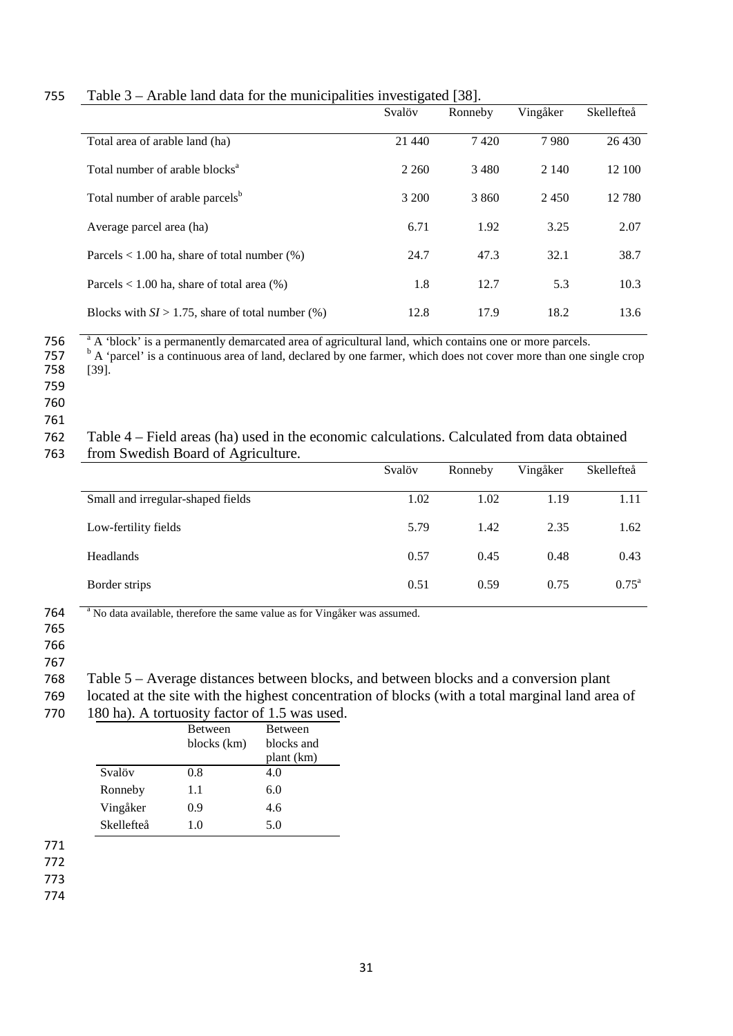Table 3 – Arable land data for the municipalities investigated [38].

| | Svalöv | Ronneby | Vingåker | Skellefteå |
|---|---|---|---|---|
| Total area of arable land (ha) | 21 440 | 7 420 | 7 980 | 26 430 |
| Total number of arable blocks[a] | 2 260 | 3 480 | 2 140 | 12 100 |
| Total number of arable parcels[b] | 3 200 | 3 860 | 2 450 | 12 780 |
| Average parcel area (ha) | 6.71 | 1.92 | 3.25 | 2.07 |
| Parcels < 1.00 ha, share of total number (%) | 24.7 | 47.3 | 32.1 | 38.7 |
| Parcels < 1.00 ha, share of total area (%) | 1.8 | 12.7 | 5.3 | 10.3 |
| Blocks with $SI > 1.75$, share of total number (%) | 12.8 | 17.9 | 18.2 | 13.6 |

[a] A 'block' is a permanently demarcated area of agricultural land, which contains one or more parcels.
[b] A 'parcel' is a continuous area of land, declared by one farmer, which does not cover more than one single crop [39].

Table 4 – Field areas (ha) used in the economic calculations. Calculated from data obtained from Swedish Board of Agriculture.

| | Svalöv | Ronneby | Vingåker | Skellefteå |
|---|---|---|---|---|
| Small and irregular-shaped fields | 1.02 | 1.02 | 1.19 | 1.11 |
| Low-fertility fields | 5.79 | 1.42 | 2.35 | 1.62 |
| Headlands | 0.57 | 0.45 | 0.48 | 0.43 |
| Border strips | 0.51 | 0.59 | 0.75 | 0.75[a] |

[a] No data available, therefore the same value as for Vingåker was assumed.

Table 5 – Average distances between blocks, and between blocks and a conversion plant located at the site with the highest concentration of blocks (with a total marginal land area of 180 ha). A tortuosity factor of 1.5 was used.

| | Between blocks (km) | Between blocks and plant (km) |
|---|---|---|
| Svalöv | 0.8 | 4.0 |
| Ronneby | 1.1 | 6.0 |
| Vingåker | 0.9 | 4.6 |
| Skellefteå | 1.0 | 5.0 |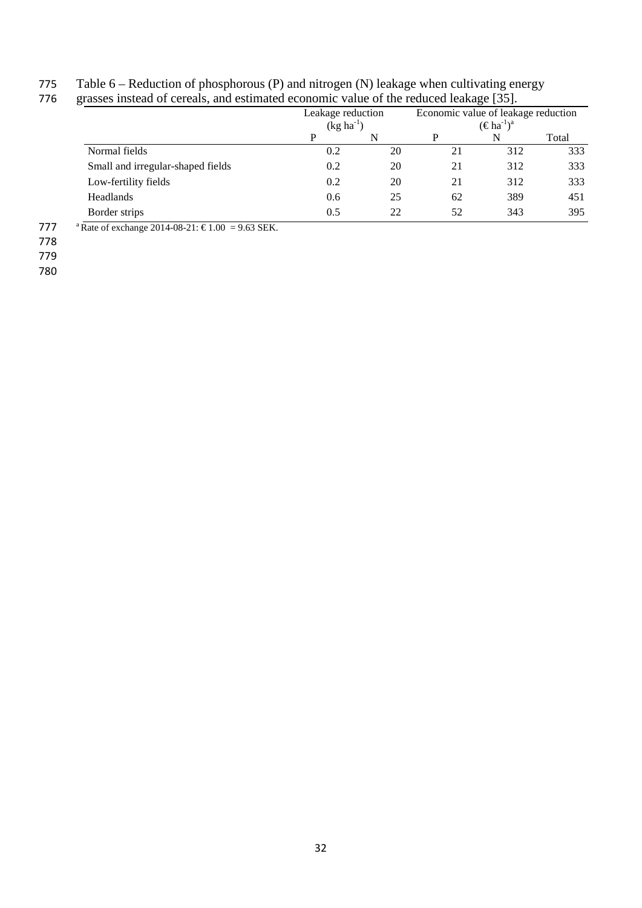Table 6 – Reduction of phosphorous (P) and nitrogen (N) leakage when cultivating energy grasses instead of cereals, and estimated economic value of the reduced leakage [35].

| | Leakage reduction ($kg\ ha^{-1}$) | | Economic value of leakage reduction ($€\ ha^{-1}$)[a] | | |
|---|---|---|---|---|---|
| | P | N | P | N | Total |
| Normal fields | 0.2 | 20 | 21 | 312 | 333 |
| Small and irregular-shaped fields | 0.2 | 20 | 21 | 312 | 333 |
| Low-fertility fields | 0.2 | 20 | 21 | 312 | 333 |
| Headlands | 0.6 | 25 | 62 | 389 | 451 |
| Border strips | 0.5 | 22 | 52 | 343 | 395 |

[a] Rate of exchange 2014-08-21: € 1.00 = 9.63 SEK.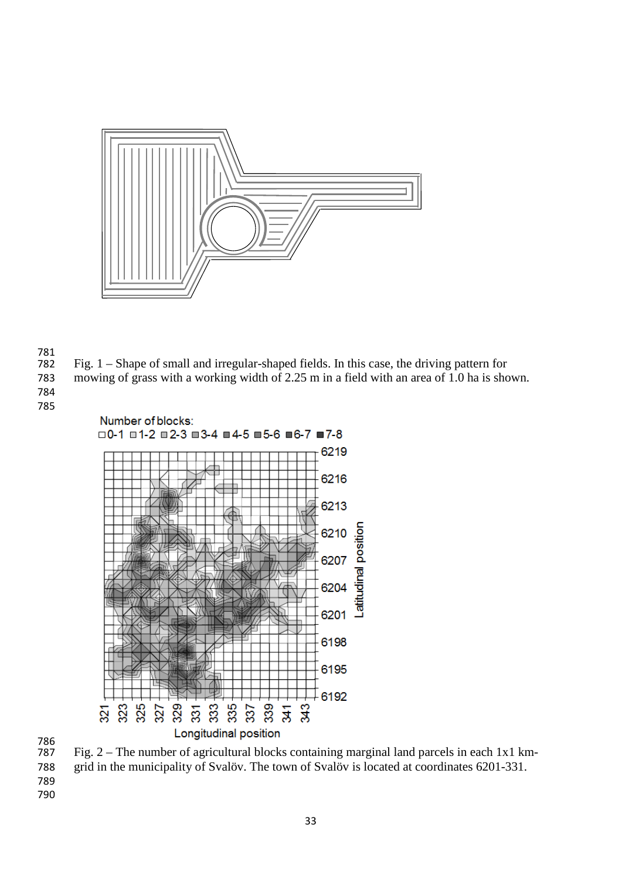Fig. 1 – Shape of small and irregular-shaped fields. In this case, the driving pattern for mowing of grass with a working width of 2.25 m in a field with an area of 1.0 ha is shown.

Fig. 2 – The number of agricultural blocks containing marginal land parcels in each 1x1 km-grid in the municipality of Svalöv. The town of Svalöv is located at coordinates 6201-331.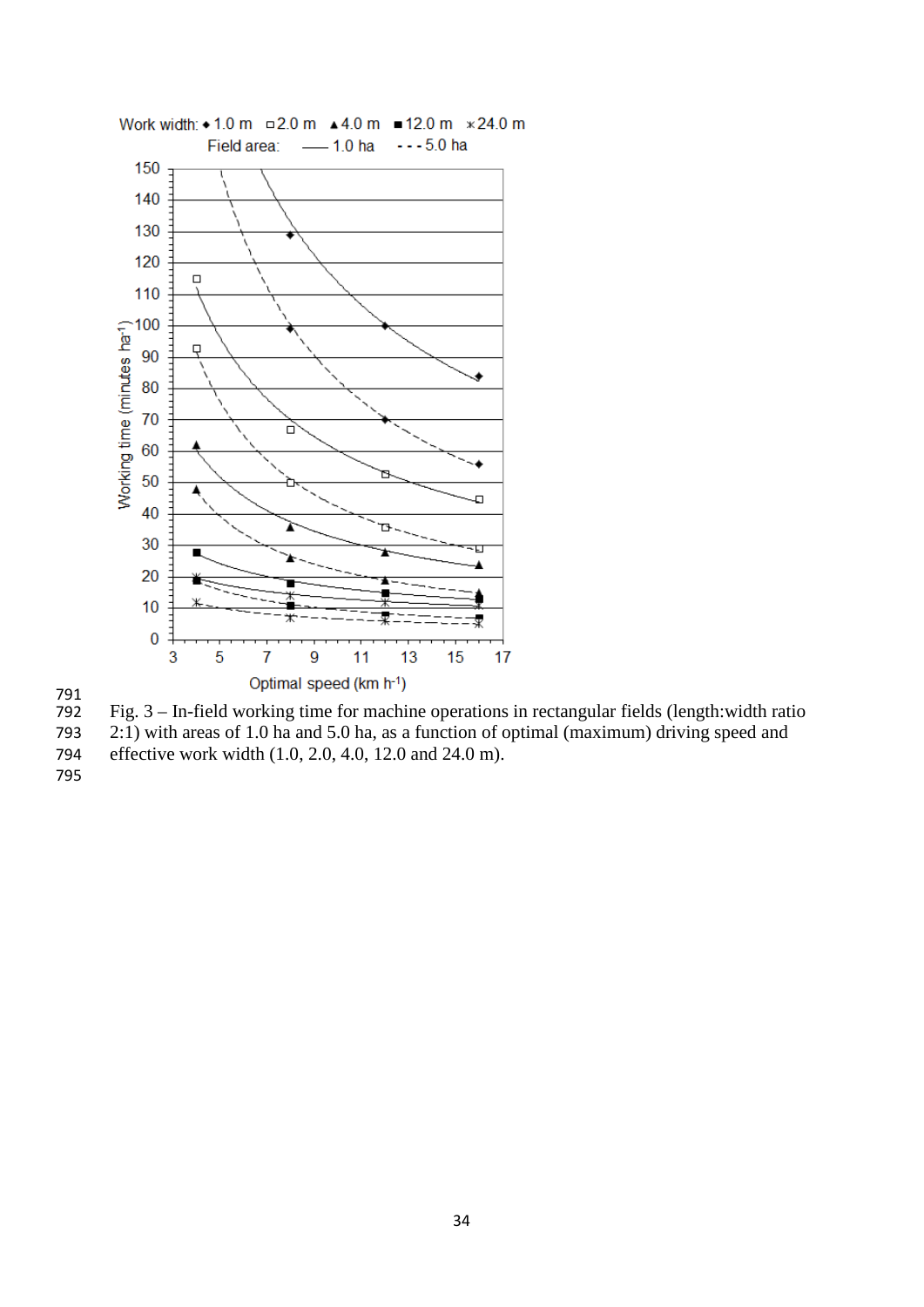Fig. 3 – In-field working time for machine operations in rectangular fields (length:width ratio 2:1) with areas of 1.0 ha and 5.0 ha, as a function of optimal (maximum) driving speed and effective work width (1.0, 2.0, 4.0, 12.0 and 24.0 m).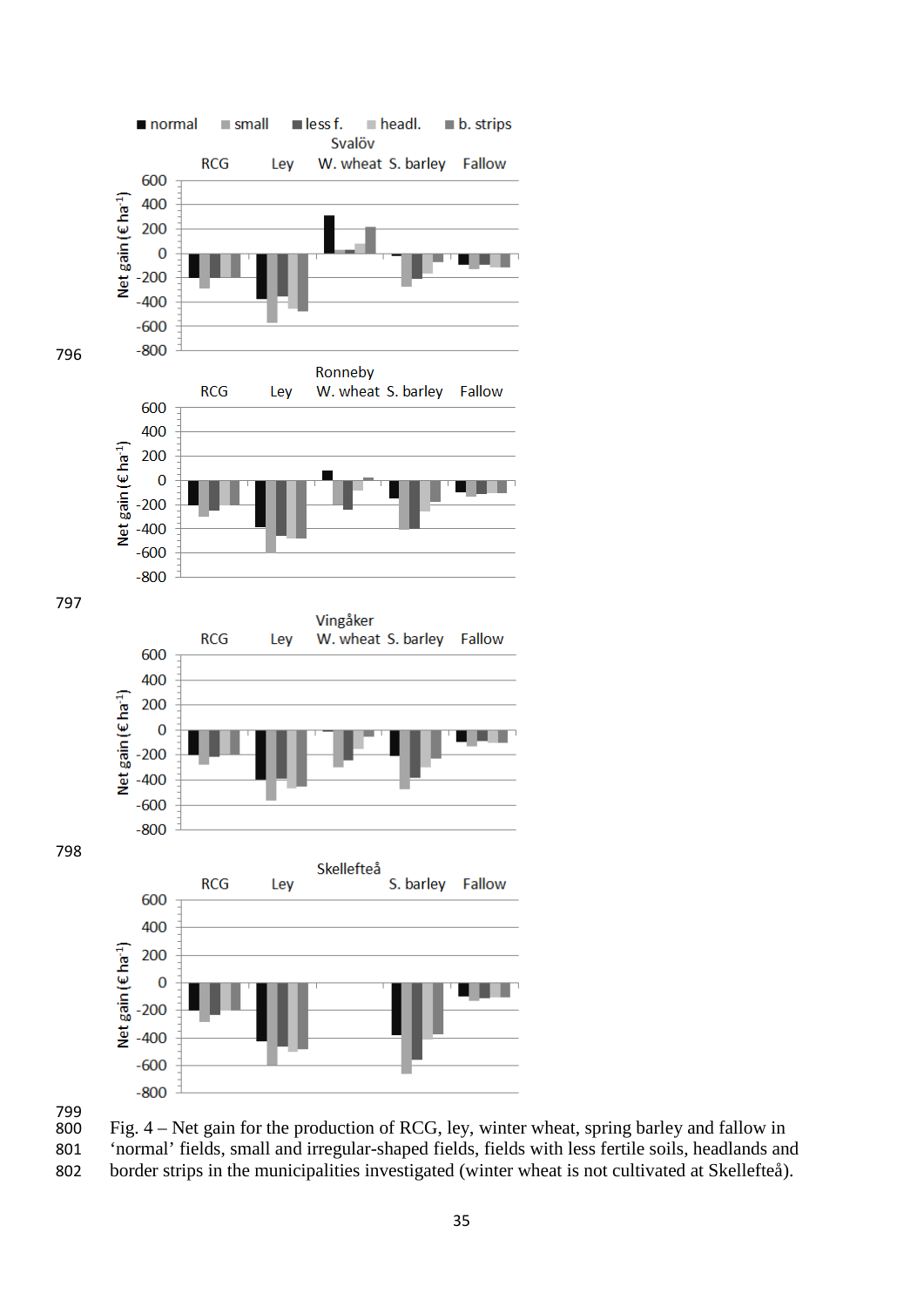Fig. 4 – Net gain for the production of RCG, ley, winter wheat, spring barley and fallow in 'normal' fields, small and irregular-shaped fields, fields with less fertile soils, headlands and border strips in the municipalities investigated (winter wheat is not cultivated at Skellefteå).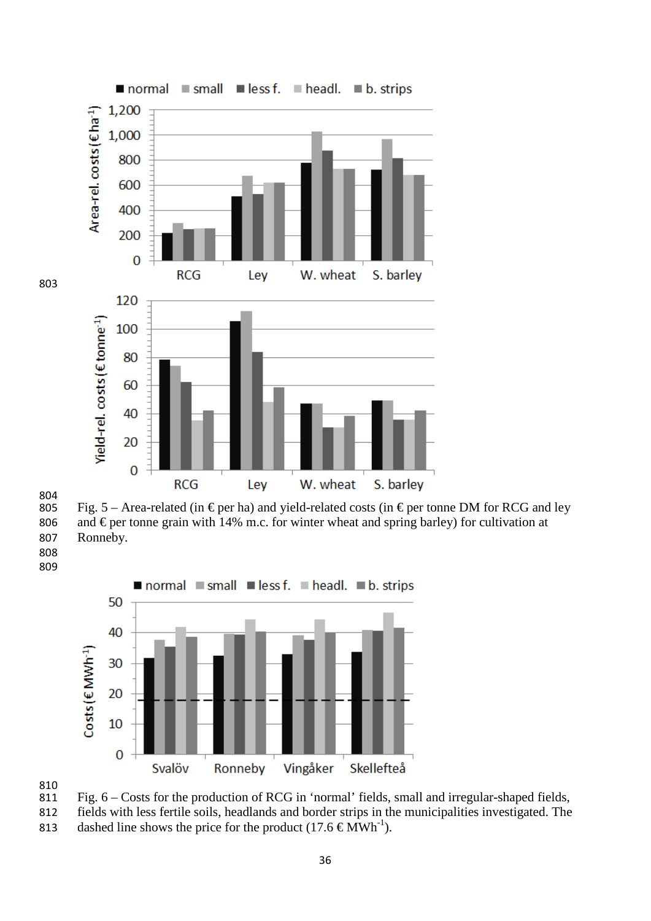Fig. 5 – Area-related (in € per ha) and yield-related costs (in € per tonne DM for RCG and ley and € per tonne grain with 14% m.c. for winter wheat and spring barley) for cultivation at Ronneby.

Fig. 6 – Costs for the production of RCG in 'normal' fields, small and irregular-shaped fields, fields with less fertile soils, headlands and border strips in the municipalities investigated. The dashed line shows the price for the product (17.6 € $MWh^{-1}$).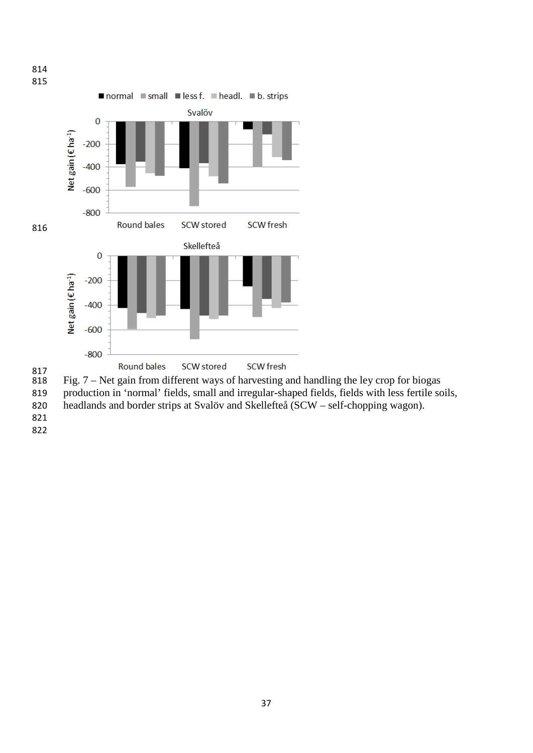Fig. 7 – Net gain from different ways of harvesting and handling the ley crop for biogas production in 'normal' fields, small and irregular-shaped fields, fields with less fertile soils, headlands and border strips at Svalöv and Skellefteå (SCW – self-chopping wagon).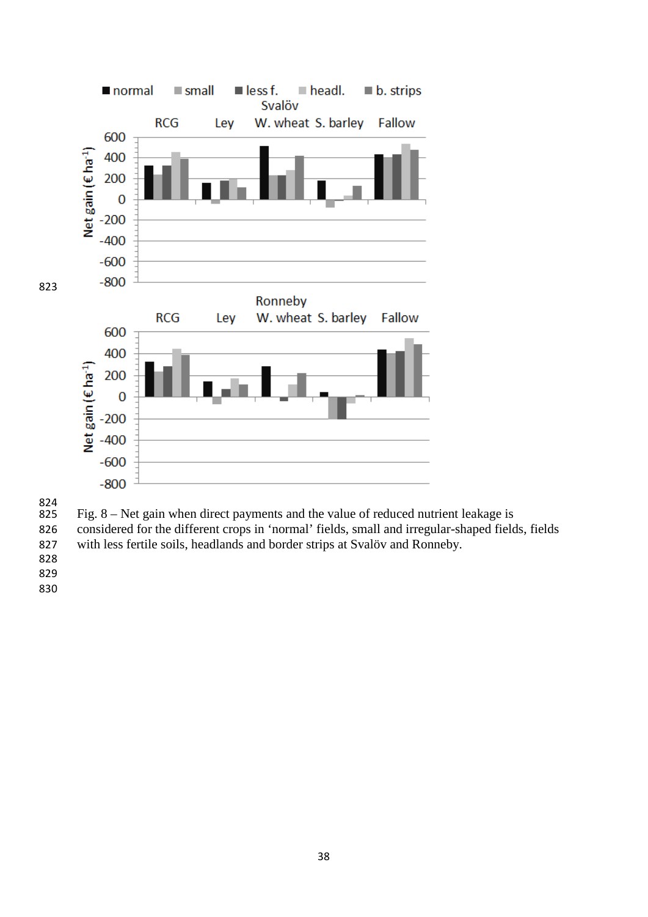Fig. 8 – Net gain when direct payments and the value of reduced nutrient leakage is considered for the different crops in 'normal' fields, small and irregular-shaped fields, fields with less fertile soils, headlands and border strips at Svalöv and Ronneby.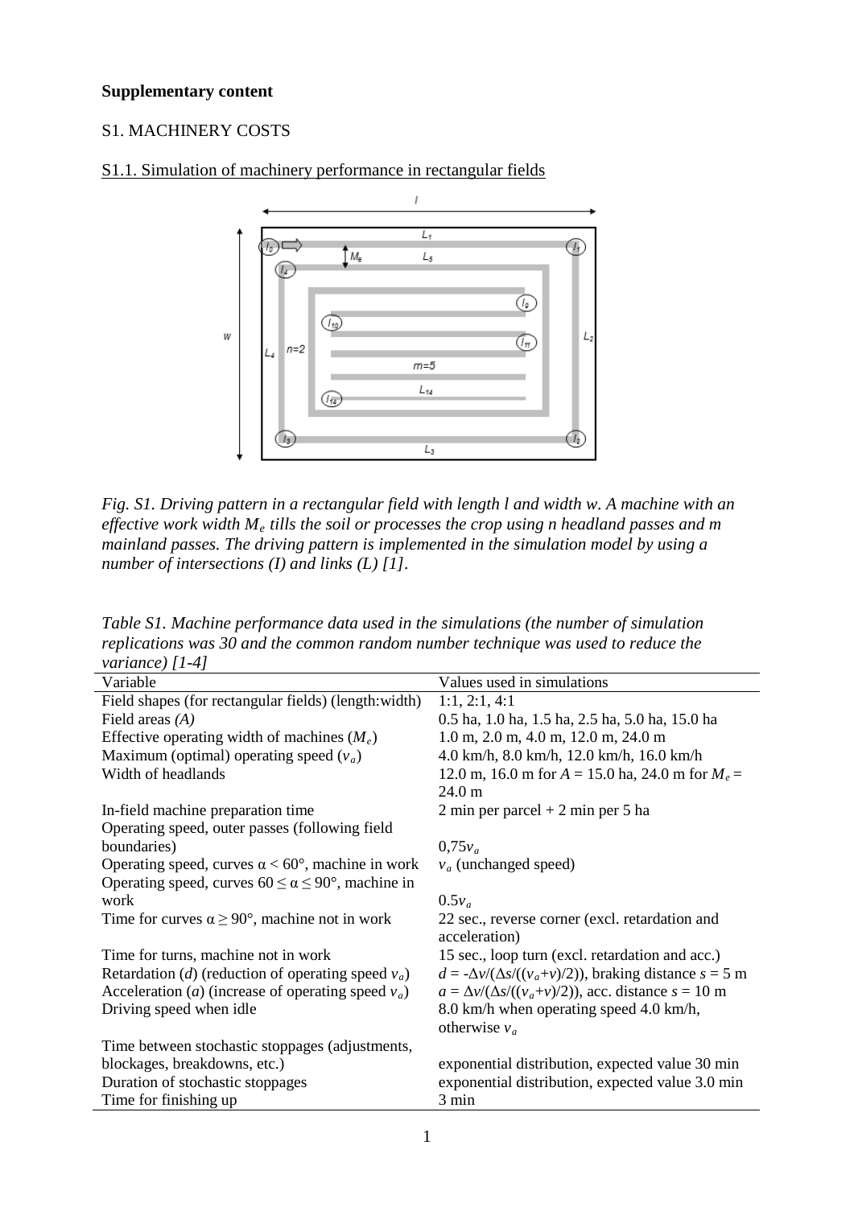**Supplementary content**

S1. MACHINERY COSTS

S1.1. Simulation of machinery performance in rectangular fields

*Fig. S1. Driving pattern in a rectangular field with length l and width w. A machine with an effective work width $M_e$ tills the soil or processes the crop using n headland passes and m mainland passes. The driving pattern is implemented in the simulation model by using a number of intersections (I) and links (L) [1].*

*Table S1. Machine performance data used in the simulations (the number of simulation replications was 30 and the common random number technique was used to reduce the variance) [1-4]*

| Variable | Values used in simulations |
|---|---|
| Field shapes (for rectangular fields) (length:width) | 1:1, 2:1, 4:1 |
| Field areas *(A)* | 0.5 ha, 1.0 ha, 1.5 ha, 2.5 ha, 5.0 ha, 15.0 ha |
| Effective operating width of machines ($M_e$) | 1.0 m, 2.0 m, 4.0 m, 12.0 m, 24.0 m |
| Maximum (optimal) operating speed ($v_a$) | 4.0 km/h, 8.0 km/h, 12.0 km/h, 16.0 km/h |
| Width of headlands | 12.0 m, 16.0 m for $A$ = 15.0 ha, 24.0 m for $M_e$ = 24.0 m |
| In-field machine preparation time | 2 min per parcel + 2 min per 5 ha |
| Operating speed, outer passes (following field boundaries) | $0{,}75v_a$ |
| Operating speed, curves $\alpha < 60°$, machine in work | $v_a$ (unchanged speed) |
| Operating speed, curves $60 \leq \alpha \leq 90°$, machine in work | $0.5v_a$ |
| Time for curves $\alpha \geq 90°$, machine not in work | 22 sec., reverse corner (excl. retardation and acceleration) |
| Time for turns, machine not in work | 15 sec., loop turn (excl. retardation and acc.) |
| Retardation ($d$) (reduction of operating speed $v_a$) | $d = -\Delta v/(\Delta s/((v_a+v)/2))$, braking distance $s$ = 5 m |
| Acceleration ($a$) (increase of operating speed $v_a$) | $a = \Delta v/(\Delta s/((v_a+v)/2))$, acc. distance $s$ = 10 m |
| Driving speed when idle | 8.0 km/h when operating speed 4.0 km/h, otherwise $v_a$ |
| Time between stochastic stoppages (adjustments, blockages, breakdowns, etc.) | exponential distribution, expected value 30 min |
| Duration of stochastic stoppages | exponential distribution, expected value 3.0 min |
| Time for finishing up | 3 min |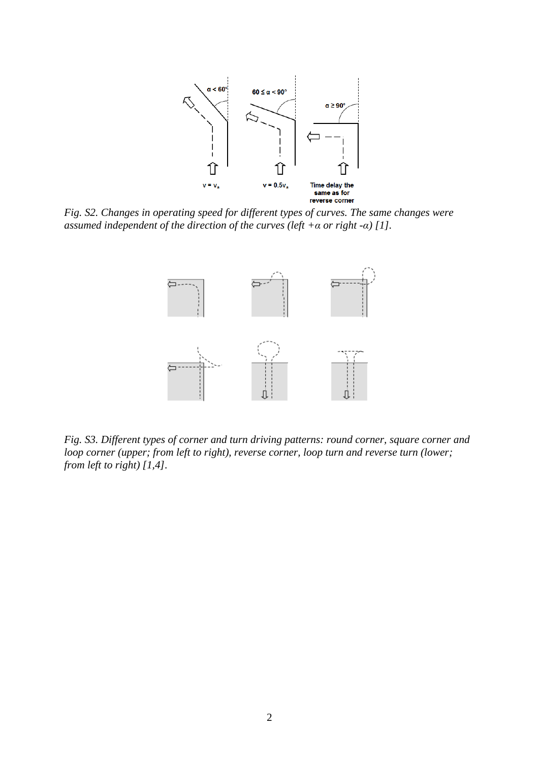*Fig. S2. Changes in operating speed for different types of curves. The same changes were assumed independent of the direction of the curves (left +α or right -α) [1].*

*Fig. S3. Different types of corner and turn driving patterns: round corner, square corner and loop corner (upper; from left to right), reverse corner, loop turn and reverse turn (lower; from left to right) [1,4].*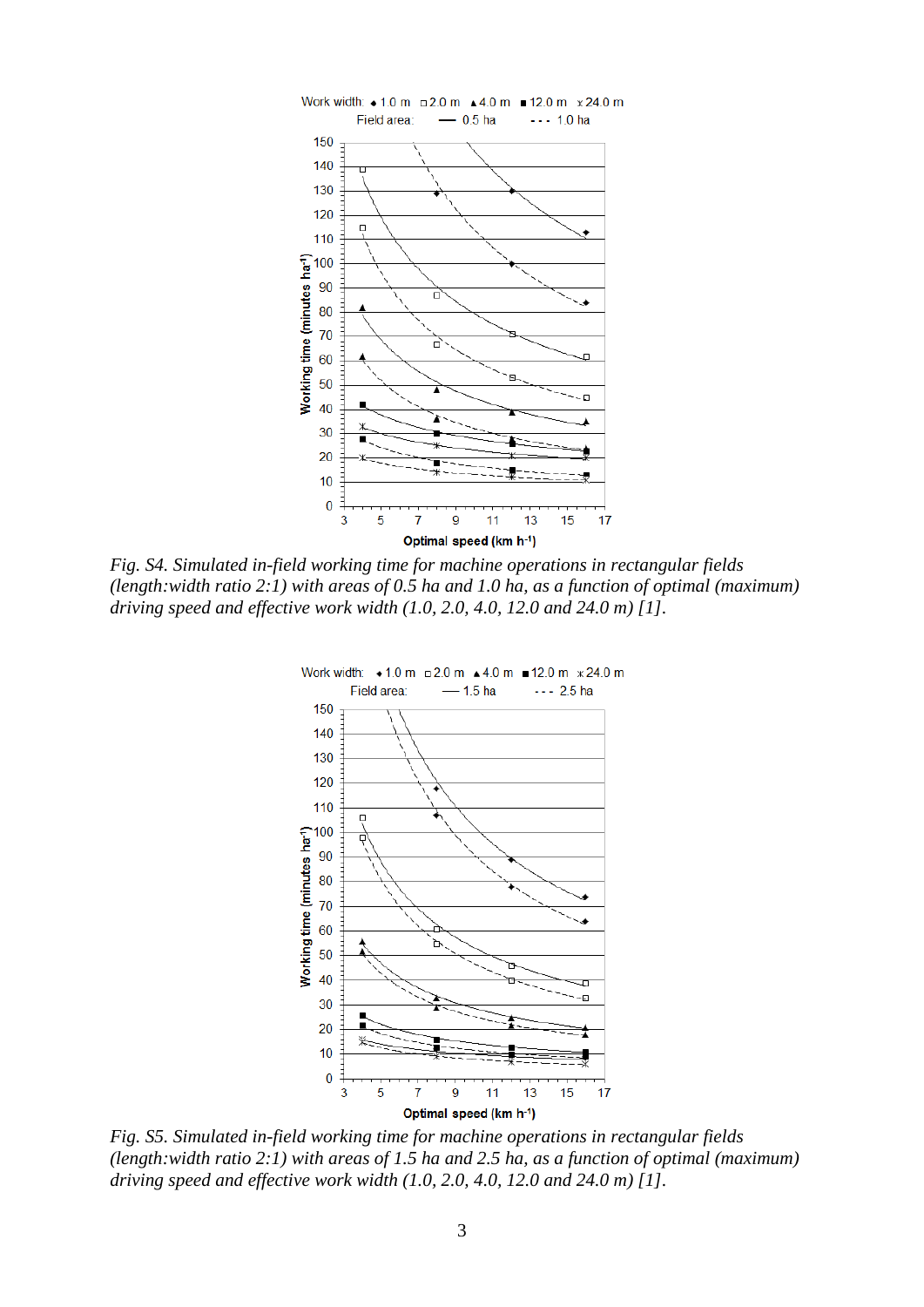*Fig. S4. Simulated in-field working time for machine operations in rectangular fields (length:width ratio 2:1) with areas of 0.5 ha and 1.0 ha, as a function of optimal (maximum) driving speed and effective work width (1.0, 2.0, 4.0, 12.0 and 24.0 m) [1].*

*Fig. S5. Simulated in-field working time for machine operations in rectangular fields (length:width ratio 2:1) with areas of 1.5 ha and 2.5 ha, as a function of optimal (maximum) driving speed and effective work width (1.0, 2.0, 4.0, 12.0 and 24.0 m) [1].*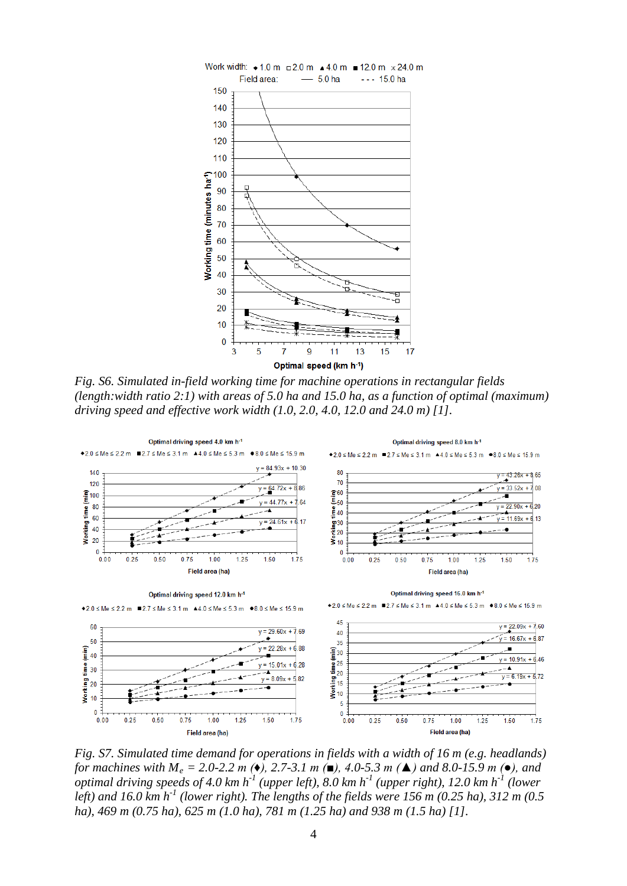*Fig. S6. Simulated in-field working time for machine operations in rectangular fields (length:width ratio 2:1) with areas of 5.0 ha and 15.0 ha, as a function of optimal (maximum) driving speed and effective work width (1.0, 2.0, 4.0, 12.0 and 24.0 m) [1].*

*Fig. S7. Simulated time demand for operations in fields with a width of 16 m (e.g. headlands) for machines with $M_e$ = 2.0-2.2 m (♦), 2.7-3.1 m (■), 4.0-5.3 m (▲) and 8.0-15.9 m (●), and optimal driving speeds of 4.0 km $h^{-1}$ (upper left), 8.0 km $h^{-1}$ (upper right), 12.0 km $h^{-1}$ (lower left) and 16.0 km $h^{-1}$ (lower right). The lengths of the fields were 156 m (0.25 ha), 312 m (0.5 ha), 469 m (0.75 ha), 625 m (1.0 ha), 781 m (1.25 ha) and 938 m (1.5 ha) [1].*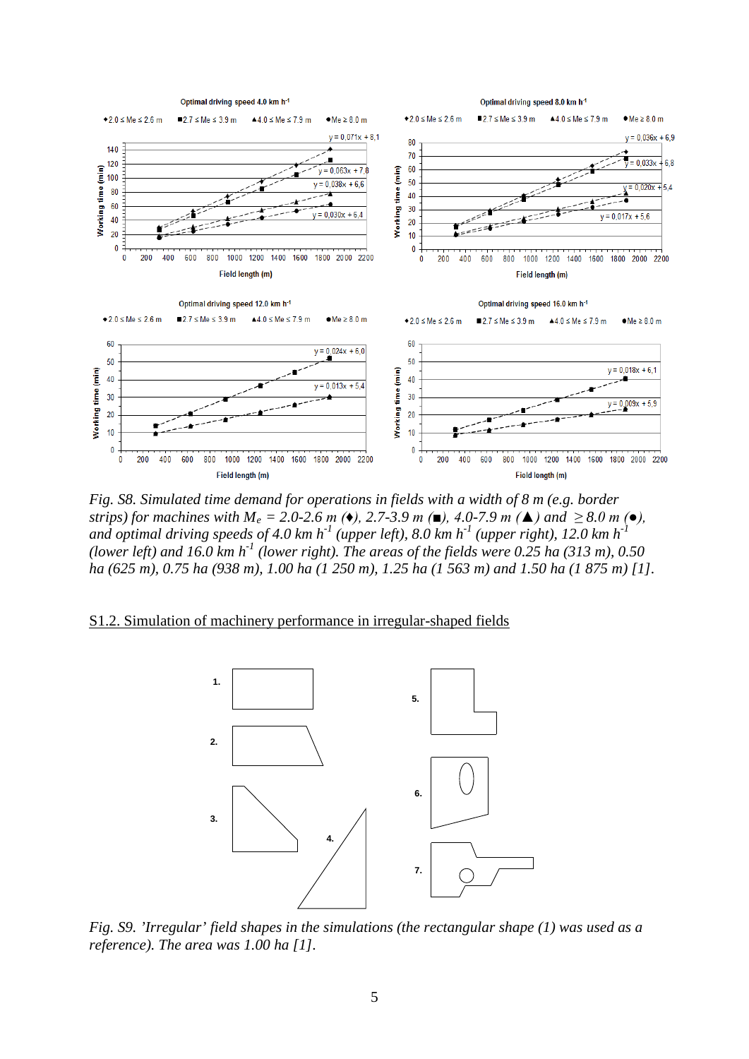*Fig. S8. Simulated time demand for operations in fields with a width of 8 m (e.g. border strips) for machines with $M_e$ = 2.0-2.6 m (♦), 2.7-3.9 m (■), 4.0-7.9 m (▲) and ≥ 8.0 m (●), and optimal driving speeds of 4.0 km $h^{-1}$ (upper left), 8.0 km $h^{-1}$ (upper right), 12.0 km $h^{-1}$ (lower left) and 16.0 km $h^{-1}$ (lower right). The areas of the fields were 0.25 ha (313 m), 0.50 ha (625 m), 0.75 ha (938 m), 1.00 ha (1 250 m), 1.25 ha (1 563 m) and 1.50 ha (1 875 m) [1].*

## S1.2. Simulation of machinery performance in irregular-shaped fields

*Fig. S9. 'Irregular' field shapes in the simulations (the rectangular shape (1) was used as a reference). The area was 1.00 ha [1].*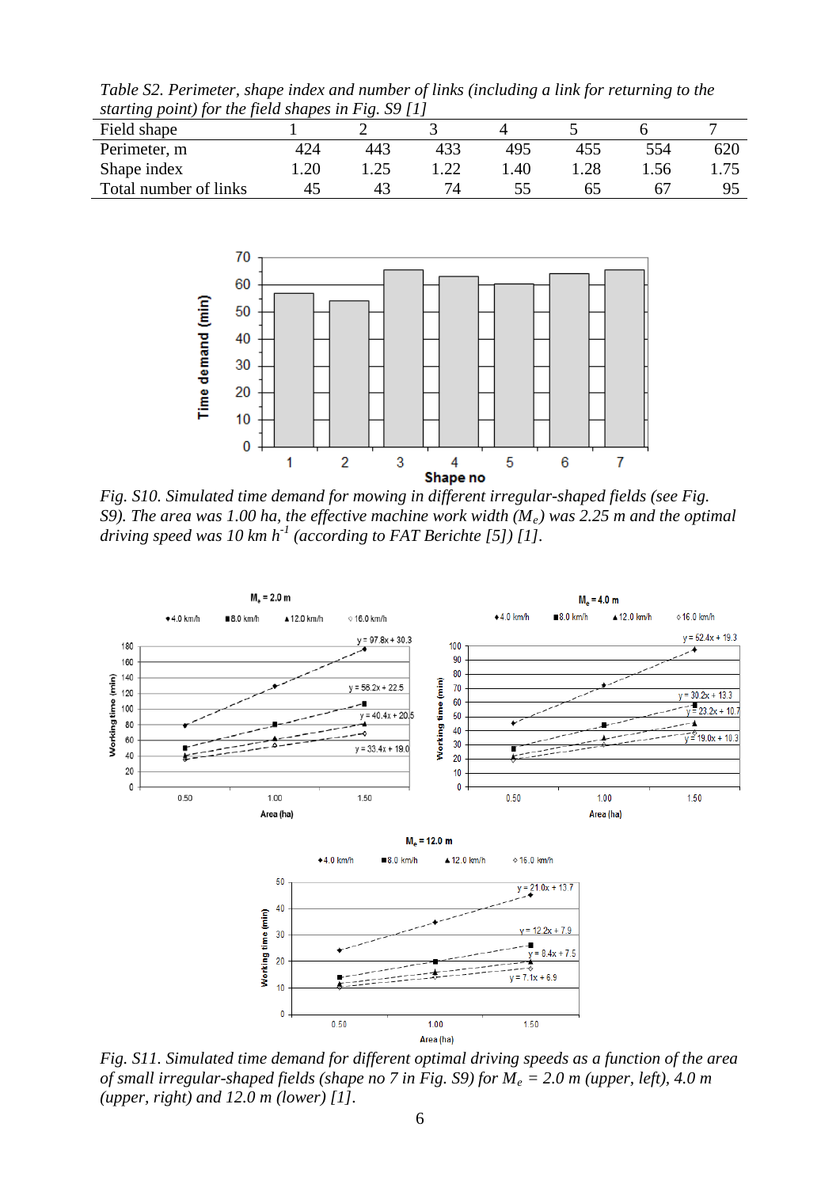*Table S2. Perimeter, shape index and number of links (including a link for returning to the starting point) for the field shapes in Fig. S9 [1]*

| Field shape | 1 | 2 | 3 | 4 | 5 | 6 | 7 |
|---|---|---|---|---|---|---|---|
| Perimeter, m | 424 | 443 | 433 | 495 | 455 | 554 | 620 |
| Shape index | 1.20 | 1.25 | 1.22 | 1.40 | 1.28 | 1.56 | 1.75 |
| Total number of links | 45 | 43 | 74 | 55 | 65 | 67 | 95 |

*Fig. S10. Simulated time demand for mowing in different irregular-shaped fields (see Fig. S9). The area was 1.00 ha, the effective machine work width ($M_e$) was 2.25 m and the optimal driving speed was 10 km $h^{-1}$ (according to FAT Berichte [5]) [1].*

*Fig. S11. Simulated time demand for different optimal driving speeds as a function of the area of small irregular-shaped fields (shape no 7 in Fig. S9) for $M_e$ = 2.0 m (upper, left), 4.0 m (upper, right) and 12.0 m (lower) [1].*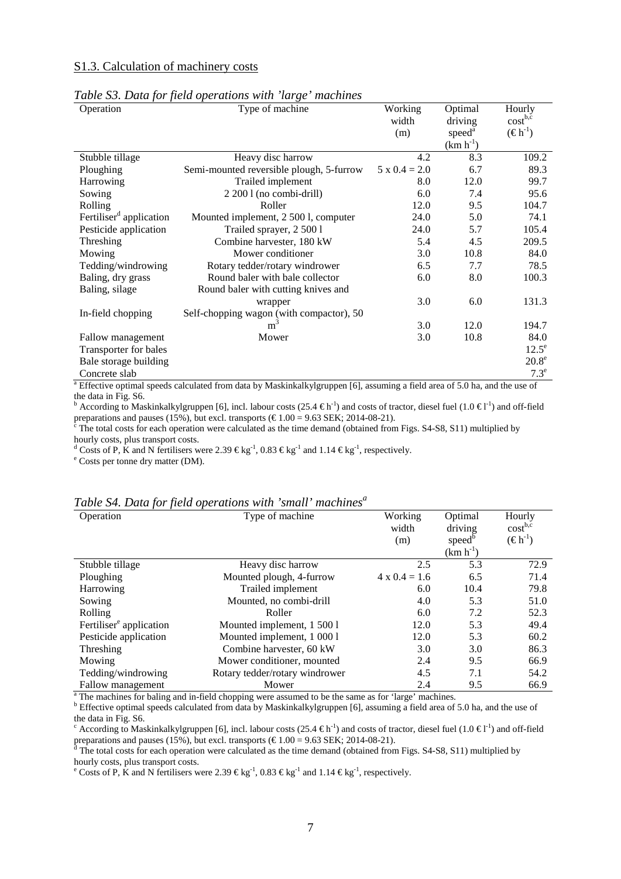## S1.3. Calculation of machinery costs

*Table S3. Data for field operations with 'large' machines*

| Operation | Type of machine | Working width (m) | Optimal driving speed[a] (km $h^{-1}$) | Hourly cost[b,c] (€ $h^{-1}$) |
|---|---|---|---|---|
| Stubble tillage | Heavy disc harrow | 4.2 | 8.3 | 109.2 |
| Ploughing | Semi-mounted reversible plough, 5-furrow | 5 x 0.4 = 2.0 | 6.7 | 89.3 |
| Harrowing | Trailed implement | 8.0 | 12.0 | 99.7 |
| Sowing | 2 200 l (no combi-drill) | 6.0 | 7.4 | 95.6 |
| Rolling | Roller | 12.0 | 9.5 | 104.7 |
| Fertiliser[d] application | Mounted implement, 2 500 l, computer | 24.0 | 5.0 | 74.1 |
| Pesticide application | Trailed sprayer, 2 500 l | 24.0 | 5.7 | 105.4 |
| Threshing | Combine harvester, 180 kW | 5.4 | 4.5 | 209.5 |
| Mowing | Mower conditioner | 3.0 | 10.8 | 84.0 |
| Tedding/windrowing | Rotary tedder/rotary windrower | 6.5 | 7.7 | 78.5 |
| Baling, dry grass | Round baler with bale collector | 6.0 | 8.0 | 100.3 |
| Baling, silage | Round baler with cutting knives and wrapper | 3.0 | 6.0 | 131.3 |
| In-field chopping | Self-chopping wagon (with compactor), 50 $m^3$ | 3.0 | 12.0 | 194.7 |
| Fallow management | Mower | 3.0 | 10.8 | 84.0 |
| Transporter for bales | | | | 12.5[e] |
| Bale storage building | | | | 20.8[e] |
| Concrete slab | | | | 7.3[e] |

[a] Effective optimal speeds calculated from data by Maskinkalkylgruppen [6], assuming a field area of 5.0 ha, and the use of the data in Fig. S6.
[b] According to Maskinkalkylgruppen [6], incl. labour costs (25.4 € $h^{-1}$) and costs of tractor, diesel fuel (1.0 € $l^{-1}$) and off-field preparations and pauses (15%), but excl. transports (€ 1.00 = 9.63 SEK; 2014-08-21).
[c] The total costs for each operation were calculated as the time demand (obtained from Figs. S4-S8, S11) multiplied by hourly costs, plus transport costs.
[d] Costs of P, K and N fertilisers were 2.39 € $kg^{-1}$, 0.83 € $kg^{-1}$ and 1.14 € $kg^{-1}$, respectively.
[e] Costs per tonne dry matter (DM).

*Table S4. Data for field operations with 'small' machines[a]*

| Operation | Type of machine | Working width (m) | Optimal driving speed[b] (km $h^{-1}$) | Hourly cost[b,c] (€ $h^{-1}$) |
|---|---|---|---|---|
| Stubble tillage | Heavy disc harrow | 2.5 | 5.3 | 72.9 |
| Ploughing | Mounted plough, 4-furrow | 4 x 0.4 = 1.6 | 6.5 | 71.4 |
| Harrowing | Trailed implement | 6.0 | 10.4 | 79.8 |
| Sowing | Mounted, no combi-drill | 4.0 | 5.3 | 51.0 |
| Rolling | Roller | 6.0 | 7.2 | 52.3 |
| Fertiliser[e] application | Mounted implement, 1 500 l | 12.0 | 5.3 | 49.4 |
| Pesticide application | Mounted implement, 1 000 l | 12.0 | 5.3 | 60.2 |
| Threshing | Combine harvester, 60 kW | 3.0 | 3.0 | 86.3 |
| Mowing | Mower conditioner, mounted | 2.4 | 9.5 | 66.9 |
| Tedding/windrowing | Rotary tedder/rotary windrower | 4.5 | 7.1 | 54.2 |
| Fallow management | Mower | 2.4 | 9.5 | 66.9 |

[a] The machines for baling and in-field chopping were assumed to be the same as for 'large' machines.
[b] Effective optimal speeds calculated from data by Maskinkalkylgruppen [6], assuming a field area of 5.0 ha, and the use of the data in Fig. S6.
[c] According to Maskinkalkylgruppen [6], incl. labour costs (25.4 € $h^{-1}$) and costs of tractor, diesel fuel (1.0 € $l^{-1}$) and off-field preparations and pauses (15%), but excl. transports (€ 1.00 = 9.63 SEK; 2014-08-21).
[d] The total costs for each operation were calculated as the time demand (obtained from Figs. S4-S8, S11) multiplied by hourly costs, plus transport costs.
[e] Costs of P, K and N fertilisers were 2.39 € $kg^{-1}$, 0.83 € $kg^{-1}$ and 1.14 € $kg^{-1}$, respectively.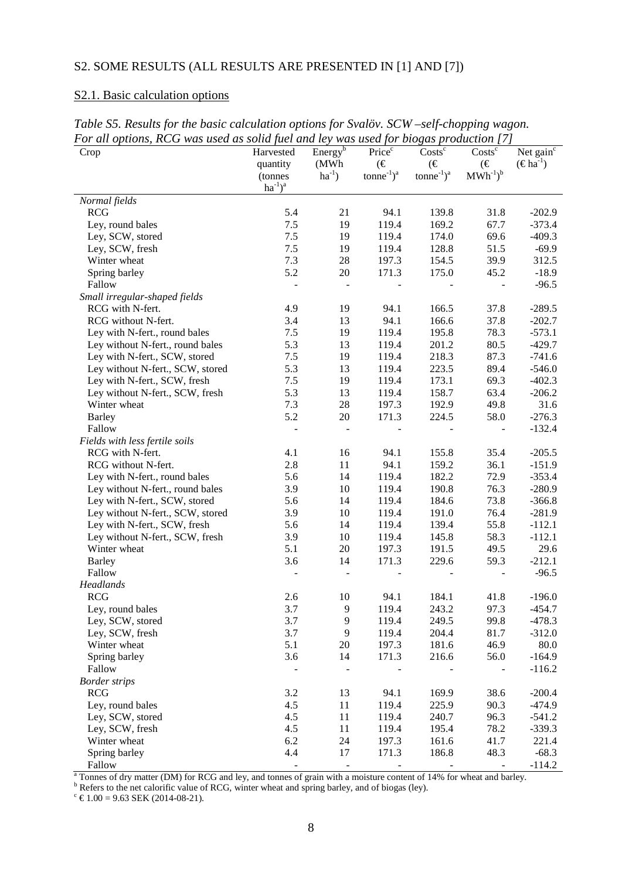## S2. SOME RESULTS (ALL RESULTS ARE PRESENTED IN [1] AND [7])

### S2.1. Basic calculation options

*Table S5. Results for the basic calculation options for Svalöv. SCW –self-chopping wagon. For all options, RCG was used as solid fuel and ley was used for biogas production [7]*

| Crop | Harvested quantity (tonnes $ha^{-1}$)[a] | Energy[b] (MWh $ha^{-1}$) | Price[c] (€ $tonne^{-1}$)[a] | Costs[c] (€ $tonne^{-1}$)[a] | Costs[c] (€ $MWh^{-1}$)[b] | Net gain[c] (€ $ha^{-1}$) |
|---|---|---|---|---|---|---|
| *Normal fields* | | | | | | |
| RCG | 5.4 | 21 | 94.1 | 139.8 | 31.8 | -202.9 |
| Ley, round bales | 7.5 | 19 | 119.4 | 169.2 | 67.7 | -373.4 |
| Ley, SCW, stored | 7.5 | 19 | 119.4 | 174.0 | 69.6 | -409.3 |
| Ley, SCW, fresh | 7.5 | 19 | 119.4 | 128.8 | 51.5 | -69.9 |
| Winter wheat | 7.3 | 28 | 197.3 | 154.5 | 39.9 | 312.5 |
| Spring barley | 5.2 | 20 | 171.3 | 175.0 | 45.2 | -18.9 |
| Fallow | - | - | - | - | - | -96.5 |
| *Small irregular-shaped fields* | | | | | | |
| RCG with N-fert. | 4.9 | 19 | 94.1 | 166.5 | 37.8 | -289.5 |
| RCG without N-fert. | 3.4 | 13 | 94.1 | 166.6 | 37.8 | -202.7 |
| Ley with N-fert., round bales | 7.5 | 19 | 119.4 | 195.8 | 78.3 | -573.1 |
| Ley without N-fert., round bales | 5.3 | 13 | 119.4 | 201.2 | 80.5 | -429.7 |
| Ley with N-fert., SCW, stored | 7.5 | 19 | 119.4 | 218.3 | 87.3 | -741.6 |
| Ley without N-fert., SCW, stored | 5.3 | 13 | 119.4 | 223.5 | 89.4 | -546.0 |
| Ley with N-fert., SCW, fresh | 7.5 | 19 | 119.4 | 173.1 | 69.3 | -402.3 |
| Ley without N-fert., SCW, fresh | 5.3 | 13 | 119.4 | 158.7 | 63.4 | -206.2 |
| Winter wheat | 7.3 | 28 | 197.3 | 192.9 | 49.8 | 31.6 |
| Barley | 5.2 | 20 | 171.3 | 224.5 | 58.0 | -276.3 |
| Fallow | - | - | - | - | - | -132.4 |
| *Fields with less fertile soils* | | | | | | |
| RCG with N-fert. | 4.1 | 16 | 94.1 | 155.8 | 35.4 | -205.5 |
| RCG without N-fert. | 2.8 | 11 | 94.1 | 159.2 | 36.1 | -151.9 |
| Ley with N-fert., round bales | 5.6 | 14 | 119.4 | 182.2 | 72.9 | -353.4 |
| Ley without N-fert., round bales | 3.9 | 10 | 119.4 | 190.8 | 76.3 | -280.9 |
| Ley with N-fert., SCW, stored | 5.6 | 14 | 119.4 | 184.6 | 73.8 | -366.8 |
| Ley without N-fert., SCW, stored | 3.9 | 10 | 119.4 | 191.0 | 76.4 | -281.9 |
| Ley with N-fert., SCW, fresh | 5.6 | 14 | 119.4 | 139.4 | 55.8 | -112.1 |
| Ley without N-fert., SCW, fresh | 3.9 | 10 | 119.4 | 145.8 | 58.3 | -112.1 |
| Winter wheat | 5.1 | 20 | 197.3 | 191.5 | 49.5 | 29.6 |
| Barley | 3.6 | 14 | 171.3 | 229.6 | 59.3 | -212.1 |
| Fallow | - | - | - | - | - | -96.5 |
| *Headlands* | | | | | | |
| RCG | 2.6 | 10 | 94.1 | 184.1 | 41.8 | -196.0 |
| Ley, round bales | 3.7 | 9 | 119.4 | 243.2 | 97.3 | -454.7 |
| Ley, SCW, stored | 3.7 | 9 | 119.4 | 249.5 | 99.8 | -478.3 |
| Ley, SCW, fresh | 3.7 | 9 | 119.4 | 204.4 | 81.7 | -312.0 |
| Winter wheat | 5.1 | 20 | 197.3 | 181.6 | 46.9 | 80.0 |
| Spring barley | 3.6 | 14 | 171.3 | 216.6 | 56.0 | -164.9 |
| Fallow | - | - | - | - | - | -116.2 |
| *Border strips* | | | | | | |
| RCG | 3.2 | 13 | 94.1 | 169.9 | 38.6 | -200.4 |
| Ley, round bales | 4.5 | 11 | 119.4 | 225.9 | 90.3 | -474.9 |
| Ley, SCW, stored | 4.5 | 11 | 119.4 | 240.7 | 96.3 | -541.2 |
| Ley, SCW, fresh | 4.5 | 11 | 119.4 | 195.4 | 78.2 | -339.3 |
| Winter wheat | 6.2 | 24 | 197.3 | 161.6 | 41.7 | 221.4 |
| Spring barley | 4.4 | 17 | 171.3 | 186.8 | 48.3 | -68.3 |
| Fallow | - | - | - | - | - | -114.2 |

[a] Tonnes of dry matter (DM) for RCG and ley, and tonnes of grain with a moisture content of 14% for wheat and barley.
[b] Refers to the net calorific value of RCG, winter wheat and spring barley, and of biogas (ley).
[c] € 1.00 = 9.63 SEK (2014-08-21).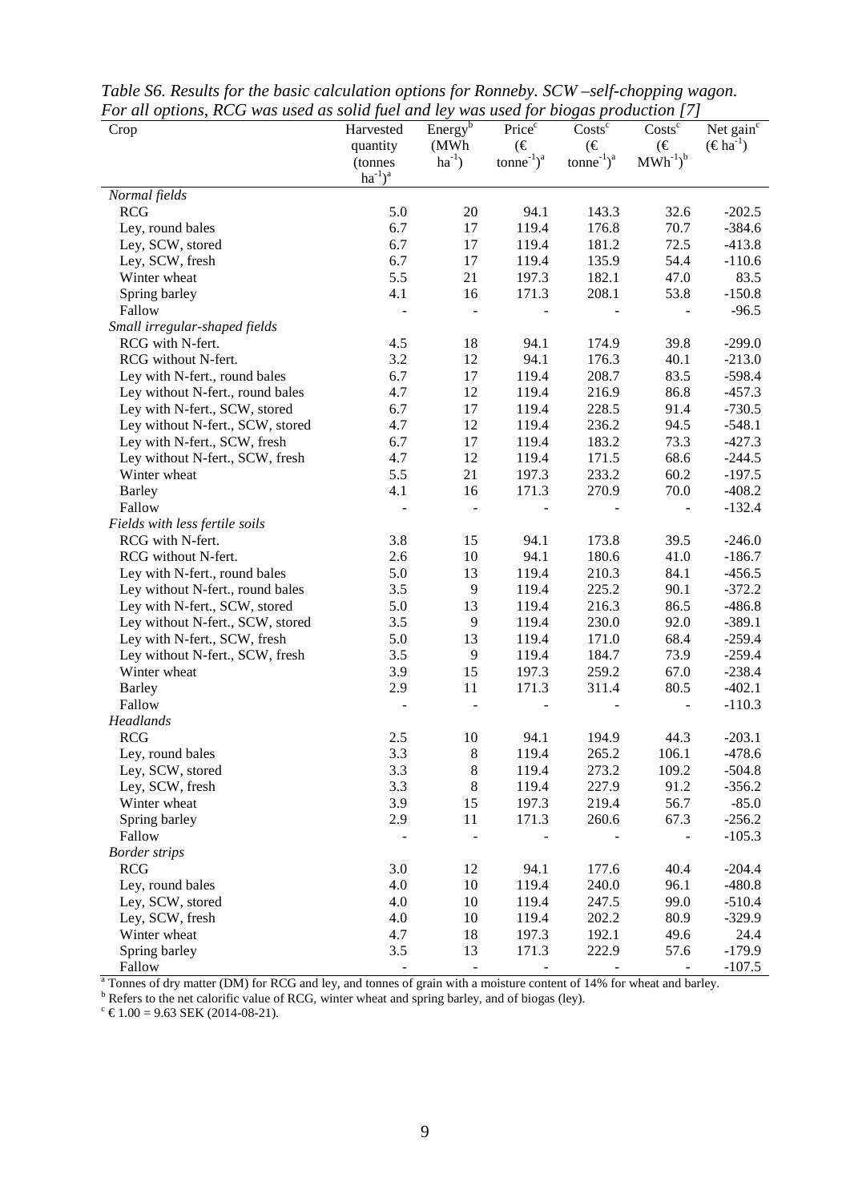*Table S6. Results for the basic calculation options for Ronneby. SCW –self-chopping wagon. For all options, RCG was used as solid fuel and ley was used for biogas production [7]*

| Crop | Harvested quantity (tonnes $ha^{-1}$)[a] | Energy[b] (MWh $ha^{-1}$) | Price[c] (€ $tonne^{-1}$)[a] | Costs[c] (€ $tonne^{-1}$)[a] | Costs[c] (€ $MWh^{-1}$)[b] | Net gain[c] (€ $ha^{-1}$) |
|---|---|---|---|---|---|---|
| *Normal fields* | | | | | | |
| RCG | 5.0 | 20 | 94.1 | 143.3 | 32.6 | -202.5 |
| Ley, round bales | 6.7 | 17 | 119.4 | 176.8 | 70.7 | -384.6 |
| Ley, SCW, stored | 6.7 | 17 | 119.4 | 181.2 | 72.5 | -413.8 |
| Ley, SCW, fresh | 6.7 | 17 | 119.4 | 135.9 | 54.4 | -110.6 |
| Winter wheat | 5.5 | 21 | 197.3 | 182.1 | 47.0 | 83.5 |
| Spring barley | 4.1 | 16 | 171.3 | 208.1 | 53.8 | -150.8 |
| Fallow | - | - | - | - | - | -96.5 |
| *Small irregular-shaped fields* | | | | | | |
| RCG with N-fert. | 4.5 | 18 | 94.1 | 174.9 | 39.8 | -299.0 |
| RCG without N-fert. | 3.2 | 12 | 94.1 | 176.3 | 40.1 | -213.0 |
| Ley with N-fert., round bales | 6.7 | 17 | 119.4 | 208.7 | 83.5 | -598.4 |
| Ley without N-fert., round bales | 4.7 | 12 | 119.4 | 216.9 | 86.8 | -457.3 |
| Ley with N-fert., SCW, stored | 6.7 | 17 | 119.4 | 228.5 | 91.4 | -730.5 |
| Ley without N-fert., SCW, stored | 4.7 | 12 | 119.4 | 236.2 | 94.5 | -548.1 |
| Ley with N-fert., SCW, fresh | 6.7 | 17 | 119.4 | 183.2 | 73.3 | -427.3 |
| Ley without N-fert., SCW, fresh | 4.7 | 12 | 119.4 | 171.5 | 68.6 | -244.5 |
| Winter wheat | 5.5 | 21 | 197.3 | 233.2 | 60.2 | -197.5 |
| Barley | 4.1 | 16 | 171.3 | 270.9 | 70.0 | -408.2 |
| Fallow | - | - | - | - | - | -132.4 |
| *Fields with less fertile soils* | | | | | | |
| RCG with N-fert. | 3.8 | 15 | 94.1 | 173.8 | 39.5 | -246.0 |
| RCG without N-fert. | 2.6 | 10 | 94.1 | 180.6 | 41.0 | -186.7 |
| Ley with N-fert., round bales | 5.0 | 13 | 119.4 | 210.3 | 84.1 | -456.5 |
| Ley without N-fert., round bales | 3.5 | 9 | 119.4 | 225.2 | 90.1 | -372.2 |
| Ley with N-fert., SCW, stored | 5.0 | 13 | 119.4 | 216.3 | 86.5 | -486.8 |
| Ley without N-fert., SCW, stored | 3.5 | 9 | 119.4 | 230.0 | 92.0 | -389.1 |
| Ley with N-fert., SCW, fresh | 5.0 | 13 | 119.4 | 171.0 | 68.4 | -259.4 |
| Ley without N-fert., SCW, fresh | 3.5 | 9 | 119.4 | 184.7 | 73.9 | -259.4 |
| Winter wheat | 3.9 | 15 | 197.3 | 259.2 | 67.0 | -238.4 |
| Barley | 2.9 | 11 | 171.3 | 311.4 | 80.5 | -402.1 |
| Fallow | - | - | - | - | - | -110.3 |
| *Headlands* | | | | | | |
| RCG | 2.5 | 10 | 94.1 | 194.9 | 44.3 | -203.1 |
| Ley, round bales | 3.3 | 8 | 119.4 | 265.2 | 106.1 | -478.6 |
| Ley, SCW, stored | 3.3 | 8 | 119.4 | 273.2 | 109.2 | -504.8 |
| Ley, SCW, fresh | 3.3 | 8 | 119.4 | 227.9 | 91.2 | -356.2 |
| Winter wheat | 3.9 | 15 | 197.3 | 219.4 | 56.7 | -85.0 |
| Spring barley | 2.9 | 11 | 171.3 | 260.6 | 67.3 | -256.2 |
| Fallow | - | - | - | - | - | -105.3 |
| *Border strips* | | | | | | |
| RCG | 3.0 | 12 | 94.1 | 177.6 | 40.4 | -204.4 |
| Ley, round bales | 4.0 | 10 | 119.4 | 240.0 | 96.1 | -480.8 |
| Ley, SCW, stored | 4.0 | 10 | 119.4 | 247.5 | 99.0 | -510.4 |
| Ley, SCW, fresh | 4.0 | 10 | 119.4 | 202.2 | 80.9 | -329.9 |
| Winter wheat | 4.7 | 18 | 197.3 | 192.1 | 49.6 | 24.4 |
| Spring barley | 3.5 | 13 | 171.3 | 222.9 | 57.6 | -179.9 |
| Fallow | - | - | - | - | - | -107.5 |

[a] Tonnes of dry matter (DM) for RCG and ley, and tonnes of grain with a moisture content of 14% for wheat and barley.
[b] Refers to the net calorific value of RCG, winter wheat and spring barley, and of biogas (ley).
[c] € 1.00 = 9.63 SEK (2014-08-21).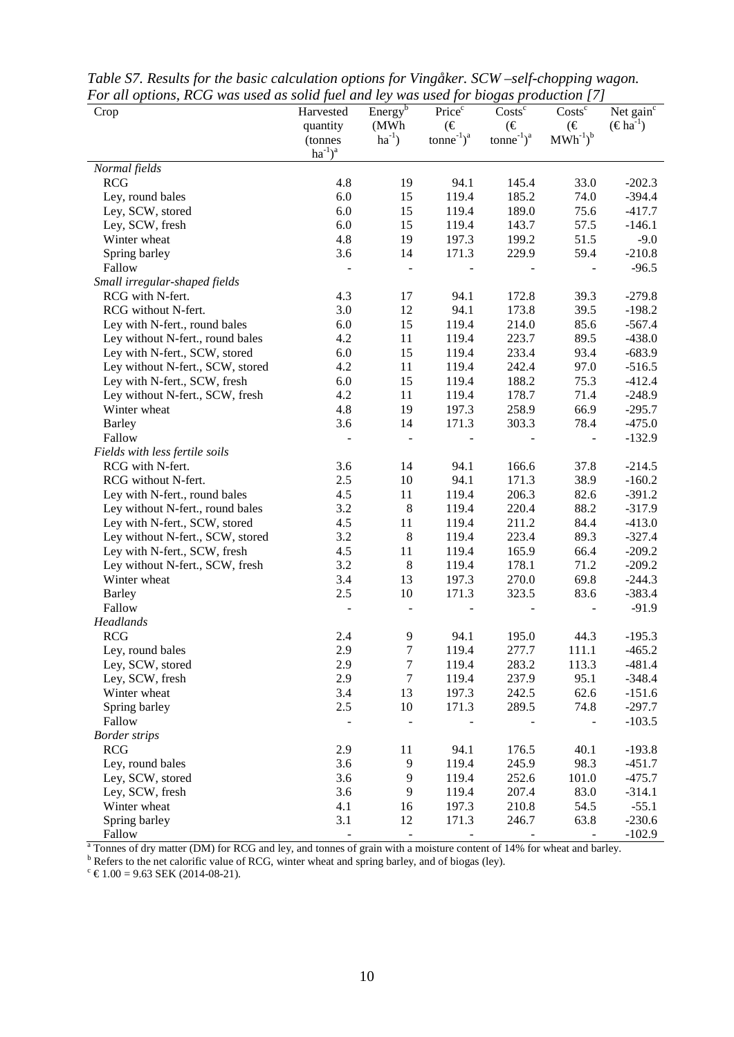*Table S7. Results for the basic calculation options for Vingåker. SCW –self-chopping wagon. For all options, RCG was used as solid fuel and ley was used for biogas production [7]*

| Crop | Harvested quantity (tonnes $ha^{-1}$)[a] | Energy[b] (MWh $ha^{-1}$) | Price[c] (€ $tonne^{-1}$)[a] | Costs[c] (€ $tonne^{-1}$)[a] | Costs[c] (€ $MWh^{-1}$)[b] | Net gain[c] (€ $ha^{-1}$) |
|---|---|---|---|---|---|---|
| *Normal fields* | | | | | | |
| RCG | 4.8 | 19 | 94.1 | 145.4 | 33.0 | -202.3 |
| Ley, round bales | 6.0 | 15 | 119.4 | 185.2 | 74.0 | -394.4 |
| Ley, SCW, stored | 6.0 | 15 | 119.4 | 189.0 | 75.6 | -417.7 |
| Ley, SCW, fresh | 6.0 | 15 | 119.4 | 143.7 | 57.5 | -146.1 |
| Winter wheat | 4.8 | 19 | 197.3 | 199.2 | 51.5 | -9.0 |
| Spring barley | 3.6 | 14 | 171.3 | 229.9 | 59.4 | -210.8 |
| Fallow | - | - | - | - | - | -96.5 |
| *Small irregular-shaped fields* | | | | | | |
| RCG with N-fert. | 4.3 | 17 | 94.1 | 172.8 | 39.3 | -279.8 |
| RCG without N-fert. | 3.0 | 12 | 94.1 | 173.8 | 39.5 | -198.2 |
| Ley with N-fert., round bales | 6.0 | 15 | 119.4 | 214.0 | 85.6 | -567.4 |
| Ley without N-fert., round bales | 4.2 | 11 | 119.4 | 223.7 | 89.5 | -438.0 |
| Ley with N-fert., SCW, stored | 6.0 | 15 | 119.4 | 233.4 | 93.4 | -683.9 |
| Ley without N-fert., SCW, stored | 4.2 | 11 | 119.4 | 242.4 | 97.0 | -516.5 |
| Ley with N-fert., SCW, fresh | 6.0 | 15 | 119.4 | 188.2 | 75.3 | -412.4 |
| Ley without N-fert., SCW, fresh | 4.2 | 11 | 119.4 | 178.7 | 71.4 | -248.9 |
| Winter wheat | 4.8 | 19 | 197.3 | 258.9 | 66.9 | -295.7 |
| Barley | 3.6 | 14 | 171.3 | 303.3 | 78.4 | -475.0 |
| Fallow | - | - | - | - | - | -132.9 |
| *Fields with less fertile soils* | | | | | | |
| RCG with N-fert. | 3.6 | 14 | 94.1 | 166.6 | 37.8 | -214.5 |
| RCG without N-fert. | 2.5 | 10 | 94.1 | 171.3 | 38.9 | -160.2 |
| Ley with N-fert., round bales | 4.5 | 11 | 119.4 | 206.3 | 82.6 | -391.2 |
| Ley without N-fert., round bales | 3.2 | 8 | 119.4 | 220.4 | 88.2 | -317.9 |
| Ley with N-fert., SCW, stored | 4.5 | 11 | 119.4 | 211.2 | 84.4 | -413.0 |
| Ley without N-fert., SCW, stored | 3.2 | 8 | 119.4 | 223.4 | 89.3 | -327.4 |
| Ley with N-fert., SCW, fresh | 4.5 | 11 | 119.4 | 165.9 | 66.4 | -209.2 |
| Ley without N-fert., SCW, fresh | 3.2 | 8 | 119.4 | 178.1 | 71.2 | -209.2 |
| Winter wheat | 3.4 | 13 | 197.3 | 270.0 | 69.8 | -244.3 |
| Barley | 2.5 | 10 | 171.3 | 323.5 | 83.6 | -383.4 |
| Fallow | - | - | - | - | - | -91.9 |
| *Headlands* | | | | | | |
| RCG | 2.4 | 9 | 94.1 | 195.0 | 44.3 | -195.3 |
| Ley, round bales | 2.9 | 7 | 119.4 | 277.7 | 111.1 | -465.2 |
| Ley, SCW, stored | 2.9 | 7 | 119.4 | 283.2 | 113.3 | -481.4 |
| Ley, SCW, fresh | 2.9 | 7 | 119.4 | 237.9 | 95.1 | -348.4 |
| Winter wheat | 3.4 | 13 | 197.3 | 242.5 | 62.6 | -151.6 |
| Spring barley | 2.5 | 10 | 171.3 | 289.5 | 74.8 | -297.7 |
| Fallow | - | - | - | - | - | -103.5 |
| *Border strips* | | | | | | |
| RCG | 2.9 | 11 | 94.1 | 176.5 | 40.1 | -193.8 |
| Ley, round bales | 3.6 | 9 | 119.4 | 245.9 | 98.3 | -451.7 |
| Ley, SCW, stored | 3.6 | 9 | 119.4 | 252.6 | 101.0 | -475.7 |
| Ley, SCW, fresh | 3.6 | 9 | 119.4 | 207.4 | 83.0 | -314.1 |
| Winter wheat | 4.1 | 16 | 197.3 | 210.8 | 54.5 | -55.1 |
| Spring barley | 3.1 | 12 | 171.3 | 246.7 | 63.8 | -230.6 |
| Fallow | - | - | - | - | - | -102.9 |

[a] Tonnes of dry matter (DM) for RCG and ley, and tonnes of grain with a moisture content of 14% for wheat and barley.
[b] Refers to the net calorific value of RCG, winter wheat and spring barley, and of biogas (ley).
[c] € 1.00 = 9.63 SEK (2014-08-21).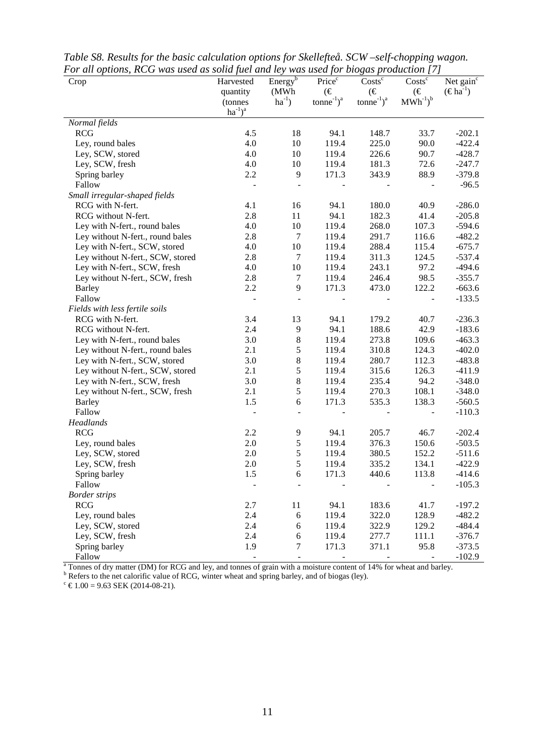*Table S8. Results for the basic calculation options for Skellefteå. SCW –self-chopping wagon. For all options, RCG was used as solid fuel and ley was used for biogas production [7]*

| Crop | Harvested quantity (tonnes $ha^{-1}$)[a] | Energy[b] (MWh $ha^{-1}$) | Price[c] (€ $tonne^{-1}$)[a] | Costs[c] (€ $tonne^{-1}$)[a] | Costs[c] (€ $MWh^{-1}$)[b] | Net gain[c] (€ $ha^{-1}$) |
|---|---|---|---|---|---|---|
| *Normal fields* | | | | | | |
| RCG | 4.5 | 18 | 94.1 | 148.7 | 33.7 | -202.1 |
| Ley, round bales | 4.0 | 10 | 119.4 | 225.0 | 90.0 | -422.4 |
| Ley, SCW, stored | 4.0 | 10 | 119.4 | 226.6 | 90.7 | -428.7 |
| Ley, SCW, fresh | 4.0 | 10 | 119.4 | 181.3 | 72.6 | -247.7 |
| Spring barley | 2.2 | 9 | 171.3 | 343.9 | 88.9 | -379.8 |
| Fallow | - | - | - | - | - | -96.5 |
| *Small irregular-shaped fields* | | | | | | |
| RCG with N-fert. | 4.1 | 16 | 94.1 | 180.0 | 40.9 | -286.0 |
| RCG without N-fert. | 2.8 | 11 | 94.1 | 182.3 | 41.4 | -205.8 |
| Ley with N-fert., round bales | 4.0 | 10 | 119.4 | 268.0 | 107.3 | -594.6 |
| Ley without N-fert., round bales | 2.8 | 7 | 119.4 | 291.7 | 116.6 | -482.2 |
| Ley with N-fert., SCW, stored | 4.0 | 10 | 119.4 | 288.4 | 115.4 | -675.7 |
| Ley without N-fert., SCW, stored | 2.8 | 7 | 119.4 | 311.3 | 124.5 | -537.4 |
| Ley with N-fert., SCW, fresh | 4.0 | 10 | 119.4 | 243.1 | 97.2 | -494.6 |
| Ley without N-fert., SCW, fresh | 2.8 | 7 | 119.4 | 246.4 | 98.5 | -355.7 |
| Barley | 2.2 | 9 | 171.3 | 473.0 | 122.2 | -663.6 |
| Fallow | - | - | - | - | - | -133.5 |
| *Fields with less fertile soils* | | | | | | |
| RCG with N-fert. | 3.4 | 13 | 94.1 | 179.2 | 40.7 | -236.3 |
| RCG without N-fert. | 2.4 | 9 | 94.1 | 188.6 | 42.9 | -183.6 |
| Ley with N-fert., round bales | 3.0 | 8 | 119.4 | 273.8 | 109.6 | -463.3 |
| Ley without N-fert., round bales | 2.1 | 5 | 119.4 | 310.8 | 124.3 | -402.0 |
| Ley with N-fert., SCW, stored | 3.0 | 8 | 119.4 | 280.7 | 112.3 | -483.8 |
| Ley without N-fert., SCW, stored | 2.1 | 5 | 119.4 | 315.6 | 126.3 | -411.9 |
| Ley with N-fert., SCW, fresh | 3.0 | 8 | 119.4 | 235.4 | 94.2 | -348.0 |
| Ley without N-fert., SCW, fresh | 2.1 | 5 | 119.4 | 270.3 | 108.1 | -348.0 |
| Barley | 1.5 | 6 | 171.3 | 535.3 | 138.3 | -560.5 |
| Fallow | - | - | - | - | - | -110.3 |
| *Headlands* | | | | | | |
| RCG | 2.2 | 9 | 94.1 | 205.7 | 46.7 | -202.4 |
| Ley, round bales | 2.0 | 5 | 119.4 | 376.3 | 150.6 | -503.5 |
| Ley, SCW, stored | 2.0 | 5 | 119.4 | 380.5 | 152.2 | -511.6 |
| Ley, SCW, fresh | 2.0 | 5 | 119.4 | 335.2 | 134.1 | -422.9 |
| Spring barley | 1.5 | 6 | 171.3 | 440.6 | 113.8 | -414.6 |
| Fallow | - | - | - | - | - | -105.3 |
| *Border strips* | | | | | | |
| RCG | 2.7 | 11 | 94.1 | 183.6 | 41.7 | -197.2 |
| Ley, round bales | 2.4 | 6 | 119.4 | 322.0 | 128.9 | -482.2 |
| Ley, SCW, stored | 2.4 | 6 | 119.4 | 322.9 | 129.2 | -484.4 |
| Ley, SCW, fresh | 2.4 | 6 | 119.4 | 277.7 | 111.1 | -376.7 |
| Spring barley | 1.9 | 7 | 171.3 | 371.1 | 95.8 | -373.5 |
| Fallow | - | - | - | - | - | -102.9 |

[a] Tonnes of dry matter (DM) for RCG and ley, and tonnes of grain with a moisture content of 14% for wheat and barley.
[b] Refers to the net calorific value of RCG, winter wheat and spring barley, and of biogas (ley).
[c] € 1.00 = 9.63 SEK (2014-08-21).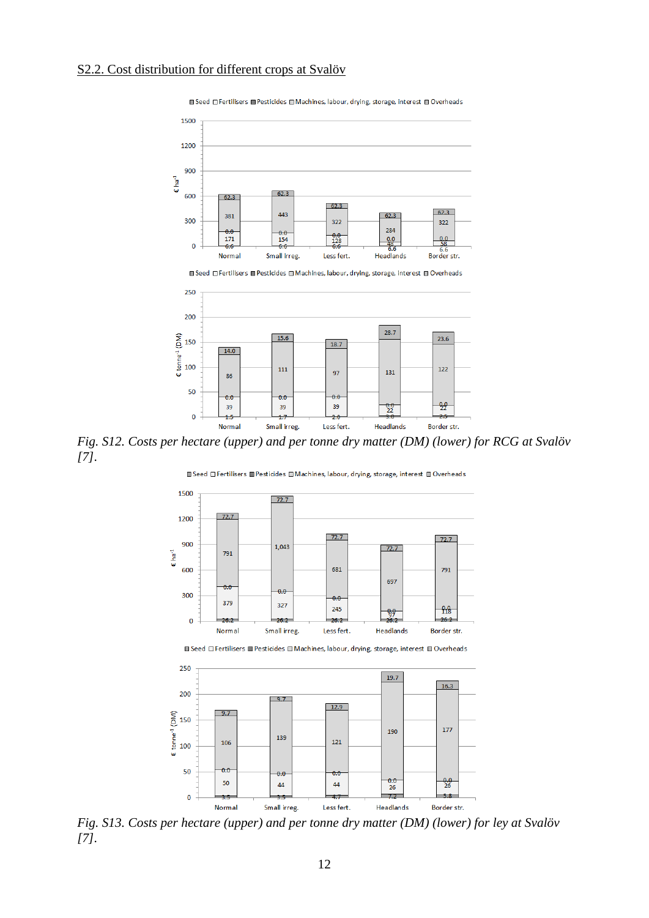S2.2. Cost distribution for different crops at Svalöv

*Fig. S12. Costs per hectare (upper) and per tonne dry matter (DM) (lower) for RCG at Svalöv [7].*

*Fig. S13. Costs per hectare (upper) and per tonne dry matter (DM) (lower) for ley at Svalöv [7].*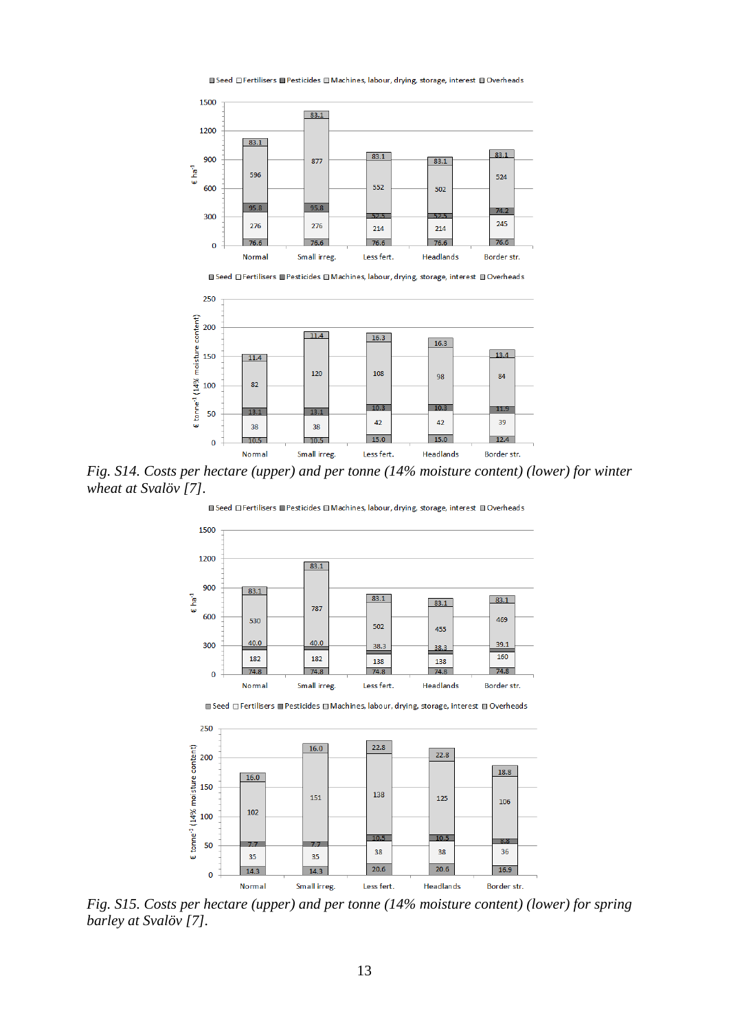Fig. S14. *Costs per hectare (upper) and per tonne (14% moisture content) (lower) for winter wheat at Svalöv [7].*

Fig. S15. *Costs per hectare (upper) and per tonne (14% moisture content) (lower) for spring barley at Svalöv [7].*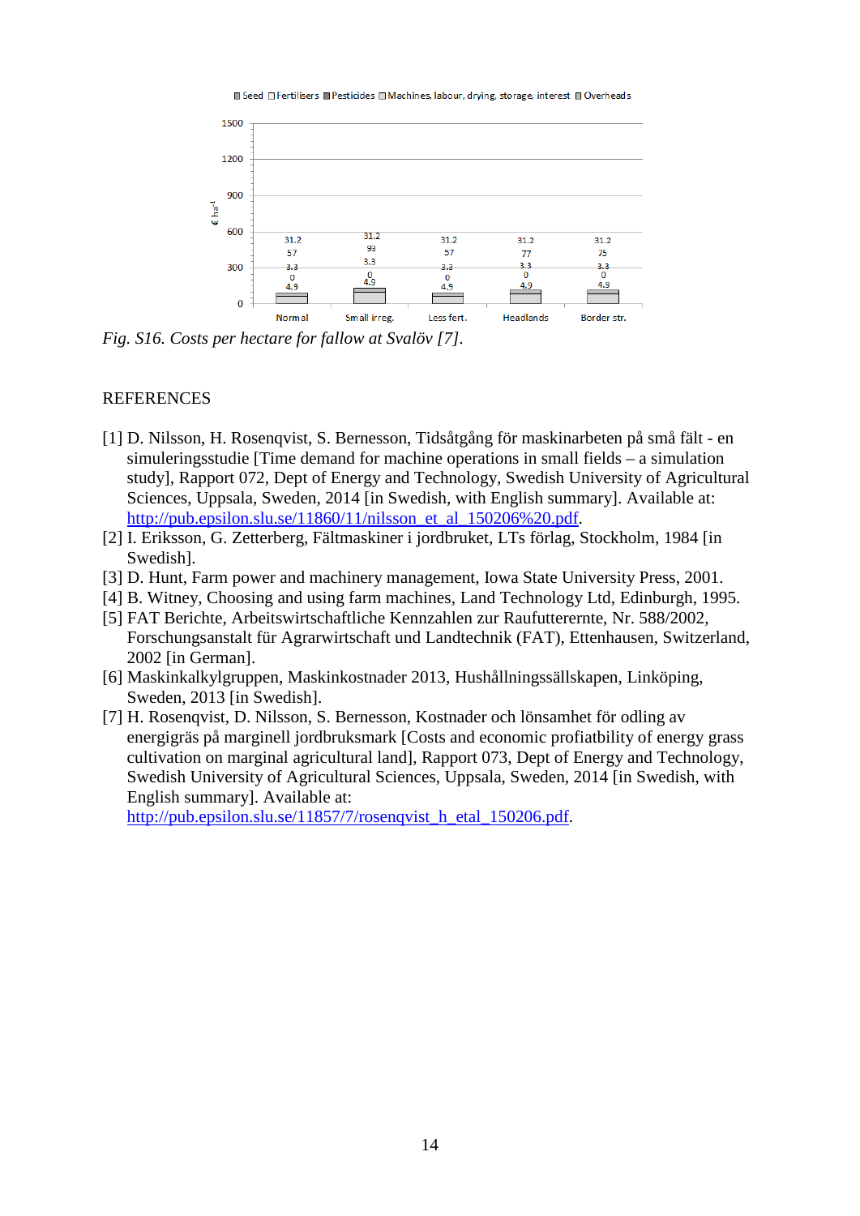Seed Fertilisers Pesticides Machines, labour, drying, storage, interest Overheads

€ ha$^{-1}$

1500
1200
900
600
300
0

31.2
57
3.3
0
4.9

31.2
93
3.3
0
4.9

31.2
57
3.3
0
4.9

31.2
77
3.3
0
4.9

31.2
75
3.3
0
4.9

Normal
Small irreg.
Less fert.
Headlands
Border str.

*Fig. S16. Costs per hectare for fallow at Svalöv [7].*

REFERENCES

[1] D. Nilsson, H. Rosenqvist, S. Bernesson, Tidsåtgång för maskinarbeten på små fält - en simuleringsstudie [Time demand for machine operations in small fields – a simulation study], Rapport 072, Dept of Energy and Technology, Swedish University of Agricultural Sciences, Uppsala, Sweden, 2014 [in Swedish, with English summary]. Available at: http://pub.epsilon.slu.se/11860/11/nilsson_et_al_150206%20.pdf.

[2] I. Eriksson, G. Zetterberg, Fältmaskiner i jordbruket, LTs förlag, Stockholm, 1984 [in Swedish].

[3] D. Hunt, Farm power and machinery management, Iowa State University Press, 2001.

[4] B. Witney, Choosing and using farm machines, Land Technology Ltd, Edinburgh, 1995.

[5] FAT Berichte, Arbeitswirtschaftliche Kennzahlen zur Raufutterernte, Nr. 588/2002, Forschungsanstalt für Agrarwirtschaft und Landtechnik (FAT), Ettenhausen, Switzerland, 2002 [in German].

[6] Maskinkalkylgruppen, Maskinkostnader 2013, Hushållningssällskapen, Linköping, Sweden, 2013 [in Swedish].

[7] H. Rosenqvist, D. Nilsson, S. Bernesson, Kostnader och lönsamhet för odling av energigräs på marginell jordbruksmark [Costs and economic profiatbility of energy grass cultivation on marginal agricultural land], Rapport 073, Dept of Energy and Technology, Swedish University of Agricultural Sciences, Uppsala, Sweden, 2014 [in Swedish, with English summary]. Available at: http://pub.epsilon.slu.se/11857/7/rosenqvist_h_etal_150206.pdf.